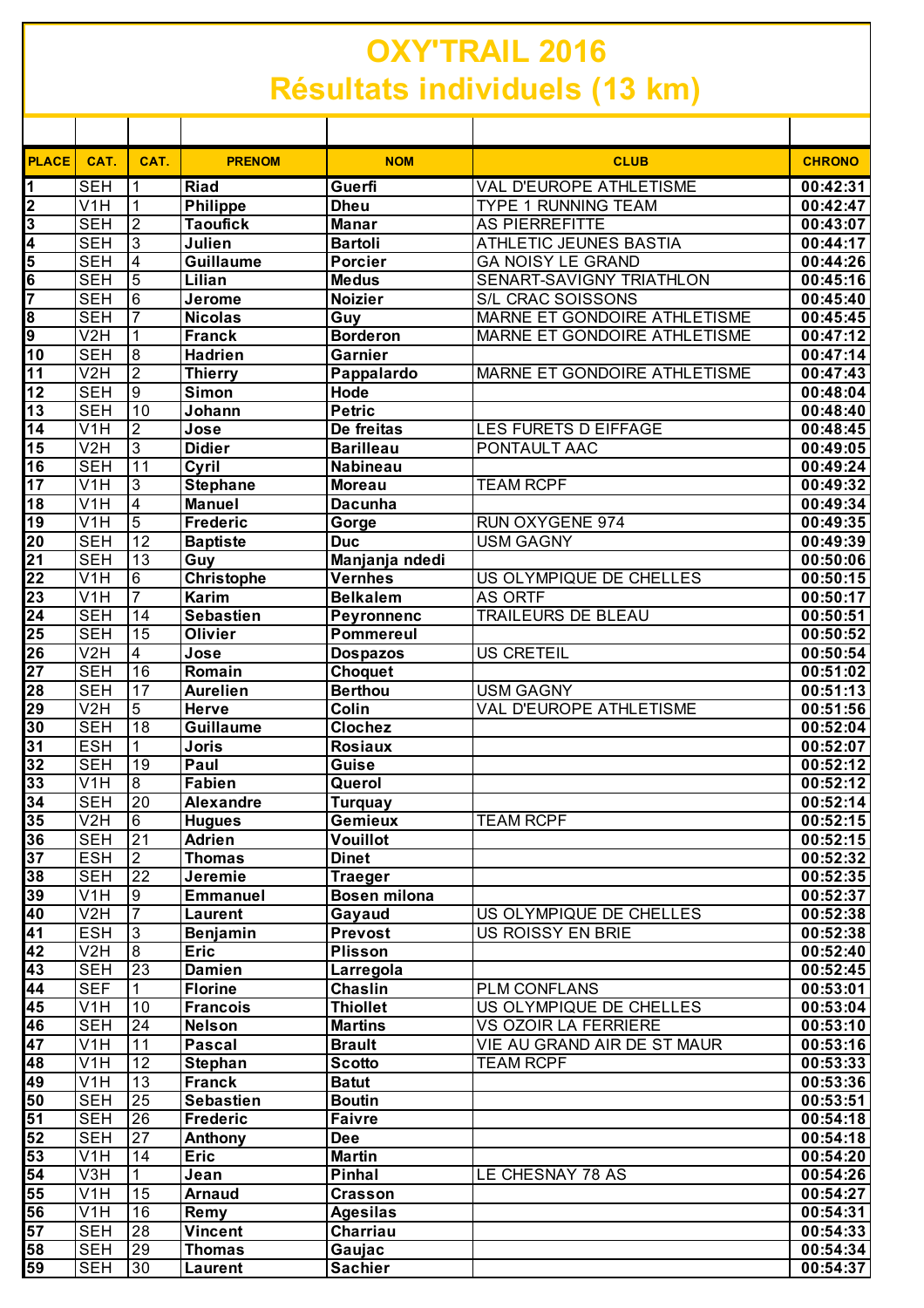# OXY'TRAIL 2016

## Résultats individuels (13 km)

| PLACE | CAT. | CAT. | PRENOM | NOM | CLUB | CHRONO |
|---|---|---|---|---|---|---|
| 1 | SEH | 1 | Riad | Guerfi | VAL D'EUROPE ATHLETISME | 00:42:31 |
| 2 | V1H | 1 | Philippe | Dheu | TYPE 1 RUNNING TEAM | 00:42:47 |
| 3 | SEH | 2 | Taoufick | Manar | AS PIERREFITTE | 00:43:07 |
| 4 | SEH | 3 | Julien | Bartoli | ATHLETIC JEUNES BASTIA | 00:44:17 |
| 5 | SEH | 4 | Guillaume | Porcier | GA NOISY LE GRAND | 00:44:26 |
| 6 | SEH | 5 | Lilian | Medus | SENART-SAVIGNY TRIATHLON | 00:45:16 |
| 7 | SEH | 6 | Jerome | Noizier | S/L CRAC SOISSONS | 00:45:40 |
| 8 | SEH | 7 | Nicolas | Guy | MARNE ET GONDOIRE ATHLETISME | 00:45:45 |
| 9 | V2H | 1 | Franck | Borderon | MARNE ET GONDOIRE ATHLETISME | 00:47:12 |
| 10 | SEH | 8 | Hadrien | Garnier | | 00:47:14 |
| 11 | V2H | 2 | Thierry | Pappalardo | MARNE ET GONDOIRE ATHLETISME | 00:47:43 |
| 12 | SEH | 9 | Simon | Hode | | 00:48:04 |
| 13 | SEH | 10 | Johann | Petric | | 00:48:40 |
| 14 | V1H | 2 | Jose | De freitas | LES FURETS D EIFFAGE | 00:48:45 |
| 15 | V2H | 3 | Didier | Barilleau | PONTAULT AAC | 00:49:05 |
| 16 | SEH | 11 | Cyril | Nabineau | | 00:49:24 |
| 17 | V1H | 3 | Stephane | Moreau | TEAM RCPF | 00:49:32 |
| 18 | V1H | 4 | Manuel | Dacunha | | 00:49:34 |
| 19 | V1H | 5 | Frederic | Gorge | RUN OXYGENE 974 | 00:49:35 |
| 20 | SEH | 12 | Baptiste | Duc | USM GAGNY | 00:49:39 |
| 21 | SEH | 13 | Guy | Manjanja ndedi | | 00:50:06 |
| 22 | V1H | 6 | Christophe | Vernhes | US OLYMPIQUE DE CHELLES | 00:50:15 |
| 23 | V1H | 7 | Karim | Belkalem | AS ORTF | 00:50:17 |
| 24 | SEH | 14 | Sebastien | Peyronnenc | TRAILEURS DE BLEAU | 00:50:51 |
| 25 | SEH | 15 | Olivier | Pommereul | | 00:50:52 |
| 26 | V2H | 4 | Jose | Dospazos | US CRETEIL | 00:50:54 |
| 27 | SEH | 16 | Romain | Choquet | | 00:51:02 |
| 28 | SEH | 17 | Aurelien | Berthou | USM GAGNY | 00:51:13 |
| 29 | V2H | 5 | Herve | Colin | VAL D'EUROPE ATHLETISME | 00:51:56 |
| 30 | SEH | 18 | Guillaume | Clochez | | 00:52:04 |
| 31 | ESH | 1 | Joris | Rosiaux | | 00:52:07 |
| 32 | SEH | 19 | Paul | Guise | | 00:52:12 |
| 33 | V1H | 8 | Fabien | Querol | | 00:52:12 |
| 34 | SEH | 20 | Alexandre | Turquay | | 00:52:14 |
| 35 | V2H | 6 | Hugues | Gemieux | TEAM RCPF | 00:52:15 |
| 36 | SEH | 21 | Adrien | Vouillot | | 00:52:15 |
| 37 | ESH | 2 | Thomas | Dinet | | 00:52:32 |
| 38 | SEH | 22 | Jeremie | Traeger | | 00:52:35 |
| 39 | V1H | 9 | Emmanuel | Bosen milona | | 00:52:37 |
| 40 | V2H | 7 | Laurent | Gayaud | US OLYMPIQUE DE CHELLES | 00:52:38 |
| 41 | ESH | 3 | Benjamin | Prevost | US ROISSY EN BRIE | 00:52:38 |
| 42 | V2H | 8 | Eric | Plisson | | 00:52:40 |
| 43 | SEH | 23 | Damien | Larregola | | 00:52:45 |
| 44 | SEF | 1 | Florine | Chaslin | PLM CONFLANS | 00:53:01 |
| 45 | V1H | 10 | Francois | Thiollet | US OLYMPIQUE DE CHELLES | 00:53:04 |
| 46 | SEH | 24 | Nelson | Martins | VS OZOIR LA FERRIERE | 00:53:10 |
| 47 | V1H | 11 | Pascal | Brault | VIE AU GRAND AIR DE ST MAUR | 00:53:16 |
| 48 | V1H | 12 | Stephan | Scotto | TEAM RCPF | 00:53:33 |
| 49 | V1H | 13 | Franck | Batut | | 00:53:36 |
| 50 | SEH | 25 | Sebastien | Boutin | | 00:53:51 |
| 51 | SEH | 26 | Frederic | Faivre | | 00:54:18 |
| 52 | SEH | 27 | Anthony | Dee | | 00:54:18 |
| 53 | V1H | 14 | Eric | Martin | | 00:54:20 |
| 54 | V3H | 1 | Jean | Pinhal | LE CHESNAY 78 AS | 00:54:26 |
| 55 | V1H | 15 | Arnaud | Crasson | | 00:54:27 |
| 56 | V1H | 16 | Remy | Agesilas | | 00:54:31 |
| 57 | SEH | 28 | Vincent | Charriau | | 00:54:33 |
| 58 | SEH | 29 | Thomas | Gaujac | | 00:54:34 |
| 59 | SEH | 30 | Laurent | Sachier | | 00:54:37 |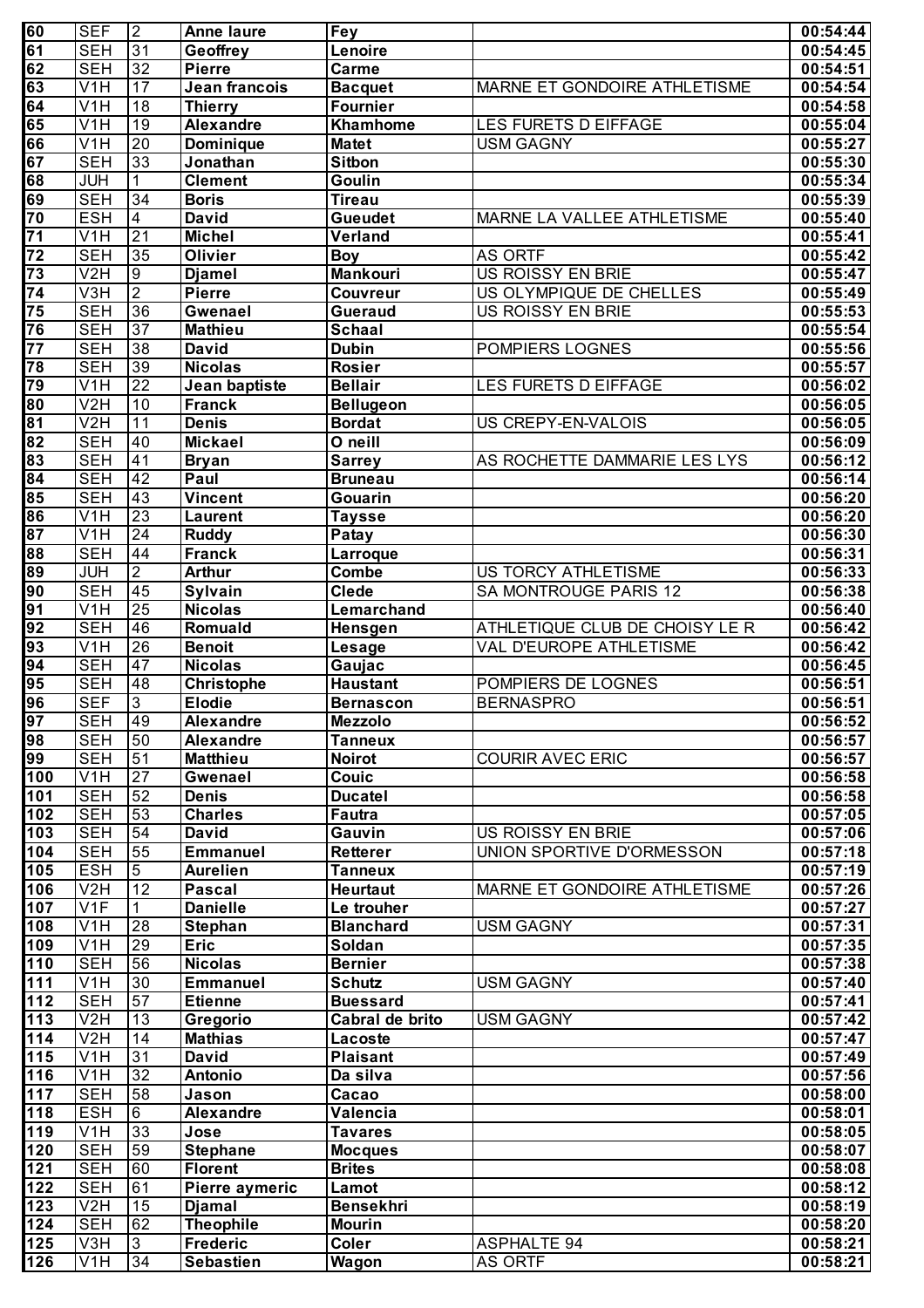| 60 | SEF | 2 | Anne laure | Fey | | 00:54:44 |
|---|---|---|---|---|---|---|
| 61 | SEH | 31 | Geoffrey | Lenoire | | 00:54:45 |
| 62 | SEH | 32 | Pierre | Carme | | 00:54:51 |
| 63 | V1H | 17 | Jean francois | Bacquet | MARNE ET GONDOIRE ATHLETISME | 00:54:54 |
| 64 | V1H | 18 | Thierry | Fournier | | 00:54:58 |
| 65 | V1H | 19 | Alexandre | Khamhome | LES FURETS D EIFFAGE | 00:55:04 |
| 66 | V1H | 20 | Dominique | Matet | USM GAGNY | 00:55:27 |
| 67 | SEH | 33 | Jonathan | Sitbon | | 00:55:30 |
| 68 | JUH | 1 | Clement | Goulin | | 00:55:34 |
| 69 | SEH | 34 | Boris | Tireau | | 00:55:39 |
| 70 | ESH | 4 | David | Gueudet | MARNE LA VALLEE ATHLETISME | 00:55:40 |
| 71 | V1H | 21 | Michel | Verland | | 00:55:41 |
| 72 | SEH | 35 | Olivier | Boy | AS ORTF | 00:55:42 |
| 73 | V2H | 9 | Djamel | Mankouri | US ROISSY EN BRIE | 00:55:47 |
| 74 | V3H | 2 | Pierre | Couvreur | US OLYMPIQUE DE CHELLES | 00:55:49 |
| 75 | SEH | 36 | Gwenael | Gueraud | US ROISSY EN BRIE | 00:55:53 |
| 76 | SEH | 37 | Mathieu | Schaal | | 00:55:54 |
| 77 | SEH | 38 | David | Dubin | POMPIERS LOGNES | 00:55:56 |
| 78 | SEH | 39 | Nicolas | Rosier | | 00:55:57 |
| 79 | V1H | 22 | Jean baptiste | Bellair | LES FURETS D EIFFAGE | 00:56:02 |
| 80 | V2H | 10 | Franck | Bellugeon | | 00:56:05 |
| 81 | V2H | 11 | Denis | Bordat | US CREPY-EN-VALOIS | 00:56:05 |
| 82 | SEH | 40 | Mickael | O neill | | 00:56:09 |
| 83 | SEH | 41 | Bryan | Sarrey | AS ROCHETTE DAMMARIE LES LYS | 00:56:12 |
| 84 | SEH | 42 | Paul | Bruneau | | 00:56:14 |
| 85 | SEH | 43 | Vincent | Gouarin | | 00:56:20 |
| 86 | V1H | 23 | Laurent | Taysse | | 00:56:20 |
| 87 | V1H | 24 | Ruddy | Patay | | 00:56:30 |
| 88 | SEH | 44 | Franck | Larroque | | 00:56:31 |
| 89 | JUH | 2 | Arthur | Combe | US TORCY ATHLETISME | 00:56:33 |
| 90 | SEH | 45 | Sylvain | Clede | SA MONTROUGE PARIS 12 | 00:56:38 |
| 91 | V1H | 25 | Nicolas | Lemarchand | | 00:56:40 |
| 92 | SEH | 46 | Romuald | Hensgen | ATHLETIQUE CLUB DE CHOISY LE R | 00:56:42 |
| 93 | V1H | 26 | Benoit | Lesage | VAL D'EUROPE ATHLETISME | 00:56:42 |
| 94 | SEH | 47 | Nicolas | Gaujac | | 00:56:45 |
| 95 | SEH | 48 | Christophe | Haustant | POMPIERS DE LOGNES | 00:56:51 |
| 96 | SEF | 3 | Elodie | Bernascon | BERNASPRO | 00:56:51 |
| 97 | SEH | 49 | Alexandre | Mezzolo | | 00:56:52 |
| 98 | SEH | 50 | Alexandre | Tanneux | | 00:56:57 |
| 99 | SEH | 51 | Matthieu | Noirot | COURIR AVEC ERIC | 00:56:57 |
| 100 | V1H | 27 | Gwenael | Couic | | 00:56:58 |
| 101 | SEH | 52 | Denis | Ducatel | | 00:56:58 |
| 102 | SEH | 53 | Charles | Fautra | | 00:57:05 |
| 103 | SEH | 54 | David | Gauvin | US ROISSY EN BRIE | 00:57:06 |
| 104 | SEH | 55 | Emmanuel | Retterer | UNION SPORTIVE D'ORMESSON | 00:57:18 |
| 105 | ESH | 5 | Aurelien | Tanneux | | 00:57:19 |
| 106 | V2H | 12 | Pascal | Heurtaut | MARNE ET GONDOIRE ATHLETISME | 00:57:26 |
| 107 | V1F | 1 | Danielle | Le trouher | | 00:57:27 |
| 108 | V1H | 28 | Stephan | Blanchard | USM GAGNY | 00:57:31 |
| 109 | V1H | 29 | Eric | Soldan | | 00:57:35 |
| 110 | SEH | 56 | Nicolas | Bernier | | 00:57:38 |
| 111 | V1H | 30 | Emmanuel | Schutz | USM GAGNY | 00:57:40 |
| 112 | SEH | 57 | Etienne | Buessard | | 00:57:41 |
| 113 | V2H | 13 | Gregorio | Cabral de brito | USM GAGNY | 00:57:42 |
| 114 | V2H | 14 | Mathias | Lacoste | | 00:57:47 |
| 115 | V1H | 31 | David | Plaisant | | 00:57:49 |
| 116 | V1H | 32 | Antonio | Da silva | | 00:57:56 |
| 117 | SEH | 58 | Jason | Cacao | | 00:58:00 |
| 118 | ESH | 6 | Alexandre | Valencia | | 00:58:01 |
| 119 | V1H | 33 | Jose | Tavares | | 00:58:05 |
| 120 | SEH | 59 | Stephane | Mocques | | 00:58:07 |
| 121 | SEH | 60 | Florent | Brites | | 00:58:08 |
| 122 | SEH | 61 | Pierre aymeric | Lamot | | 00:58:12 |
| 123 | V2H | 15 | Djamal | Bensekhri | | 00:58:19 |
| 124 | SEH | 62 | Theophile | Mourin | | 00:58:20 |
| 125 | V3H | 3 | Frederic | Coler | ASPHALTE 94 | 00:58:21 |
| 126 | V1H | 34 | Sebastien | Wagon | AS ORTF | 00:58:21 |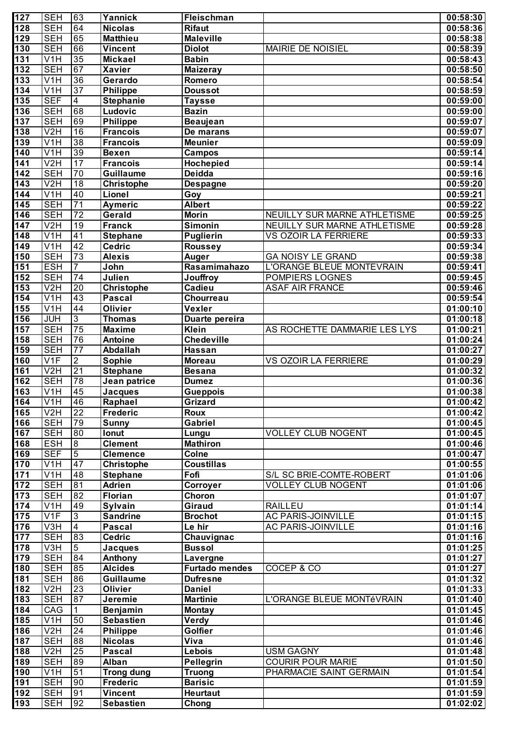| 127 | SEH | 63 | Yannick | Fleischman | | 00:58:30 |
|---|---|---|---|---|---|---|
| 128 | SEH | 64 | Nicolas | Rifaut | | 00:58:36 |
| 129 | SEH | 65 | Matthieu | Maleville | | 00:58:38 |
| 130 | SEH | 66 | Vincent | Diolot | MAIRIE DE NOISIEL | 00:58:39 |
| 131 | V1H | 35 | Mickael | Babin | | 00:58:43 |
| 132 | SEH | 67 | Xavier | Maizeray | | 00:58:50 |
| 133 | V1H | 36 | Gerardo | Romero | | 00:58:54 |
| 134 | V1H | 37 | Philippe | Doussot | | 00:58:59 |
| 135 | SEF | 4 | Stephanie | Taysse | | 00:59:00 |
| 136 | SEH | 68 | Ludovic | Bazin | | 00:59:00 |
| 137 | SEH | 69 | Philippe | Beaujean | | 00:59:07 |
| 138 | V2H | 16 | Francois | De marans | | 00:59:07 |
| 139 | V1H | 38 | Francois | Meunier | | 00:59:09 |
| 140 | V1H | 39 | Bexen | Campos | | 00:59:14 |
| 141 | V2H | 17 | Francois | Hochepied | | 00:59:14 |
| 142 | SEH | 70 | Guillaume | Deidda | | 00:59:16 |
| 143 | V2H | 18 | Christophe | Despagne | | 00:59:20 |
| 144 | V1H | 40 | Lionel | Goy | | 00:59:21 |
| 145 | SEH | 71 | Aymeric | Albert | | 00:59:22 |
| 146 | SEH | 72 | Gerald | Morin | NEUILLY SUR MARNE ATHLETISME | 00:59:25 |
| 147 | V2H | 19 | Franck | Simonin | NEUILLY SUR MARNE ATHLETISME | 00:59:28 |
| 148 | V1H | 41 | Stephane | Puglierin | VS OZOIR LA FERRIERE | 00:59:33 |
| 149 | V1H | 42 | Cedric | Roussey | | 00:59:34 |
| 150 | SEH | 73 | Alexis | Auger | GA NOISY LE GRAND | 00:59:38 |
| 151 | ESH | 7 | John | Rasamimahazo | L'ORANGE BLEUE MONTEVRAIN | 00:59:41 |
| 152 | SEH | 74 | Julien | Jouffroy | POMPIERS LOGNES | 00:59:45 |
| 153 | V2H | 20 | Christophe | Cadieu | ASAF AIR FRANCE | 00:59:46 |
| 154 | V1H | 43 | Pascal | Chourreau | | 00:59:54 |
| 155 | V1H | 44 | Olivier | Vexler | | 01:00:10 |
| 156 | JUH | 3 | Thomas | Duarte pereira | | 01:00:18 |
| 157 | SEH | 75 | Maxime | Klein | AS ROCHETTE DAMMARIE LES LYS | 01:00:21 |
| 158 | SEH | 76 | Antoine | Chedeville | | 01:00:24 |
| 159 | SEH | 77 | Abdallah | Hassan | | 01:00:27 |
| 160 | V1F | 2 | Sophie | Moreau | VS OZOIR LA FERRIERE | 01:00:29 |
| 161 | V2H | 21 | Stephane | Besana | | 01:00:32 |
| 162 | SEH | 78 | Jean patrice | Dumez | | 01:00:36 |
| 163 | V1H | 45 | Jacques | Gueppois | | 01:00:38 |
| 164 | V1H | 46 | Raphael | Grizard | | 01:00:42 |
| 165 | V2H | 22 | Frederic | Roux | | 01:00:42 |
| 166 | SEH | 79 | Sunny | Gabriel | | 01:00:45 |
| 167 | SEH | 80 | Ionut | Lungu | VOLLEY CLUB NOGENT | 01:00:45 |
| 168 | ESH | 8 | Clement | Mathiron | | 01:00:46 |
| 169 | SEF | 5 | Clemence | Colne | | 01:00:47 |
| 170 | V1H | 47 | Christophe | Coustillas | | 01:00:55 |
| 171 | V1H | 48 | Stephane | Fofi | S/L SC BRIE-COMTE-ROBERT | 01:01:06 |
| 172 | SEH | 81 | Adrien | Corroyer | VOLLEY CLUB NOGENT | 01:01:06 |
| 173 | SEH | 82 | Florian | Choron | | 01:01:07 |
| 174 | V1H | 49 | Sylvain | Giraud | RAILLEU | 01:01:14 |
| 175 | V1F | 3 | Sandrine | Brochot | AC PARIS-JOINVILLE | 01:01:15 |
| 176 | V3H | 4 | Pascal | Le hir | AC PARIS-JOINVILLE | 01:01:16 |
| 177 | SEH | 83 | Cedric | Chauvignac | | 01:01:16 |
| 178 | V3H | 5 | Jacques | Bussol | | 01:01:25 |
| 179 | SEH | 84 | Anthony | Lavergne | | 01:01:27 |
| 180 | SEH | 85 | Alcides | Furtado mendes | COCEP & CO | 01:01:27 |
| 181 | SEH | 86 | Guillaume | Dufresne | | 01:01:32 |
| 182 | V2H | 23 | Olivier | Daniel | | 01:01:33 |
| 183 | SEH | 87 | Jeremie | Martinie | L'ORANGE BLEUE MONTéVRAIN | 01:01:40 |
| 184 | CAG | 1 | Benjamin | Montay | | 01:01:45 |
| 185 | V1H | 50 | Sebastien | Verdy | | 01:01:46 |
| 186 | V2H | 24 | Philippe | Golfier | | 01:01:46 |
| 187 | SEH | 88 | Nicolas | Viva | | 01:01:46 |
| 188 | V2H | 25 | Pascal | Lebois | USM GAGNY | 01:01:48 |
| 189 | SEH | 89 | Alban | Pellegrin | COURIR POUR MARIE | 01:01:50 |
| 190 | V1H | 51 | Trong dung | Truong | PHARMACIE SAINT GERMAIN | 01:01:54 |
| 191 | SEH | 90 | Frederic | Barisic | | 01:01:59 |
| 192 | SEH | 91 | Vincent | Heurtaut | | 01:01:59 |
| 193 | SEH | 92 | Sebastien | Chong | | 01:02:02 |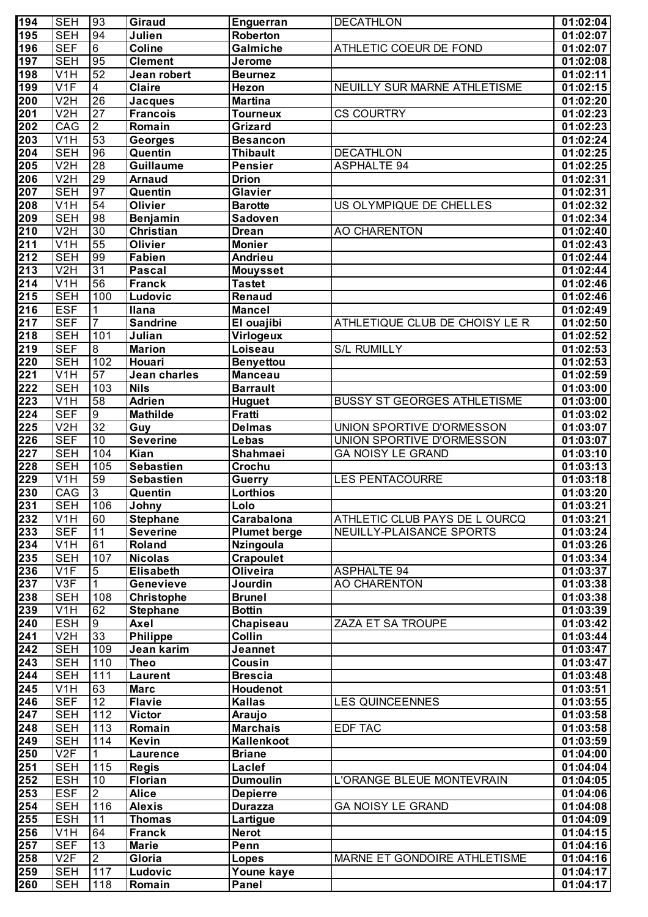| 194 | SEH | 93 | Giraud | Enguerran | DECATHLON | 01:02:04 |
|---|---|---|---|---|---|---|
| 195 | SEH | 94 | Julien | Roberton | | 01:02:07 |
| 196 | SEF | 6 | Coline | Galmiche | ATHLETIC COEUR DE FOND | 01:02:07 |
| 197 | SEH | 95 | Clement | Jerome | | 01:02:08 |
| 198 | V1H | 52 | Jean robert | Beurnez | | 01:02:11 |
| 199 | V1F | 4 | Claire | Hezon | NEUILLY SUR MARNE ATHLETISME | 01:02:15 |
| 200 | V2H | 26 | Jacques | Martina | | 01:02:20 |
| 201 | V2H | 27 | Francois | Tourneux | CS COURTRY | 01:02:23 |
| 202 | CAG | 2 | Romain | Grizard | | 01:02:23 |
| 203 | V1H | 53 | Georges | Besancon | | 01:02:24 |
| 204 | SEH | 96 | Quentin | Thibault | DECATHLON | 01:02:25 |
| 205 | V2H | 28 | Guillaume | Pensier | ASPHALTE 94 | 01:02:25 |
| 206 | V2H | 29 | Arnaud | Drion | | 01:02:31 |
| 207 | SEH | 97 | Quentin | Glavier | | 01:02:31 |
| 208 | V1H | 54 | Olivier | Barotte | US OLYMPIQUE DE CHELLES | 01:02:32 |
| 209 | SEH | 98 | Benjamin | Sadoven | | 01:02:34 |
| 210 | V2H | 30 | Christian | Drean | AO CHARENTON | 01:02:40 |
| 211 | V1H | 55 | Olivier | Monier | | 01:02:43 |
| 212 | SEH | 99 | Fabien | Andrieu | | 01:02:44 |
| 213 | V2H | 31 | Pascal | Mouysset | | 01:02:44 |
| 214 | V1H | 56 | Franck | Tastet | | 01:02:46 |
| 215 | SEH | 100 | Ludovic | Renaud | | 01:02:46 |
| 216 | ESF | 1 | Ilana | Mancel | | 01:02:49 |
| 217 | SEF | 7 | Sandrine | El ouajibi | ATHLETIQUE CLUB DE CHOISY LE R | 01:02:50 |
| 218 | SEH | 101 | Julian | Virlogeux | | 01:02:52 |
| 219 | SEF | 8 | Marion | Loiseau | S/L RUMILLY | 01:02:53 |
| 220 | SEH | 102 | Houari | Benyettou | | 01:02:53 |
| 221 | V1H | 57 | Jean charles | Manceau | | 01:02:59 |
| 222 | SEH | 103 | Nils | Barrault | | 01:03:00 |
| 223 | V1H | 58 | Adrien | Huguet | BUSSY ST GEORGES ATHLETISME | 01:03:00 |
| 224 | SEF | 9 | Mathilde | Fratti | | 01:03:02 |
| 225 | V2H | 32 | Guy | Delmas | UNION SPORTIVE D'ORMESSON | 01:03:07 |
| 226 | SEF | 10 | Severine | Lebas | UNION SPORTIVE D'ORMESSON | 01:03:07 |
| 227 | SEH | 104 | Kian | Shahmaei | GA NOISY LE GRAND | 01:03:10 |
| 228 | SEH | 105 | Sebastien | Crochu | | 01:03:13 |
| 229 | V1H | 59 | Sebastien | Guerry | LES PENTACOURRE | 01:03:18 |
| 230 | CAG | 3 | Quentin | Lorthios | | 01:03:20 |
| 231 | SEH | 106 | Johny | Lolo | | 01:03:21 |
| 232 | V1H | 60 | Stephane | Carabalona | ATHLETIC CLUB PAYS DE L OURCQ | 01:03:21 |
| 233 | SEF | 11 | Severine | Plumet berge | NEUILLY-PLAISANCE SPORTS | 01:03:24 |
| 234 | V1H | 61 | Roland | Nzingoula | | 01:03:26 |
| 235 | SEH | 107 | Nicolas | Crapoulet | | 01:03:34 |
| 236 | V1F | 5 | Elisabeth | Oliveira | ASPHALTE 94 | 01:03:37 |
| 237 | V3F | 1 | Genevieve | Jourdin | AO CHARENTON | 01:03:38 |
| 238 | SEH | 108 | Christophe | Brunel | | 01:03:38 |
| 239 | V1H | 62 | Stephane | Bottin | | 01:03:39 |
| 240 | ESH | 9 | Axel | Chapiseau | ZAZA ET SA TROUPE | 01:03:42 |
| 241 | V2H | 33 | Philippe | Collin | | 01:03:44 |
| 242 | SEH | 109 | Jean karim | Jeannet | | 01:03:47 |
| 243 | SEH | 110 | Theo | Cousin | | 01:03:47 |
| 244 | SEH | 111 | Laurent | Brescia | | 01:03:48 |
| 245 | V1H | 63 | Marc | Houdenot | | 01:03:51 |
| 246 | SEF | 12 | Flavie | Kallas | LES QUINCEENNES | 01:03:55 |
| 247 | SEH | 112 | Victor | Araujo | | 01:03:58 |
| 248 | SEH | 113 | Romain | Marchais | EDF TAC | 01:03:58 |
| 249 | SEH | 114 | Kevin | Kallenkoot | | 01:03:59 |
| 250 | V2F | 1 | Laurence | Briane | | 01:04:00 |
| 251 | SEH | 115 | Regis | Laclef | | 01:04:04 |
| 252 | ESH | 10 | Florian | Dumoulin | L'ORANGE BLEUE MONTEVRAIN | 01:04:05 |
| 253 | ESF | 2 | Alice | Depierre | | 01:04:06 |
| 254 | SEH | 116 | Alexis | Durazza | GA NOISY LE GRAND | 01:04:08 |
| 255 | ESH | 11 | Thomas | Lartigue | | 01:04:09 |
| 256 | V1H | 64 | Franck | Nerot | | 01:04:15 |
| 257 | SEF | 13 | Marie | Penn | | 01:04:16 |
| 258 | V2F | 2 | Gloria | Lopes | MARNE ET GONDOIRE ATHLETISME | 01:04:16 |
| 259 | SEH | 117 | Ludovic | Youne kaye | | 01:04:17 |
| 260 | SEH | 118 | Romain | Panel | | 01:04:17 |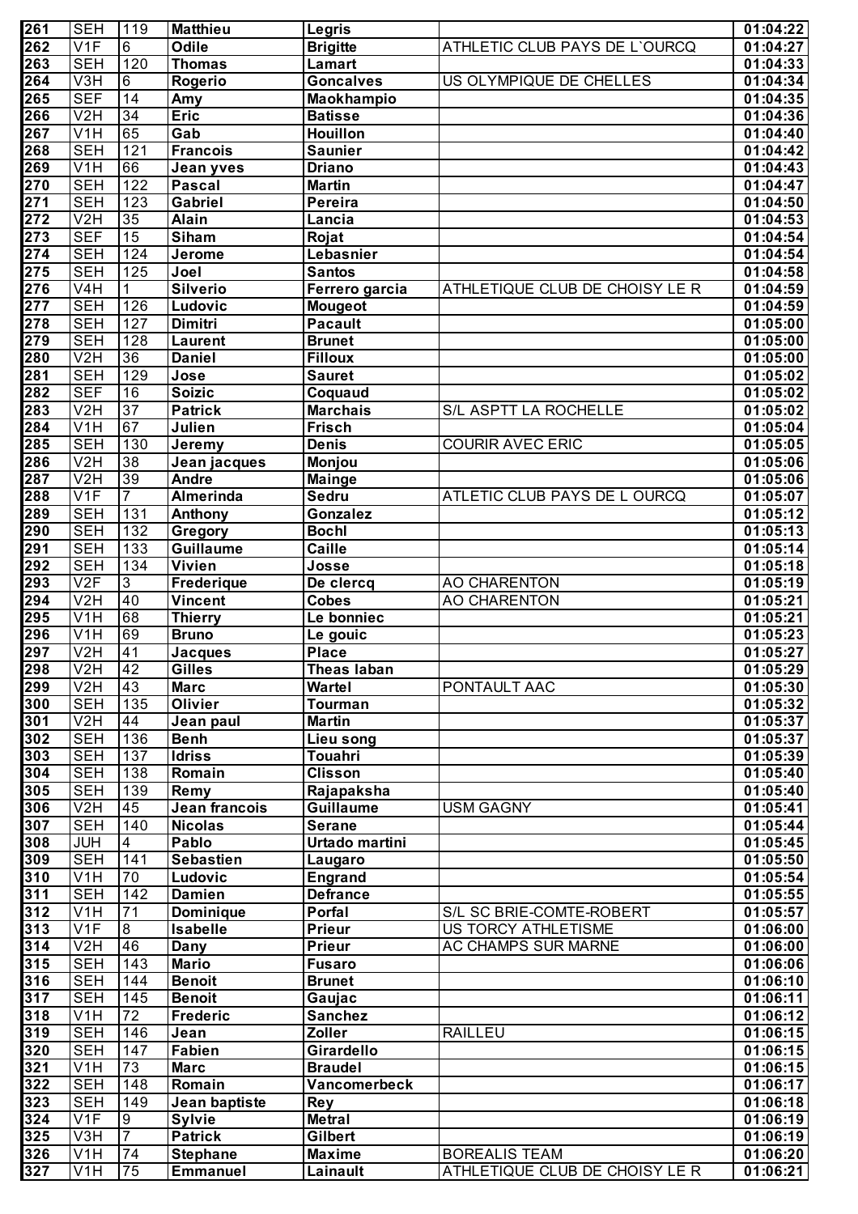| 261 | SEH | 119 | **Matthieu** | **Legris** | | **01:04:22** |
|---|---|---|---|---|---|---|
| 262 | V1F | 6 | **Odile** | **Brigitte** | ATHLETIC CLUB PAYS DE L`OURCQ | **01:04:27** |
| 263 | SEH | 120 | **Thomas** | **Lamart** | | **01:04:33** |
| 264 | V3H | 6 | **Rogerio** | **Goncalves** | US OLYMPIQUE DE CHELLES | **01:04:34** |
| 265 | SEF | 14 | **Amy** | **Maokhampio** | | **01:04:35** |
| 266 | V2H | 34 | **Eric** | **Batisse** | | **01:04:36** |
| 267 | V1H | 65 | **Gab** | **Houillon** | | **01:04:40** |
| 268 | SEH | 121 | **Francois** | **Saunier** | | **01:04:42** |
| 269 | V1H | 66 | **Jean yves** | **Driano** | | **01:04:43** |
| 270 | SEH | 122 | **Pascal** | **Martin** | | **01:04:47** |
| 271 | SEH | 123 | **Gabriel** | **Pereira** | | **01:04:50** |
| 272 | V2H | 35 | **Alain** | **Lancia** | | **01:04:53** |
| 273 | SEF | 15 | **Siham** | **Rojat** | | **01:04:54** |
| 274 | SEH | 124 | **Jerome** | **Lebasnier** | | **01:04:54** |
| 275 | SEH | 125 | **Joel** | **Santos** | | **01:04:58** |
| 276 | V4H | 1 | **Silverio** | **Ferrero garcia** | ATHLETIQUE CLUB DE CHOISY LE R | **01:04:59** |
| 277 | SEH | 126 | **Ludovic** | **Mougeot** | | **01:04:59** |
| 278 | SEH | 127 | **Dimitri** | **Pacault** | | **01:05:00** |
| 279 | SEH | 128 | **Laurent** | **Brunet** | | **01:05:00** |
| 280 | V2H | 36 | **Daniel** | **Filloux** | | **01:05:00** |
| 281 | SEH | 129 | **Jose** | **Sauret** | | **01:05:02** |
| 282 | SEF | 16 | **Soizic** | **Coquaud** | | **01:05:02** |
| 283 | V2H | 37 | **Patrick** | **Marchais** | S/L ASPTT LA ROCHELLE | **01:05:02** |
| 284 | V1H | 67 | **Julien** | **Frisch** | | **01:05:04** |
| 285 | SEH | 130 | **Jeremy** | **Denis** | COURIR AVEC ERIC | **01:05:05** |
| 286 | V2H | 38 | **Jean jacques** | **Monjou** | | **01:05:06** |
| 287 | V2H | 39 | **Andre** | **Mainge** | | **01:05:06** |
| 288 | V1F | 7 | **Almerinda** | **Sedru** | ATLETIC CLUB PAYS DE L OURCQ | **01:05:07** |
| 289 | SEH | 131 | **Anthony** | **Gonzalez** | | **01:05:12** |
| 290 | SEH | 132 | **Gregory** | **Bochl** | | **01:05:13** |
| 291 | SEH | 133 | **Guillaume** | **Caille** | | **01:05:14** |
| 292 | SEH | 134 | **Vivien** | **Josse** | | **01:05:18** |
| 293 | V2F | 3 | **Frederique** | **De clercq** | AO CHARENTON | **01:05:19** |
| 294 | V2H | 40 | **Vincent** | **Cobes** | AO CHARENTON | **01:05:21** |
| 295 | V1H | 68 | **Thierry** | **Le bonniec** | | **01:05:21** |
| 296 | V1H | 69 | **Bruno** | **Le gouic** | | **01:05:23** |
| 297 | V2H | 41 | **Jacques** | **Place** | | **01:05:27** |
| 298 | V2H | 42 | **Gilles** | **Theas laban** | | **01:05:29** |
| 299 | V2H | 43 | **Marc** | **Wartel** | PONTAULT AAC | **01:05:30** |
| 300 | SEH | 135 | **Olivier** | **Tourman** | | **01:05:32** |
| 301 | V2H | 44 | **Jean paul** | **Martin** | | **01:05:37** |
| 302 | SEH | 136 | **Benh** | **Lieu song** | | **01:05:37** |
| 303 | SEH | 137 | **Idriss** | **Touahri** | | **01:05:39** |
| 304 | SEH | 138 | **Romain** | **Clisson** | | **01:05:40** |
| 305 | SEH | 139 | **Remy** | **Rajapaksha** | | **01:05:40** |
| 306 | V2H | 45 | **Jean francois** | **Guillaume** | USM GAGNY | **01:05:41** |
| 307 | SEH | 140 | **Nicolas** | **Serane** | | **01:05:44** |
| 308 | JUH | 4 | **Pablo** | **Urtado martini** | | **01:05:45** |
| 309 | SEH | 141 | **Sebastien** | **Laugaro** | | **01:05:50** |
| 310 | V1H | 70 | **Ludovic** | **Engrand** | | **01:05:54** |
| 311 | SEH | 142 | **Damien** | **Defrance** | | **01:05:55** |
| 312 | V1H | 71 | **Dominique** | **Porfal** | S/L SC BRIE-COMTE-ROBERT | **01:05:57** |
| 313 | V1F | 8 | **Isabelle** | **Prieur** | US TORCY ATHLETISME | **01:06:00** |
| 314 | V2H | 46 | **Dany** | **Prieur** | AC CHAMPS SUR MARNE | **01:06:00** |
| 315 | SEH | 143 | **Mario** | **Fusaro** | | **01:06:06** |
| 316 | SEH | 144 | **Benoit** | **Brunet** | | **01:06:10** |
| 317 | SEH | 145 | **Benoit** | **Gaujac** | | **01:06:11** |
| 318 | V1H | 72 | **Frederic** | **Sanchez** | | **01:06:12** |
| 319 | SEH | 146 | **Jean** | **Zoller** | RAILLEU | **01:06:15** |
| 320 | SEH | 147 | **Fabien** | **Girardello** | | **01:06:15** |
| 321 | V1H | 73 | **Marc** | **Braudel** | | **01:06:15** |
| 322 | SEH | 148 | **Romain** | **Vancomerbeck** | | **01:06:17** |
| 323 | SEH | 149 | **Jean baptiste** | **Rey** | | **01:06:18** |
| 324 | V1F | 9 | **Sylvie** | **Metral** | | **01:06:19** |
| 325 | V3H | 7 | **Patrick** | **Gilbert** | | **01:06:19** |
| 326 | V1H | 74 | **Stephane** | **Maxime** | BOREALIS TEAM | **01:06:20** |
| 327 | V1H | 75 | **Emmanuel** | **Lainault** | ATHLETIQUE CLUB DE CHOISY LE R | **01:06:21** |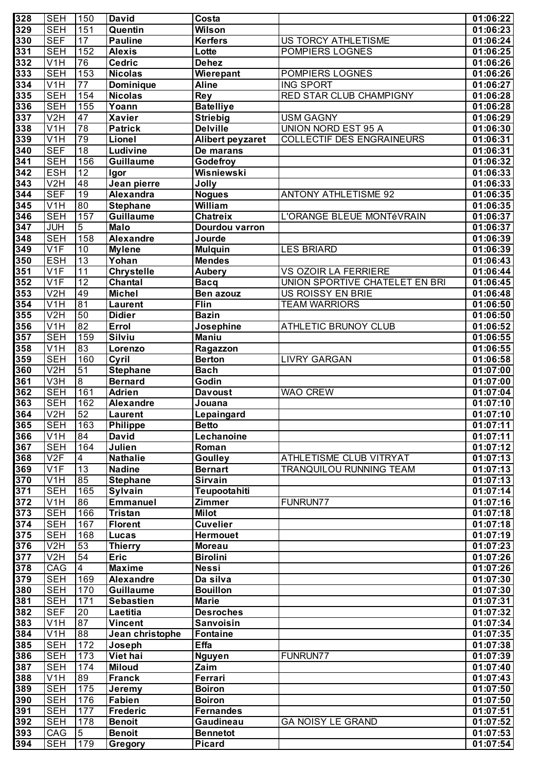| 328 | SEH | 150 | David | Costa | | 01:06:22 |
|---|---|---|---|---|---|---|
| 329 | SEH | 151 | Quentin | Wilson | | 01:06:23 |
| 330 | SEF | 17 | Pauline | Kerfers | US TORCY ATHLETISME | 01:06:24 |
| 331 | SEH | 152 | Alexis | Lotte | POMPIERS LOGNES | 01:06:25 |
| 332 | V1H | 76 | Cedric | Dehez | | 01:06:26 |
| 333 | SEH | 153 | Nicolas | Wierepant | POMPIERS LOGNES | 01:06:26 |
| 334 | V1H | 77 | Dominique | Aline | ING SPORT | 01:06:27 |
| 335 | SEH | 154 | Nicolas | Rey | RED STAR CLUB CHAMPIGNY | 01:06:28 |
| 336 | SEH | 155 | Yoann | Batelliye | | 01:06:28 |
| 337 | V2H | 47 | Xavier | Striebig | USM GAGNY | 01:06:29 |
| 338 | V1H | 78 | Patrick | Delville | UNION NORD EST 95 A | 01:06:30 |
| 339 | V1H | 79 | Lionel | Alibert peyzaret | COLLECTIF DES ENGRAINEURS | 01:06:31 |
| 340 | SEF | 18 | Ludivine | De marans | | 01:06:31 |
| 341 | SEH | 156 | Guillaume | Godefroy | | 01:06:32 |
| 342 | ESH | 12 | Igor | Wisniewski | | 01:06:33 |
| 343 | V2H | 48 | Jean pierre | Jolly | | 01:06:33 |
| 344 | SEF | 19 | Alexandra | Nogues | ANTONY ATHLETISME 92 | 01:06:35 |
| 345 | V1H | 80 | Stephane | William | | 01:06:35 |
| 346 | SEH | 157 | Guillaume | Chatreix | L'ORANGE BLEUE MONTéVRAIN | 01:06:37 |
| 347 | JUH | 5 | Malo | Dourdou varron | | 01:06:37 |
| 348 | SEH | 158 | Alexandre | Jourde | | 01:06:39 |
| 349 | V1F | 10 | Mylene | Mulquin | LES BRIARD | 01:06:39 |
| 350 | ESH | 13 | Yohan | Mendes | | 01:06:43 |
| 351 | V1F | 11 | Chrystelle | Aubery | VS OZOIR LA FERRIERE | 01:06:44 |
| 352 | V1F | 12 | Chantal | Bacq | UNION SPORTIVE CHATELET EN BRI | 01:06:45 |
| 353 | V2H | 49 | Michel | Ben azouz | US ROISSY EN BRIE | 01:06:48 |
| 354 | V1H | 81 | Laurent | Flin | TEAM WARRIORS | 01:06:50 |
| 355 | V2H | 50 | Didier | Bazin | | 01:06:50 |
| 356 | V1H | 82 | Errol | Josephine | ATHLETIC BRUNOY CLUB | 01:06:52 |
| 357 | SEH | 159 | Silviu | Maniu | | 01:06:55 |
| 358 | V1H | 83 | Lorenzo | Ragazzon | | 01:06:55 |
| 359 | SEH | 160 | Cyril | Berton | LIVRY GARGAN | 01:06:58 |
| 360 | V2H | 51 | Stephane | Bach | | 01:07:00 |
| 361 | V3H | 8 | Bernard | Godin | | 01:07:00 |
| 362 | SEH | 161 | Adrien | Davoust | WAO CREW | 01:07:04 |
| 363 | SEH | 162 | Alexandre | Jouana | | 01:07:10 |
| 364 | V2H | 52 | Laurent | Lepaingard | | 01:07:10 |
| 365 | SEH | 163 | Philippe | Betto | | 01:07:11 |
| 366 | V1H | 84 | David | Lechanoine | | 01:07:11 |
| 367 | SEH | 164 | Julien | Roman | | 01:07:12 |
| 368 | V2F | 4 | Nathalie | Goulley | ATHLETISME CLUB VITRYAT | 01:07:13 |
| 369 | V1F | 13 | Nadine | Bernart | TRANQUILOU RUNNING TEAM | 01:07:13 |
| 370 | V1H | 85 | Stephane | Sirvain | | 01:07:13 |
| 371 | SEH | 165 | Sylvain | Teupootahiti | | 01:07:14 |
| 372 | V1H | 86 | Emmanuel | Zimmer | FUNRUN77 | 01:07:16 |
| 373 | SEH | 166 | Tristan | Milot | | 01:07:18 |
| 374 | SEH | 167 | Florent | Cuvelier | | 01:07:18 |
| 375 | SEH | 168 | Lucas | Hermouet | | 01:07:19 |
| 376 | V2H | 53 | Thierry | Moreau | | 01:07:23 |
| 377 | V2H | 54 | Eric | Birolini | | 01:07:26 |
| 378 | CAG | 4 | Maxime | Nessi | | 01:07:26 |
| 379 | SEH | 169 | Alexandre | Da silva | | 01:07:30 |
| 380 | SEH | 170 | Guillaume | Bouillon | | 01:07:30 |
| 381 | SEH | 171 | Sebastien | Marie | | 01:07:31 |
| 382 | SEF | 20 | Laetitia | Desroches | | 01:07:32 |
| 383 | V1H | 87 | Vincent | Sanvoisin | | 01:07:34 |
| 384 | V1H | 88 | Jean christophe | Fontaine | | 01:07:35 |
| 385 | SEH | 172 | Joseph | Effa | | 01:07:38 |
| 386 | SEH | 173 | Viet hai | Nguyen | FUNRUN77 | 01:07:39 |
| 387 | SEH | 174 | Miloud | Zaim | | 01:07:40 |
| 388 | V1H | 89 | Franck | Ferrari | | 01:07:43 |
| 389 | SEH | 175 | Jeremy | Boiron | | 01:07:50 |
| 390 | SEH | 176 | Fabien | Boiron | | 01:07:50 |
| 391 | SEH | 177 | Frederic | Fernandes | | 01:07:51 |
| 392 | SEH | 178 | Benoit | Gaudineau | GA NOISY LE GRAND | 01:07:52 |
| 393 | CAG | 5 | Benoit | Bennetot | | 01:07:53 |
| 394 | SEH | 179 | Gregory | Picard | | 01:07:54 |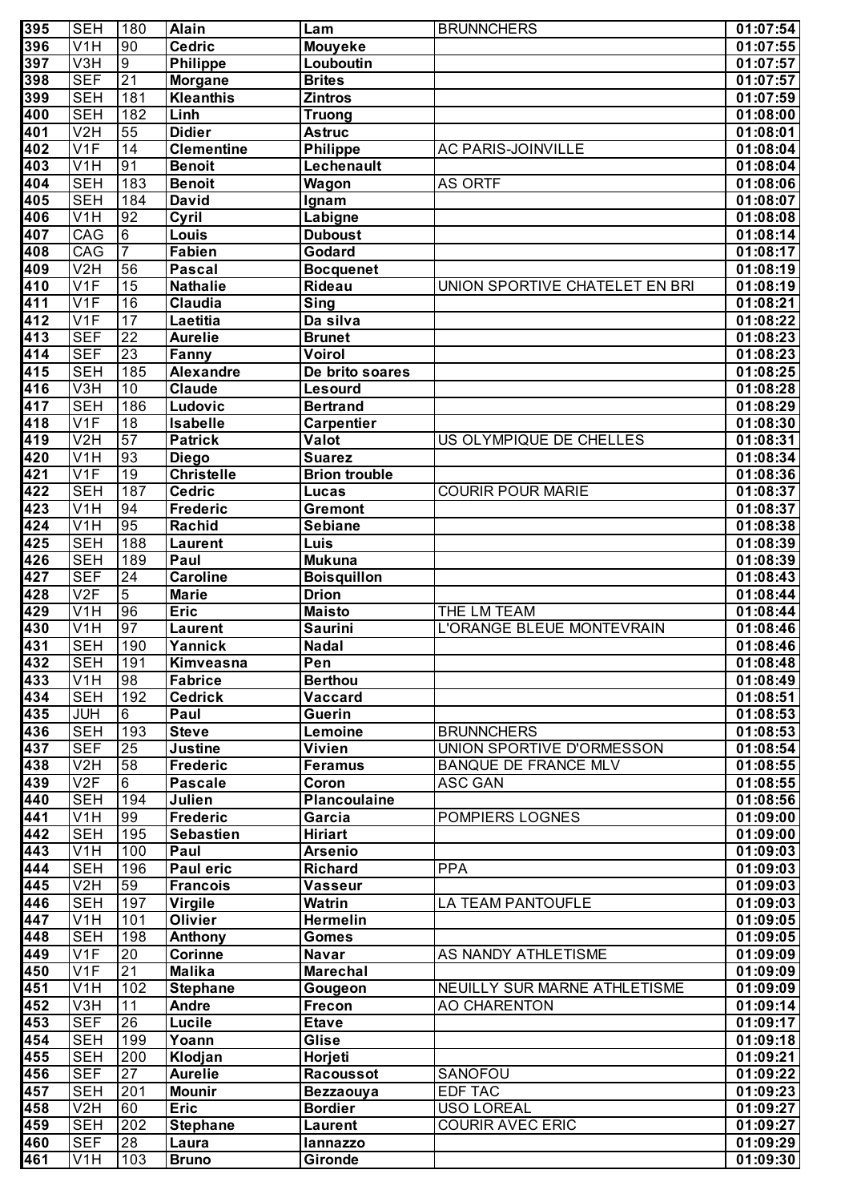| 395 | SEH | 180 | Alain | Lam | BRUNNCHERS | 01:07:54 |
|---|---|---|---|---|---|---|
| 396 | V1H | 90 | Cedric | Mouyeke | | 01:07:55 |
| 397 | V3H | 9 | Philippe | Louboutin | | 01:07:57 |
| 398 | SEF | 21 | Morgane | Brites | | 01:07:57 |
| 399 | SEH | 181 | Kleanthis | Zintros | | 01:07:59 |
| 400 | SEH | 182 | Linh | Truong | | 01:08:00 |
| 401 | V2H | 55 | Didier | Astruc | | 01:08:01 |
| 402 | V1F | 14 | Clementine | Philippe | AC PARIS-JOINVILLE | 01:08:04 |
| 403 | V1H | 91 | Benoit | Lechenault | | 01:08:04 |
| 404 | SEH | 183 | Benoit | Wagon | AS ORTF | 01:08:06 |
| 405 | SEH | 184 | David | Ignam | | 01:08:07 |
| 406 | V1H | 92 | Cyril | Labigne | | 01:08:08 |
| 407 | CAG | 6 | Louis | Duboust | | 01:08:14 |
| 408 | CAG | 7 | Fabien | Godard | | 01:08:17 |
| 409 | V2H | 56 | Pascal | Bocquenet | | 01:08:19 |
| 410 | V1F | 15 | Nathalie | Rideau | UNION SPORTIVE CHATELET EN BRI | 01:08:19 |
| 411 | V1F | 16 | Claudia | Sing | | 01:08:21 |
| 412 | V1F | 17 | Laetitia | Da silva | | 01:08:22 |
| 413 | SEF | 22 | Aurelie | Brunet | | 01:08:23 |
| 414 | SEF | 23 | Fanny | Voirol | | 01:08:23 |
| 415 | SEH | 185 | Alexandre | De brito soares | | 01:08:25 |
| 416 | V3H | 10 | Claude | Lesourd | | 01:08:28 |
| 417 | SEH | 186 | Ludovic | Bertrand | | 01:08:29 |
| 418 | V1F | 18 | Isabelle | Carpentier | | 01:08:30 |
| 419 | V2H | 57 | Patrick | Valot | US OLYMPIQUE DE CHELLES | 01:08:31 |
| 420 | V1H | 93 | Diego | Suarez | | 01:08:34 |
| 421 | V1F | 19 | Christelle | Brion trouble | | 01:08:36 |
| 422 | SEH | 187 | Cedric | Lucas | COURIR POUR MARIE | 01:08:37 |
| 423 | V1H | 94 | Frederic | Gremont | | 01:08:37 |
| 424 | V1H | 95 | Rachid | Sebiane | | 01:08:38 |
| 425 | SEH | 188 | Laurent | Luis | | 01:08:39 |
| 426 | SEH | 189 | Paul | Mukuna | | 01:08:39 |
| 427 | SEF | 24 | Caroline | Boisquillon | | 01:08:43 |
| 428 | V2F | 5 | Marie | Drion | | 01:08:44 |
| 429 | V1H | 96 | Eric | Maisto | THE LM TEAM | 01:08:44 |
| 430 | V1H | 97 | Laurent | Saurini | L'ORANGE BLEUE MONTEVRAIN | 01:08:46 |
| 431 | SEH | 190 | Yannick | Nadal | | 01:08:46 |
| 432 | SEH | 191 | Kimveasna | Pen | | 01:08:48 |
| 433 | V1H | 98 | Fabrice | Berthou | | 01:08:49 |
| 434 | SEH | 192 | Cedrick | Vaccard | | 01:08:51 |
| 435 | JUH | 6 | Paul | Guerin | | 01:08:53 |
| 436 | SEH | 193 | Steve | Lemoine | BRUNNCHERS | 01:08:53 |
| 437 | SEF | 25 | Justine | Vivien | UNION SPORTIVE D'ORMESSON | 01:08:54 |
| 438 | V2H | 58 | Frederic | Feramus | BANQUE DE FRANCE MLV | 01:08:55 |
| 439 | V2F | 6 | Pascale | Coron | ASC GAN | 01:08:55 |
| 440 | SEH | 194 | Julien | Plancoulaine | | 01:08:56 |
| 441 | V1H | 99 | Frederic | Garcia | POMPIERS LOGNES | 01:09:00 |
| 442 | SEH | 195 | Sebastien | Hiriart | | 01:09:00 |
| 443 | V1H | 100 | Paul | Arsenio | | 01:09:03 |
| 444 | SEH | 196 | Paul eric | Richard | PPA | 01:09:03 |
| 445 | V2H | 59 | Francois | Vasseur | | 01:09:03 |
| 446 | SEH | 197 | Virgile | Watrin | LA TEAM PANTOUFLE | 01:09:03 |
| 447 | V1H | 101 | Olivier | Hermelin | | 01:09:05 |
| 448 | SEH | 198 | Anthony | Gomes | | 01:09:05 |
| 449 | V1F | 20 | Corinne | Navar | AS NANDY ATHLETISME | 01:09:09 |
| 450 | V1F | 21 | Malika | Marechal | | 01:09:09 |
| 451 | V1H | 102 | Stephane | Gougeon | NEUILLY SUR MARNE ATHLETISME | 01:09:09 |
| 452 | V3H | 11 | Andre | Frecon | AO CHARENTON | 01:09:14 |
| 453 | SEF | 26 | Lucile | Etave | | 01:09:17 |
| 454 | SEH | 199 | Yoann | Glise | | 01:09:18 |
| 455 | SEH | 200 | Klodjan | Horjeti | | 01:09:21 |
| 456 | SEF | 27 | Aurelie | Racoussot | SANOFOU | 01:09:22 |
| 457 | SEH | 201 | Mounir | Bezzaouya | EDF TAC | 01:09:23 |
| 458 | V2H | 60 | Eric | Bordier | USO LOREAL | 01:09:27 |
| 459 | SEH | 202 | Stephane | Laurent | COURIR AVEC ERIC | 01:09:27 |
| 460 | SEF | 28 | Laura | Iannazzo | | 01:09:29 |
| 461 | V1H | 103 | Bruno | Gironde | | 01:09:30 |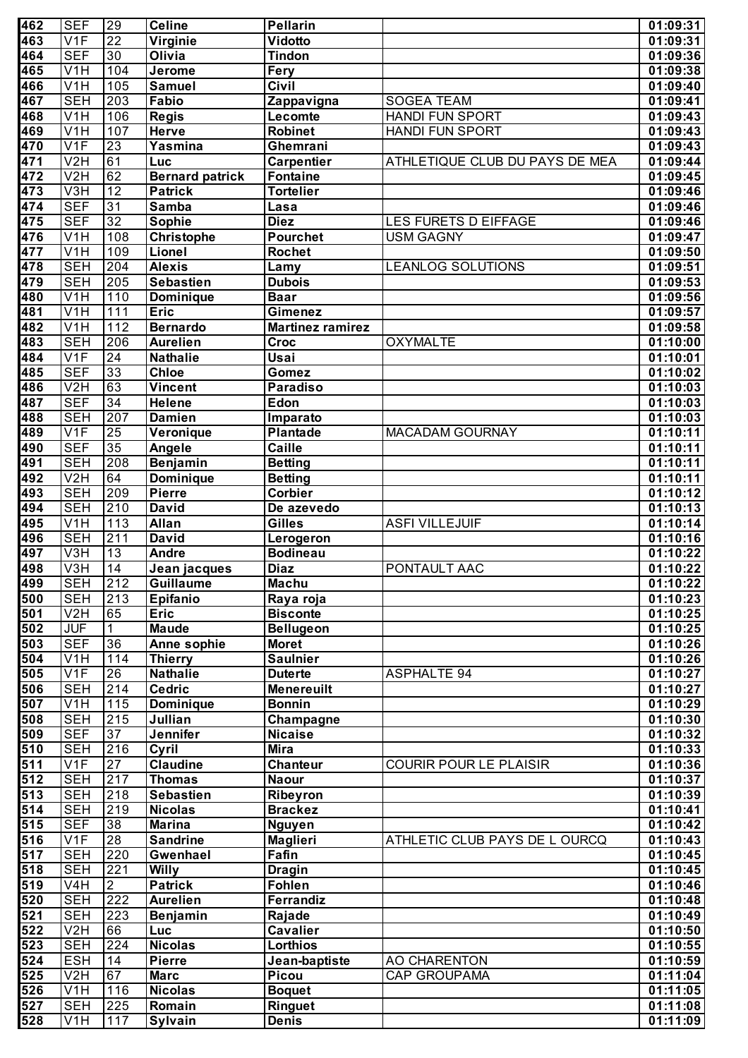| 462 | SEF | 29 | Celine | Pellarin | | 01:09:31 |
|---|---|---|---|---|---|---|
| 463 | V1F | 22 | Virginie | Vidotto | | 01:09:31 |
| 464 | SEF | 30 | Olivia | Tindon | | 01:09:36 |
| 465 | V1H | 104 | Jerome | Fery | | 01:09:38 |
| 466 | V1H | 105 | Samuel | Civil | | 01:09:40 |
| 467 | SEH | 203 | Fabio | Zappavigna | SOGEA TEAM | 01:09:41 |
| 468 | V1H | 106 | Regis | Lecomte | HANDI FUN SPORT | 01:09:43 |
| 469 | V1H | 107 | Herve | Robinet | HANDI FUN SPORT | 01:09:43 |
| 470 | V1F | 23 | Yasmina | Ghemrani | | 01:09:43 |
| 471 | V2H | 61 | Luc | Carpentier | ATHLETIQUE CLUB DU PAYS DE MEA | 01:09:44 |
| 472 | V2H | 62 | Bernard patrick | Fontaine | | 01:09:45 |
| 473 | V3H | 12 | Patrick | Tortelier | | 01:09:46 |
| 474 | SEF | 31 | Samba | Lasa | | 01:09:46 |
| 475 | SEF | 32 | Sophie | Diez | LES FURETS D EIFFAGE | 01:09:46 |
| 476 | V1H | 108 | Christophe | Pourchet | USM GAGNY | 01:09:47 |
| 477 | V1H | 109 | Lionel | Rochet | | 01:09:50 |
| 478 | SEH | 204 | Alexis | Lamy | LEANLOG SOLUTIONS | 01:09:51 |
| 479 | SEH | 205 | Sebastien | Dubois | | 01:09:53 |
| 480 | V1H | 110 | Dominique | Baar | | 01:09:56 |
| 481 | V1H | 111 | Eric | Gimenez | | 01:09:57 |
| 482 | V1H | 112 | Bernardo | Martinez ramirez | | 01:09:58 |
| 483 | SEH | 206 | Aurelien | Croc | OXYMALTE | 01:10:00 |
| 484 | V1F | 24 | Nathalie | Usai | | 01:10:01 |
| 485 | SEF | 33 | Chloe | Gomez | | 01:10:02 |
| 486 | V2H | 63 | Vincent | Paradiso | | 01:10:03 |
| 487 | SEF | 34 | Helene | Edon | | 01:10:03 |
| 488 | SEH | 207 | Damien | Imparato | | 01:10:03 |
| 489 | V1F | 25 | Veronique | Plantade | MACADAM GOURNAY | 01:10:11 |
| 490 | SEF | 35 | Angele | Caille | | 01:10:11 |
| 491 | SEH | 208 | Benjamin | Betting | | 01:10:11 |
| 492 | V2H | 64 | Dominique | Betting | | 01:10:11 |
| 493 | SEH | 209 | Pierre | Corbier | | 01:10:12 |
| 494 | SEH | 210 | David | De azevedo | | 01:10:13 |
| 495 | V1H | 113 | Allan | Gilles | ASFI VILLEJUIF | 01:10:14 |
| 496 | SEH | 211 | David | Lerogeron | | 01:10:16 |
| 497 | V3H | 13 | Andre | Bodineau | | 01:10:22 |
| 498 | V3H | 14 | Jean jacques | Diaz | PONTAULT AAC | 01:10:22 |
| 499 | SEH | 212 | Guillaume | Machu | | 01:10:22 |
| 500 | SEH | 213 | Epifanio | Raya roja | | 01:10:23 |
| 501 | V2H | 65 | Eric | Bisconte | | 01:10:25 |
| 502 | JUF | 1 | Maude | Bellugeon | | 01:10:25 |
| 503 | SEF | 36 | Anne sophie | Moret | | 01:10:26 |
| 504 | V1H | 114 | Thierry | Saulnier | | 01:10:26 |
| 505 | V1F | 26 | Nathalie | Duterte | ASPHALTE 94 | 01:10:27 |
| 506 | SEH | 214 | Cedric | Menereuilt | | 01:10:27 |
| 507 | V1H | 115 | Dominique | Bonnin | | 01:10:29 |
| 508 | SEH | 215 | Jullian | Champagne | | 01:10:30 |
| 509 | SEF | 37 | Jennifer | Nicaise | | 01:10:32 |
| 510 | SEH | 216 | Cyril | Mira | | 01:10:33 |
| 511 | V1F | 27 | Claudine | Chanteur | COURIR POUR LE PLAISIR | 01:10:36 |
| 512 | SEH | 217 | Thomas | Naour | | 01:10:37 |
| 513 | SEH | 218 | Sebastien | Ribeyron | | 01:10:39 |
| 514 | SEH | 219 | Nicolas | Brackez | | 01:10:41 |
| 515 | SEF | 38 | Marina | Nguyen | | 01:10:42 |
| 516 | V1F | 28 | Sandrine | Maglieri | ATHLETIC CLUB PAYS DE L OURCQ | 01:10:43 |
| 517 | SEH | 220 | Gwenhael | Fafin | | 01:10:45 |
| 518 | SEH | 221 | Willy | Dragin | | 01:10:45 |
| 519 | V4H | 2 | Patrick | Fohlen | | 01:10:46 |
| 520 | SEH | 222 | Aurelien | Ferrandiz | | 01:10:48 |
| 521 | SEH | 223 | Benjamin | Rajade | | 01:10:49 |
| 522 | V2H | 66 | Luc | Cavalier | | 01:10:50 |
| 523 | SEH | 224 | Nicolas | Lorthios | | 01:10:55 |
| 524 | ESH | 14 | Pierre | Jean-baptiste | AO CHARENTON | 01:10:59 |
| 525 | V2H | 67 | Marc | Picou | CAP GROUPAMA | 01:11:04 |
| 526 | V1H | 116 | Nicolas | Boquet | | 01:11:05 |
| 527 | SEH | 225 | Romain | Ringuet | | 01:11:08 |
| 528 | V1H | 117 | Sylvain | Denis | | 01:11:09 |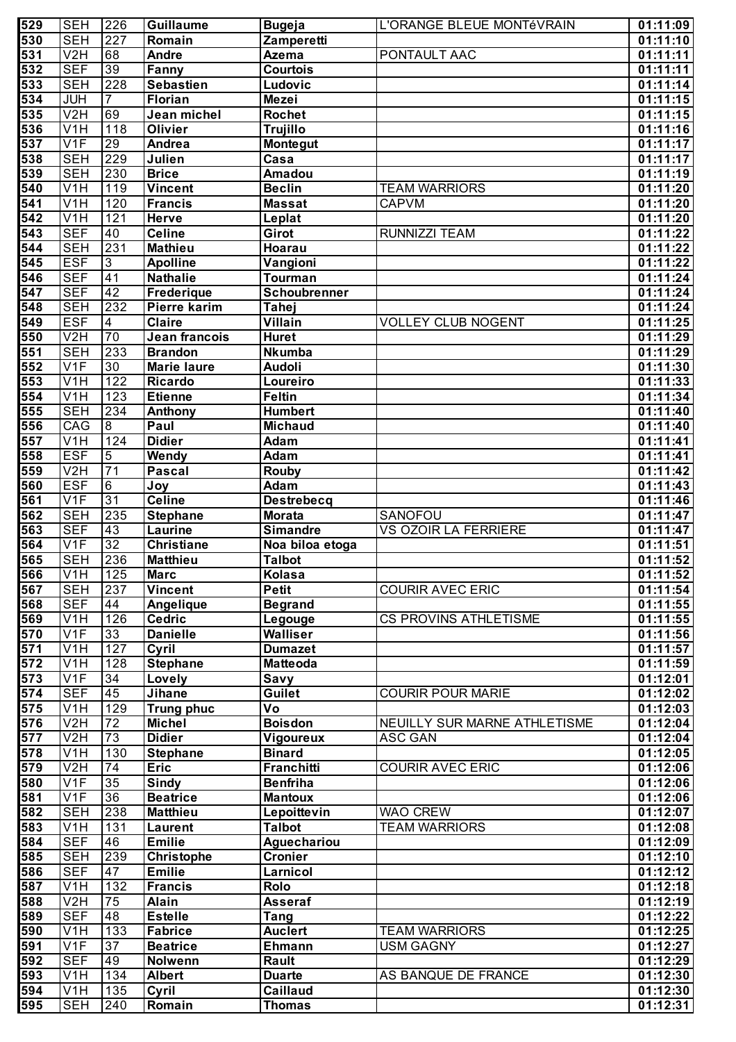| 529 | SEH | 226 | Guillaume | Bugeja | L'ORANGE BLEUE MONTéVRAIN | 01:11:09 |
|---|---|---|---|---|---|---|
| 530 | SEH | 227 | Romain | Zamperetti | | 01:11:10 |
| 531 | V2H | 68 | Andre | Azema | PONTAULT AAC | 01:11:11 |
| 532 | SEF | 39 | Fanny | Courtois | | 01:11:11 |
| 533 | SEH | 228 | Sebastien | Ludovic | | 01:11:14 |
| 534 | JUH | 7 | Florian | Mezei | | 01:11:15 |
| 535 | V2H | 69 | Jean michel | Rochet | | 01:11:15 |
| 536 | V1H | 118 | Olivier | Trujillo | | 01:11:16 |
| 537 | V1F | 29 | Andrea | Montegut | | 01:11:17 |
| 538 | SEH | 229 | Julien | Casa | | 01:11:17 |
| 539 | SEH | 230 | Brice | Amadou | | 01:11:19 |
| 540 | V1H | 119 | Vincent | Beclin | TEAM WARRIORS | 01:11:20 |
| 541 | V1H | 120 | Francis | Massat | CAPVM | 01:11:20 |
| 542 | V1H | 121 | Herve | Leplat | | 01:11:20 |
| 543 | SEF | 40 | Celine | Girot | RUNNIZZI TEAM | 01:11:22 |
| 544 | SEH | 231 | Mathieu | Hoarau | | 01:11:22 |
| 545 | ESF | 3 | Apolline | Vangioni | | 01:11:22 |
| 546 | SEF | 41 | Nathalie | Tourman | | 01:11:24 |
| 547 | SEF | 42 | Frederique | Schoubrenner | | 01:11:24 |
| 548 | SEH | 232 | Pierre karim | Tahej | | 01:11:24 |
| 549 | ESF | 4 | Claire | Villain | VOLLEY CLUB NOGENT | 01:11:25 |
| 550 | V2H | 70 | Jean francois | Huret | | 01:11:29 |
| 551 | SEH | 233 | Brandon | Nkumba | | 01:11:29 |
| 552 | V1F | 30 | Marie laure | Audoli | | 01:11:30 |
| 553 | V1H | 122 | Ricardo | Loureiro | | 01:11:33 |
| 554 | V1H | 123 | Etienne | Feltin | | 01:11:34 |
| 555 | SEH | 234 | Anthony | Humbert | | 01:11:40 |
| 556 | CAG | 8 | Paul | Michaud | | 01:11:40 |
| 557 | V1H | 124 | Didier | Adam | | 01:11:41 |
| 558 | ESF | 5 | Wendy | Adam | | 01:11:41 |
| 559 | V2H | 71 | Pascal | Rouby | | 01:11:42 |
| 560 | ESF | 6 | Joy | Adam | | 01:11:43 |
| 561 | V1F | 31 | Celine | Destrebecq | | 01:11:46 |
| 562 | SEH | 235 | Stephane | Morata | SANOFOU | 01:11:47 |
| 563 | SEF | 43 | Laurine | Simandre | VS OZOIR LA FERRIERE | 01:11:47 |
| 564 | V1F | 32 | Christiane | Noa biloa etoga | | 01:11:51 |
| 565 | SEH | 236 | Matthieu | Talbot | | 01:11:52 |
| 566 | V1H | 125 | Marc | Kolasa | | 01:11:52 |
| 567 | SEH | 237 | Vincent | Petit | COURIR AVEC ERIC | 01:11:54 |
| 568 | SEF | 44 | Angelique | Begrand | | 01:11:55 |
| 569 | V1H | 126 | Cedric | Legouge | CS PROVINS ATHLETISME | 01:11:55 |
| 570 | V1F | 33 | Danielle | Walliser | | 01:11:56 |
| 571 | V1H | 127 | Cyril | Dumazet | | 01:11:57 |
| 572 | V1H | 128 | Stephane | Matteoda | | 01:11:59 |
| 573 | V1F | 34 | Lovely | Savy | | 01:12:01 |
| 574 | SEF | 45 | Jihane | Guilet | COURIR POUR MARIE | 01:12:02 |
| 575 | V1H | 129 | Trung phuc | Vo | | 01:12:03 |
| 576 | V2H | 72 | Michel | Boisdon | NEUILLY SUR MARNE ATHLETISME | 01:12:04 |
| 577 | V2H | 73 | Didier | Vigoureux | ASC GAN | 01:12:04 |
| 578 | V1H | 130 | Stephane | Binard | | 01:12:05 |
| 579 | V2H | 74 | Eric | Franchitti | COURIR AVEC ERIC | 01:12:06 |
| 580 | V1F | 35 | Sindy | Benfriha | | 01:12:06 |
| 581 | V1F | 36 | Beatrice | Mantoux | | 01:12:06 |
| 582 | SEH | 238 | Matthieu | Lepoittevin | WAO CREW | 01:12:07 |
| 583 | V1H | 131 | Laurent | Talbot | TEAM WARRIORS | 01:12:08 |
| 584 | SEF | 46 | Emilie | Aguechariou | | 01:12:09 |
| 585 | SEH | 239 | Christophe | Cronier | | 01:12:10 |
| 586 | SEF | 47 | Emilie | Larnicol | | 01:12:12 |
| 587 | V1H | 132 | Francis | Rolo | | 01:12:18 |
| 588 | V2H | 75 | Alain | Asseraf | | 01:12:19 |
| 589 | SEF | 48 | Estelle | Tang | | 01:12:22 |
| 590 | V1H | 133 | Fabrice | Auclert | TEAM WARRIORS | 01:12:25 |
| 591 | V1F | 37 | Beatrice | Ehmann | USM GAGNY | 01:12:27 |
| 592 | SEF | 49 | Nolwenn | Rault | | 01:12:29 |
| 593 | V1H | 134 | Albert | Duarte | AS BANQUE DE FRANCE | 01:12:30 |
| 594 | V1H | 135 | Cyril | Caillaud | | 01:12:30 |
| 595 | SEH | 240 | Romain | Thomas | | 01:12:31 |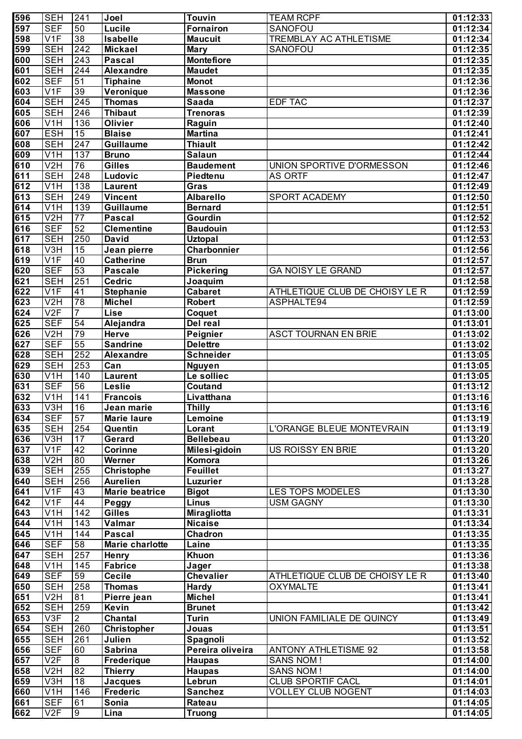| 596 | SEH | 241 | Joel | Touvin | TEAM RCPF | 01:12:33 |
|---|---|---|---|---|---|---|
| 597 | SEF | 50 | Lucile | Fornairon | SANOFOU | 01:12:34 |
| 598 | V1F | 38 | Isabelle | Maucuit | TREMBLAY AC ATHLETISME | 01:12:34 |
| 599 | SEH | 242 | Mickael | Mary | SANOFOU | 01:12:35 |
| 600 | SEH | 243 | Pascal | Montefiore | | 01:12:35 |
| 601 | SEH | 244 | Alexandre | Maudet | | 01:12:35 |
| 602 | SEF | 51 | Tiphaine | Monot | | 01:12:36 |
| 603 | V1F | 39 | Veronique | Massone | | 01:12:36 |
| 604 | SEH | 245 | Thomas | Saada | EDF TAC | 01:12:37 |
| 605 | SEH | 246 | Thibaut | Trenoras | | 01:12:39 |
| 606 | V1H | 136 | Olivier | Raguin | | 01:12:40 |
| 607 | ESH | 15 | Blaise | Martina | | 01:12:41 |
| 608 | SEH | 247 | Guillaume | Thiault | | 01:12:42 |
| 609 | V1H | 137 | Bruno | Salaun | | 01:12:44 |
| 610 | V2H | 76 | Gilles | Baudement | UNION SPORTIVE D'ORMESSON | 01:12:46 |
| 611 | SEH | 248 | Ludovic | Piedtenu | AS ORTF | 01:12:47 |
| 612 | V1H | 138 | Laurent | Gras | | 01:12:49 |
| 613 | SEH | 249 | Vincent | Albarello | SPORT ACADEMY | 01:12:50 |
| 614 | V1H | 139 | Guillaume | Bernard | | 01:12:51 |
| 615 | V2H | 77 | Pascal | Gourdin | | 01:12:52 |
| 616 | SEF | 52 | Clementine | Baudouin | | 01:12:53 |
| 617 | SEH | 250 | David | Uztopal | | 01:12:53 |
| 618 | V3H | 15 | Jean pierre | Charbonnier | | 01:12:56 |
| 619 | V1F | 40 | Catherine | Brun | | 01:12:57 |
| 620 | SEF | 53 | Pascale | Pickering | GA NOISY LE GRAND | 01:12:57 |
| 621 | SEH | 251 | Cedric | Joaquim | | 01:12:58 |
| 622 | V1F | 41 | Stephanie | Cabaret | ATHLETIQUE CLUB DE CHOISY LE R | 01:12:59 |
| 623 | V2H | 78 | Michel | Robert | ASPHALTE94 | 01:12:59 |
| 624 | V2F | 7 | Lise | Coquet | | 01:13:00 |
| 625 | SEF | 54 | Alejandra | Del real | | 01:13:01 |
| 626 | V2H | 79 | Herve | Peignier | ASCT TOURNAN EN BRIE | 01:13:02 |
| 627 | SEF | 55 | Sandrine | Delettre | | 01:13:02 |
| 628 | SEH | 252 | Alexandre | Schneider | | 01:13:05 |
| 629 | SEH | 253 | Can | Nguyen | | 01:13:05 |
| 630 | V1H | 140 | Laurent | Le solliec | | 01:13:05 |
| 631 | SEF | 56 | Leslie | Coutand | | 01:13:12 |
| 632 | V1H | 141 | Francois | Livatthana | | 01:13:16 |
| 633 | V3H | 16 | Jean marie | Thilly | | 01:13:16 |
| 634 | SEF | 57 | Marie laure | Lemoine | | 01:13:19 |
| 635 | SEH | 254 | Quentin | Lorant | L'ORANGE BLEUE MONTEVRAIN | 01:13:19 |
| 636 | V3H | 17 | Gerard | Bellebeau | | 01:13:20 |
| 637 | V1F | 42 | Corinne | Milesi-gidoin | US ROISSY EN BRIE | 01:13:20 |
| 638 | V2H | 80 | Werner | Komora | | 01:13:26 |
| 639 | SEH | 255 | Christophe | Feuillet | | 01:13:27 |
| 640 | SEH | 256 | Aurelien | Luzurier | | 01:13:28 |
| 641 | V1F | 43 | Marie beatrice | Bigot | LES TOPS MODELES | 01:13:30 |
| 642 | V1F | 44 | Peggy | Linus | USM GAGNY | 01:13:30 |
| 643 | V1H | 142 | Gilles | Miragliotta | | 01:13:31 |
| 644 | V1H | 143 | Valmar | Nicaise | | 01:13:34 |
| 645 | V1H | 144 | Pascal | Chadron | | 01:13:35 |
| 646 | SEF | 58 | Marie charlotte | Laine | | 01:13:35 |
| 647 | SEH | 257 | Henry | Khuon | | 01:13:36 |
| 648 | V1H | 145 | Fabrice | Jager | | 01:13:38 |
| 649 | SEF | 59 | Cecile | Chevalier | ATHLETIQUE CLUB DE CHOISY LE R | 01:13:40 |
| 650 | SEH | 258 | Thomas | Hardy | OXYMALTE | 01:13:41 |
| 651 | V2H | 81 | Pierre jean | Michel | | 01:13:41 |
| 652 | SEH | 259 | Kevin | Brunet | | 01:13:42 |
| 653 | V3F | 2 | Chantal | Turin | UNION FAMILIALE DE QUINCY | 01:13:49 |
| 654 | SEH | 260 | Christopher | Jouas | | 01:13:51 |
| 655 | SEH | 261 | Julien | Spagnoli | | 01:13:52 |
| 656 | SEF | 60 | Sabrina | Pereira oliveira | ANTONY ATHLETISME 92 | 01:13:58 |
| 657 | V2F | 8 | Frederique | Haupas | SANS NOM ! | 01:14:00 |
| 658 | V2H | 82 | Thierry | Haupas | SANS NOM ! | 01:14:00 |
| 659 | V3H | 18 | Jacques | Lebrun | CLUB SPORTIF CACL | 01:14:01 |
| 660 | V1H | 146 | Frederic | Sanchez | VOLLEY CLUB NOGENT | 01:14:03 |
| 661 | SEF | 61 | Sonia | Rateau | | 01:14:05 |
| 662 | V2F | 9 | Lina | Truong | | 01:14:05 |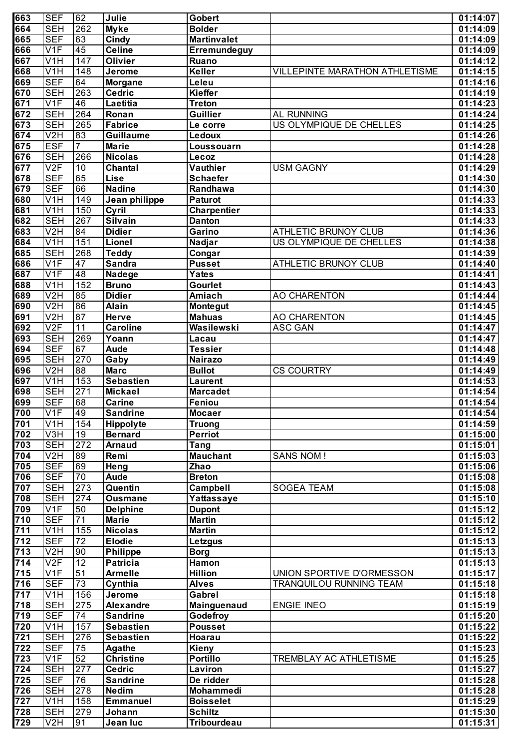| 663 | SEF | 62 | Julie | Gobert | | 01:14:07 |
|---|---|---|---|---|---|---|
| 664 | SEH | 262 | Myke | Bolder | | 01:14:09 |
| 665 | SEF | 63 | Cindy | Martinvalet | | 01:14:09 |
| 666 | V1F | 45 | Celine | Erremundeguy | | 01:14:09 |
| 667 | V1H | 147 | Olivier | Ruano | | 01:14:12 |
| 668 | V1H | 148 | Jerome | Keller | VILLEPINTE MARATHON ATHLETISME | 01:14:15 |
| 669 | SEF | 64 | Morgane | Leleu | | 01:14:16 |
| 670 | SEH | 263 | Cedric | Kieffer | | 01:14:19 |
| 671 | V1F | 46 | Laetitia | Treton | | 01:14:23 |
| 672 | SEH | 264 | Ronan | Guillier | AL RUNNING | 01:14:24 |
| 673 | SEH | 265 | Fabrice | Le corre | US OLYMPIQUE DE CHELLES | 01:14:25 |
| 674 | V2H | 83 | Guillaume | Ledoux | | 01:14:26 |
| 675 | ESF | 7 | Marie | Loussouarn | | 01:14:28 |
| 676 | SEH | 266 | Nicolas | Lecoz | | 01:14:28 |
| 677 | V2F | 10 | Chantal | Vauthier | USM GAGNY | 01:14:29 |
| 678 | SEF | 65 | Lise | Schaefer | | 01:14:30 |
| 679 | SEF | 66 | Nadine | Randhawa | | 01:14:30 |
| 680 | V1H | 149 | Jean philippe | Paturot | | 01:14:33 |
| 681 | V1H | 150 | Cyril | Charpentier | | 01:14:33 |
| 682 | SEH | 267 | Silvain | Danton | | 01:14:33 |
| 683 | V2H | 84 | Didier | Garino | ATHLETIC BRUNOY CLUB | 01:14:36 |
| 684 | V1H | 151 | Lionel | Nadjar | US OLYMPIQUE DE CHELLES | 01:14:38 |
| 685 | SEH | 268 | Teddy | Congar | | 01:14:39 |
| 686 | V1F | 47 | Sandra | Pusset | ATHLETIC BRUNOY CLUB | 01:14:40 |
| 687 | V1F | 48 | Nadege | Yates | | 01:14:41 |
| 688 | V1H | 152 | Bruno | Gourlet | | 01:14:43 |
| 689 | V2H | 85 | Didier | Amiach | AO CHARENTON | 01:14:44 |
| 690 | V2H | 86 | Alain | Montegut | | 01:14:45 |
| 691 | V2H | 87 | Herve | Mahuas | AO CHARENTON | 01:14:45 |
| 692 | V2F | 11 | Caroline | Wasilewski | ASC GAN | 01:14:47 |
| 693 | SEH | 269 | Yoann | Lacau | | 01:14:47 |
| 694 | SEF | 67 | Aude | Tessier | | 01:14:48 |
| 695 | SEH | 270 | Gaby | Nairazo | | 01:14:49 |
| 696 | V2H | 88 | Marc | Bullot | CS COURTRY | 01:14:49 |
| 697 | V1H | 153 | Sebastien | Laurent | | 01:14:53 |
| 698 | SEH | 271 | Mickael | Marcadet | | 01:14:54 |
| 699 | SEF | 68 | Carine | Feniou | | 01:14:54 |
| 700 | V1F | 49 | Sandrine | Mocaer | | 01:14:54 |
| 701 | V1H | 154 | Hippolyte | Truong | | 01:14:59 |
| 702 | V3H | 19 | Bernard | Perriot | | 01:15:00 |
| 703 | SEH | 272 | Arnaud | Tang | | 01:15:01 |
| 704 | V2H | 89 | Remi | Mauchant | SANS NOM ! | 01:15:03 |
| 705 | SEF | 69 | Heng | Zhao | | 01:15:06 |
| 706 | SEF | 70 | Aude | Breton | | 01:15:08 |
| 707 | SEH | 273 | Quentin | Campbell | SOGEA TEAM | 01:15:08 |
| 708 | SEH | 274 | Ousmane | Yattassaye | | 01:15:10 |
| 709 | V1F | 50 | Delphine | Dupont | | 01:15:12 |
| 710 | SEF | 71 | Marie | Martin | | 01:15:12 |
| 711 | V1H | 155 | Nicolas | Martin | | 01:15:12 |
| 712 | SEF | 72 | Elodie | Letzgus | | 01:15:13 |
| 713 | V2H | 90 | Philippe | Borg | | 01:15:13 |
| 714 | V2F | 12 | Patricia | Hamon | | 01:15:13 |
| 715 | V1F | 51 | Armelle | Hillion | UNION SPORTIVE D'ORMESSON | 01:15:17 |
| 716 | SEF | 73 | Cynthia | Alves | TRANQUILOU RUNNING TEAM | 01:15:18 |
| 717 | V1H | 156 | Jerome | Gabrel | | 01:15:18 |
| 718 | SEH | 275 | Alexandre | Mainguenaud | ENGIE INEO | 01:15:19 |
| 719 | SEF | 74 | Sandrine | Godefroy | | 01:15:20 |
| 720 | V1H | 157 | Sebastien | Pousset | | 01:15:22 |
| 721 | SEH | 276 | Sebastien | Hoarau | | 01:15:22 |
| 722 | SEF | 75 | Agathe | Kieny | | 01:15:23 |
| 723 | V1F | 52 | Christine | Portillo | TREMBLAY AC ATHLETISME | 01:15:25 |
| 724 | SEH | 277 | Cedric | Laviron | | 01:15:27 |
| 725 | SEF | 76 | Sandrine | De ridder | | 01:15:28 |
| 726 | SEH | 278 | Nedim | Mohammedi | | 01:15:28 |
| 727 | V1H | 158 | Emmanuel | Boisselet | | 01:15:29 |
| 728 | SEH | 279 | Johann | Schiltz | | 01:15:30 |
| 729 | V2H | 91 | Jean luc | Tribourdeau | | 01:15:31 |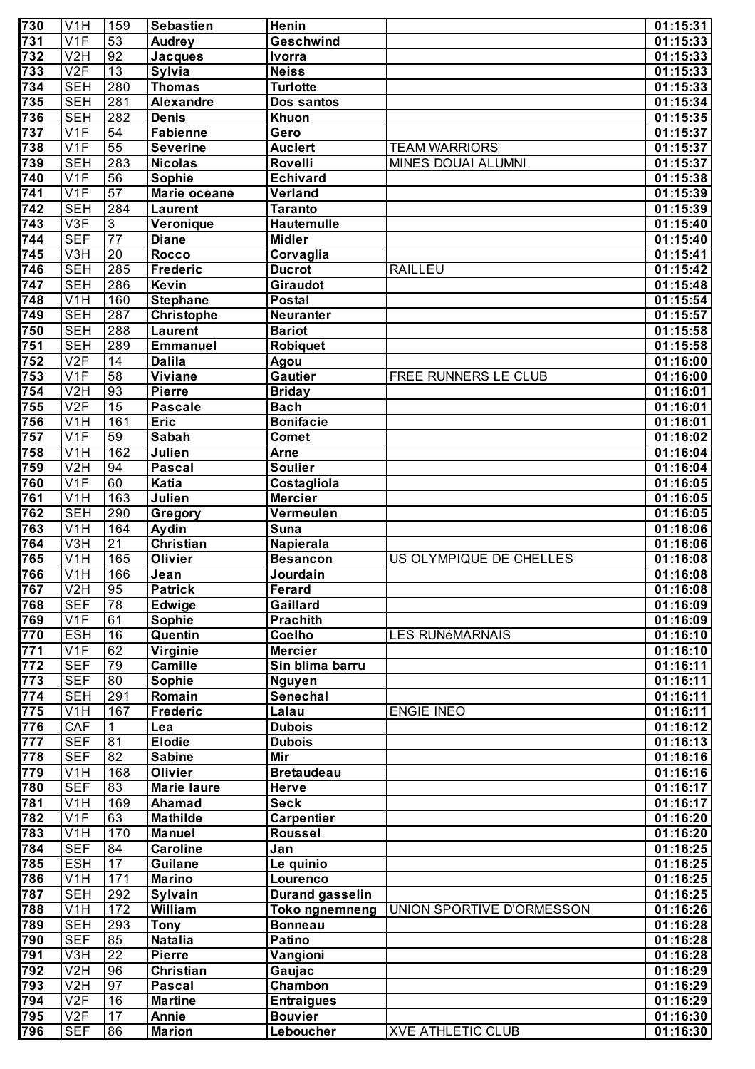| | | | | | | |
|---|---|---|---|---|---|---|
| 730 | V1H | 159 | Sebastien | Henin | | 01:15:31 |
| 731 | V1F | 53 | Audrey | Geschwind | | 01:15:33 |
| 732 | V2H | 92 | Jacques | Ivorra | | 01:15:33 |
| 733 | V2F | 13 | Sylvia | Neiss | | 01:15:33 |
| 734 | SEH | 280 | Thomas | Turlotte | | 01:15:33 |
| 735 | SEH | 281 | Alexandre | Dos santos | | 01:15:34 |
| 736 | SEH | 282 | Denis | Khuon | | 01:15:35 |
| 737 | V1F | 54 | Fabienne | Gero | | 01:15:37 |
| 738 | V1F | 55 | Severine | Auclert | TEAM WARRIORS | 01:15:37 |
| 739 | SEH | 283 | Nicolas | Rovelli | MINES DOUAI ALUMNI | 01:15:37 |
| 740 | V1F | 56 | Sophie | Echivard | | 01:15:38 |
| 741 | V1F | 57 | Marie oceane | Verland | | 01:15:39 |
| 742 | SEH | 284 | Laurent | Taranto | | 01:15:39 |
| 743 | V3F | 3 | Veronique | Hautemulle | | 01:15:40 |
| 744 | SEF | 77 | Diane | Midler | | 01:15:40 |
| 745 | V3H | 20 | Rocco | Corvaglia | | 01:15:41 |
| 746 | SEH | 285 | Frederic | Ducrot | RAILLEU | 01:15:42 |
| 747 | SEH | 286 | Kevin | Giraudot | | 01:15:48 |
| 748 | V1H | 160 | Stephane | Postal | | 01:15:54 |
| 749 | SEH | 287 | Christophe | Neuranter | | 01:15:57 |
| 750 | SEH | 288 | Laurent | Bariot | | 01:15:58 |
| 751 | SEH | 289 | Emmanuel | Robiquet | | 01:15:58 |
| 752 | V2F | 14 | Dalila | Agou | | 01:16:00 |
| 753 | V1F | 58 | Viviane | Gautier | FREE RUNNERS LE CLUB | 01:16:00 |
| 754 | V2H | 93 | Pierre | Briday | | 01:16:01 |
| 755 | V2F | 15 | Pascale | Bach | | 01:16:01 |
| 756 | V1H | 161 | Eric | Bonifacie | | 01:16:01 |
| 757 | V1F | 59 | Sabah | Comet | | 01:16:02 |
| 758 | V1H | 162 | Julien | Arne | | 01:16:04 |
| 759 | V2H | 94 | Pascal | Soulier | | 01:16:04 |
| 760 | V1F | 60 | Katia | Costagliola | | 01:16:05 |
| 761 | V1H | 163 | Julien | Mercier | | 01:16:05 |
| 762 | SEH | 290 | Gregory | Vermeulen | | 01:16:05 |
| 763 | V1H | 164 | Aydin | Suna | | 01:16:06 |
| 764 | V3H | 21 | Christian | Napierala | | 01:16:06 |
| 765 | V1H | 165 | Olivier | Besancon | US OLYMPIQUE DE CHELLES | 01:16:08 |
| 766 | V1H | 166 | Jean | Jourdain | | 01:16:08 |
| 767 | V2H | 95 | Patrick | Ferard | | 01:16:08 |
| 768 | SEF | 78 | Edwige | Gaillard | | 01:16:09 |
| 769 | V1F | 61 | Sophie | Prachith | | 01:16:09 |
| 770 | ESH | 16 | Quentin | Coelho | LES RUNéMARNAIS | 01:16:10 |
| 771 | V1F | 62 | Virginie | Mercier | | 01:16:10 |
| 772 | SEF | 79 | Camille | Sin blima barru | | 01:16:11 |
| 773 | SEF | 80 | Sophie | Nguyen | | 01:16:11 |
| 774 | SEH | 291 | Romain | Senechal | | 01:16:11 |
| 775 | V1H | 167 | Frederic | Lalau | ENGIE INEO | 01:16:11 |
| 776 | CAF | 1 | Lea | Dubois | | 01:16:12 |
| 777 | SEF | 81 | Elodie | Dubois | | 01:16:13 |
| 778 | SEF | 82 | Sabine | Mir | | 01:16:16 |
| 779 | V1H | 168 | Olivier | Bretaudeau | | 01:16:16 |
| 780 | SEF | 83 | Marie laure | Herve | | 01:16:17 |
| 781 | V1H | 169 | Ahamad | Seck | | 01:16:17 |
| 782 | V1F | 63 | Mathilde | Carpentier | | 01:16:20 |
| 783 | V1H | 170 | Manuel | Roussel | | 01:16:20 |
| 784 | SEF | 84 | Caroline | Jan | | 01:16:25 |
| 785 | ESH | 17 | Guilane | Le quinio | | 01:16:25 |
| 786 | V1H | 171 | Marino | Lourenco | | 01:16:25 |
| 787 | SEH | 292 | Sylvain | Durand gasselin | | 01:16:25 |
| 788 | V1H | 172 | William | Toko ngnemneng | UNION SPORTIVE D'ORMESSON | 01:16:26 |
| 789 | SEH | 293 | Tony | Bonneau | | 01:16:28 |
| 790 | SEF | 85 | Natalia | Patino | | 01:16:28 |
| 791 | V3H | 22 | Pierre | Vangioni | | 01:16:28 |
| 792 | V2H | 96 | Christian | Gaujac | | 01:16:29 |
| 793 | V2H | 97 | Pascal | Chambon | | 01:16:29 |
| 794 | V2F | 16 | Martine | Entraigues | | 01:16:29 |
| 795 | V2F | 17 | Annie | Bouvier | | 01:16:30 |
| 796 | SEF | 86 | Marion | Leboucher | XVE ATHLETIC CLUB | 01:16:30 |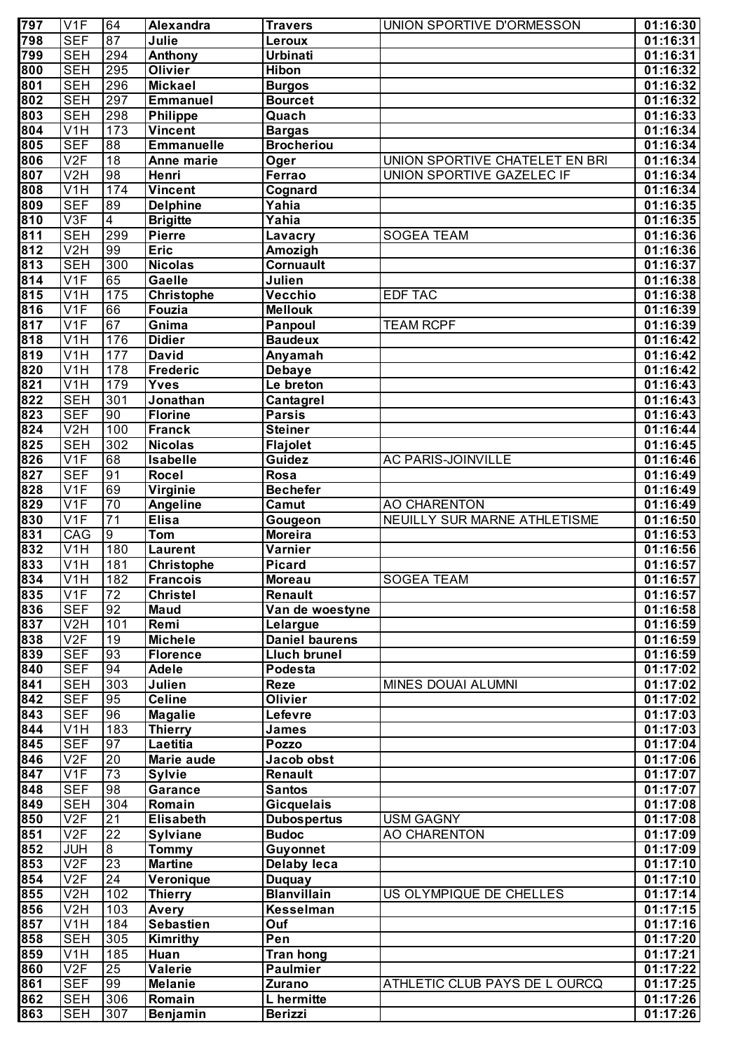| 797 | V1F | 64 | Alexandra | Travers | UNION SPORTIVE D'ORMESSON | 01:16:30 |
|---|---|---|---|---|---|---|
| 798 | SEF | 87 | Julie | Leroux | | 01:16:31 |
| 799 | SEH | 294 | Anthony | Urbinati | | 01:16:31 |
| 800 | SEH | 295 | Olivier | Hibon | | 01:16:32 |
| 801 | SEH | 296 | Mickael | Burgos | | 01:16:32 |
| 802 | SEH | 297 | Emmanuel | Bourcet | | 01:16:32 |
| 803 | SEH | 298 | Philippe | Quach | | 01:16:33 |
| 804 | V1H | 173 | Vincent | Bargas | | 01:16:34 |
| 805 | SEF | 88 | Emmanuelle | Brocheriou | | 01:16:34 |
| 806 | V2F | 18 | Anne marie | Oger | UNION SPORTIVE CHATELET EN BRI | 01:16:34 |
| 807 | V2H | 98 | Henri | Ferrao | UNION SPORTIVE GAZELEC IF | 01:16:34 |
| 808 | V1H | 174 | Vincent | Cognard | | 01:16:34 |
| 809 | SEF | 89 | Delphine | Yahia | | 01:16:35 |
| 810 | V3F | 4 | Brigitte | Yahia | | 01:16:35 |
| 811 | SEH | 299 | Pierre | Lavacry | SOGEA TEAM | 01:16:36 |
| 812 | V2H | 99 | Eric | Amozigh | | 01:16:36 |
| 813 | SEH | 300 | Nicolas | Cornuault | | 01:16:37 |
| 814 | V1F | 65 | Gaelle | Julien | | 01:16:38 |
| 815 | V1H | 175 | Christophe | Vecchio | EDF TAC | 01:16:38 |
| 816 | V1F | 66 | Fouzia | Mellouk | | 01:16:39 |
| 817 | V1F | 67 | Gnima | Panpoul | TEAM RCPF | 01:16:39 |
| 818 | V1H | 176 | Didier | Baudeux | | 01:16:42 |
| 819 | V1H | 177 | David | Anyamah | | 01:16:42 |
| 820 | V1H | 178 | Frederic | Debaye | | 01:16:42 |
| 821 | V1H | 179 | Yves | Le breton | | 01:16:43 |
| 822 | SEH | 301 | Jonathan | Cantagrel | | 01:16:43 |
| 823 | SEF | 90 | Florine | Parsis | | 01:16:43 |
| 824 | V2H | 100 | Franck | Steiner | | 01:16:44 |
| 825 | SEH | 302 | Nicolas | Flajolet | | 01:16:45 |
| 826 | V1F | 68 | Isabelle | Guidez | AC PARIS-JOINVILLE | 01:16:46 |
| 827 | SEF | 91 | Rocel | Rosa | | 01:16:49 |
| 828 | V1F | 69 | Virginie | Bechefer | | 01:16:49 |
| 829 | V1F | 70 | Angeline | Camut | AO CHARENTON | 01:16:49 |
| 830 | V1F | 71 | Elisa | Gougeon | NEUILLY SUR MARNE ATHLETISME | 01:16:50 |
| 831 | CAG | 9 | Tom | Moreira | | 01:16:53 |
| 832 | V1H | 180 | Laurent | Varnier | | 01:16:56 |
| 833 | V1H | 181 | Christophe | Picard | | 01:16:57 |
| 834 | V1H | 182 | Francois | Moreau | SOGEA TEAM | 01:16:57 |
| 835 | V1F | 72 | Christel | Renault | | 01:16:57 |
| 836 | SEF | 92 | Maud | Van de woestyne | | 01:16:58 |
| 837 | V2H | 101 | Remi | Lelargue | | 01:16:59 |
| 838 | V2F | 19 | Michele | Daniel baurens | | 01:16:59 |
| 839 | SEF | 93 | Florence | Lluch brunel | | 01:16:59 |
| 840 | SEF | 94 | Adele | Podesta | | 01:17:02 |
| 841 | SEH | 303 | Julien | Reze | MINES DOUAI ALUMNI | 01:17:02 |
| 842 | SEF | 95 | Celine | Olivier | | 01:17:02 |
| 843 | SEF | 96 | Magalie | Lefevre | | 01:17:03 |
| 844 | V1H | 183 | Thierry | James | | 01:17:03 |
| 845 | SEF | 97 | Laetitia | Pozzo | | 01:17:04 |
| 846 | V2F | 20 | Marie aude | Jacob obst | | 01:17:06 |
| 847 | V1F | 73 | Sylvie | Renault | | 01:17:07 |
| 848 | SEF | 98 | Garance | Santos | | 01:17:07 |
| 849 | SEH | 304 | Romain | Gicquelais | | 01:17:08 |
| 850 | V2F | 21 | Elisabeth | Dubospertus | USM GAGNY | 01:17:08 |
| 851 | V2F | 22 | Sylviane | Budoc | AO CHARENTON | 01:17:09 |
| 852 | JUH | 8 | Tommy | Guyonnet | | 01:17:09 |
| 853 | V2F | 23 | Martine | Delaby leca | | 01:17:10 |
| 854 | V2F | 24 | Veronique | Duquay | | 01:17:10 |
| 855 | V2H | 102 | Thierry | Blanvillain | US OLYMPIQUE DE CHELLES | 01:17:14 |
| 856 | V2H | 103 | Avery | Kesselman | | 01:17:15 |
| 857 | V1H | 184 | Sebastien | Ouf | | 01:17:16 |
| 858 | SEH | 305 | Kimrithy | Pen | | 01:17:20 |
| 859 | V1H | 185 | Huan | Tran hong | | 01:17:21 |
| 860 | V2F | 25 | Valerie | Paulmier | | 01:17:22 |
| 861 | SEF | 99 | Melanie | Zurano | ATHLETIC CLUB PAYS DE L OURCQ | 01:17:25 |
| 862 | SEH | 306 | Romain | L hermitte | | 01:17:26 |
| 863 | SEH | 307 | Benjamin | Berizzi | | 01:17:26 |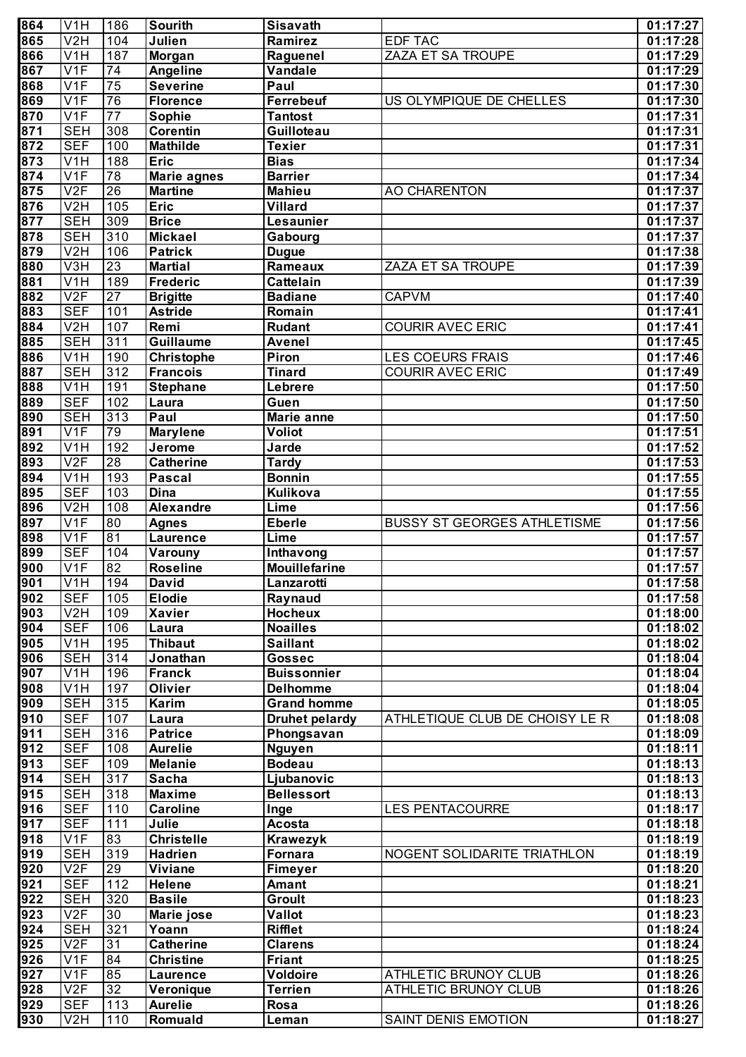| | | | | | | |
|---|---|---|---|---|---|---|
| 864 | V1H | 186 | Sourith | Sisavath | | 01:17:27 |
| 865 | V2H | 104 | Julien | Ramirez | EDF TAC | 01:17:28 |
| 866 | V1H | 187 | Morgan | Raguenel | ZAZA ET SA TROUPE | 01:17:29 |
| 867 | V1F | 74 | Angeline | Vandale | | 01:17:29 |
| 868 | V1F | 75 | Severine | Paul | | 01:17:30 |
| 869 | V1F | 76 | Florence | Ferrebeuf | US OLYMPIQUE DE CHELLES | 01:17:30 |
| 870 | V1F | 77 | Sophie | Tantost | | 01:17:31 |
| 871 | SEH | 308 | Corentin | Guilloteau | | 01:17:31 |
| 872 | SEF | 100 | Mathilde | Texier | | 01:17:31 |
| 873 | V1H | 188 | Eric | Bias | | 01:17:34 |
| 874 | V1F | 78 | Marie agnes | Barrier | | 01:17:34 |
| 875 | V2F | 26 | Martine | Mahieu | AO CHARENTON | 01:17:37 |
| 876 | V2H | 105 | Eric | Villard | | 01:17:37 |
| 877 | SEH | 309 | Brice | Lesaunier | | 01:17:37 |
| 878 | SEH | 310 | Mickael | Gabourg | | 01:17:37 |
| 879 | V2H | 106 | Patrick | Dugue | | 01:17:38 |
| 880 | V3H | 23 | Martial | Rameaux | ZAZA ET SA TROUPE | 01:17:39 |
| 881 | V1H | 189 | Frederic | Cattelain | | 01:17:39 |
| 882 | V2F | 27 | Brigitte | Badiane | CAPVM | 01:17:40 |
| 883 | SEF | 101 | Astride | Romain | | 01:17:41 |
| 884 | V2H | 107 | Remi | Rudant | COURIR AVEC ERIC | 01:17:41 |
| 885 | SEH | 311 | Guillaume | Avenel | | 01:17:45 |
| 886 | V1H | 190 | Christophe | Piron | LES COEURS FRAIS | 01:17:46 |
| 887 | SEH | 312 | Francois | Tinard | COURIR AVEC ERIC | 01:17:49 |
| 888 | V1H | 191 | Stephane | Lebrere | | 01:17:50 |
| 889 | SEF | 102 | Laura | Guen | | 01:17:50 |
| 890 | SEH | 313 | Paul | Marie anne | | 01:17:50 |
| 891 | V1F | 79 | Marylene | Voliot | | 01:17:51 |
| 892 | V1H | 192 | Jerome | Jarde | | 01:17:52 |
| 893 | V2F | 28 | Catherine | Tardy | | 01:17:53 |
| 894 | V1H | 193 | Pascal | Bonnin | | 01:17:55 |
| 895 | SEF | 103 | Dina | Kulikova | | 01:17:55 |
| 896 | V2H | 108 | Alexandre | Lime | | 01:17:56 |
| 897 | V1F | 80 | Agnes | Eberle | BUSSY ST GEORGES ATHLETISME | 01:17:56 |
| 898 | V1F | 81 | Laurence | Lime | | 01:17:57 |
| 899 | SEF | 104 | Varouny | Inthavong | | 01:17:57 |
| 900 | V1F | 82 | Roseline | Mouillefarine | | 01:17:57 |
| 901 | V1H | 194 | David | Lanzarotti | | 01:17:58 |
| 902 | SEF | 105 | Elodie | Raynaud | | 01:17:58 |
| 903 | V2H | 109 | Xavier | Hocheux | | 01:18:00 |
| 904 | SEF | 106 | Laura | Noailles | | 01:18:02 |
| 905 | V1H | 195 | Thibaut | Saillant | | 01:18:02 |
| 906 | SEH | 314 | Jonathan | Gossec | | 01:18:04 |
| 907 | V1H | 196 | Franck | Buissonnier | | 01:18:04 |
| 908 | V1H | 197 | Olivier | Delhomme | | 01:18:04 |
| 909 | SEH | 315 | Karim | Grand homme | | 01:18:05 |
| 910 | SEF | 107 | Laura | Druhet pelardy | ATHLETIQUE CLUB DE CHOISY LE R | 01:18:08 |
| 911 | SEH | 316 | Patrice | Phongsavan | | 01:18:09 |
| 912 | SEF | 108 | Aurelie | Nguyen | | 01:18:11 |
| 913 | SEF | 109 | Melanie | Bodeau | | 01:18:13 |
| 914 | SEH | 317 | Sacha | Ljubanovic | | 01:18:13 |
| 915 | SEH | 318 | Maxime | Bellessort | | 01:18:13 |
| 916 | SEF | 110 | Caroline | Inge | LES PENTACOURRE | 01:18:17 |
| 917 | SEF | 111 | Julie | Acosta | | 01:18:18 |
| 918 | V1F | 83 | Christelle | Krawezyk | | 01:18:19 |
| 919 | SEH | 319 | Hadrien | Fornara | NOGENT SOLIDARITE TRIATHLON | 01:18:19 |
| 920 | V2F | 29 | Viviane | Fimeyer | | 01:18:20 |
| 921 | SEF | 112 | Helene | Amant | | 01:18:21 |
| 922 | SEH | 320 | Basile | Groult | | 01:18:23 |
| 923 | V2F | 30 | Marie jose | Vallot | | 01:18:23 |
| 924 | SEH | 321 | Yoann | Rifflet | | 01:18:24 |
| 925 | V2F | 31 | Catherine | Clarens | | 01:18:24 |
| 926 | V1F | 84 | Christine | Friant | | 01:18:25 |
| 927 | V1F | 85 | Laurence | Voldoire | ATHLETIC BRUNOY CLUB | 01:18:26 |
| 928 | V2F | 32 | Veronique | Terrien | ATHLETIC BRUNOY CLUB | 01:18:26 |
| 929 | SEF | 113 | Aurelie | Rosa | | 01:18:26 |
| 930 | V2H | 110 | Romuald | Leman | SAINT DENIS EMOTION | 01:18:27 |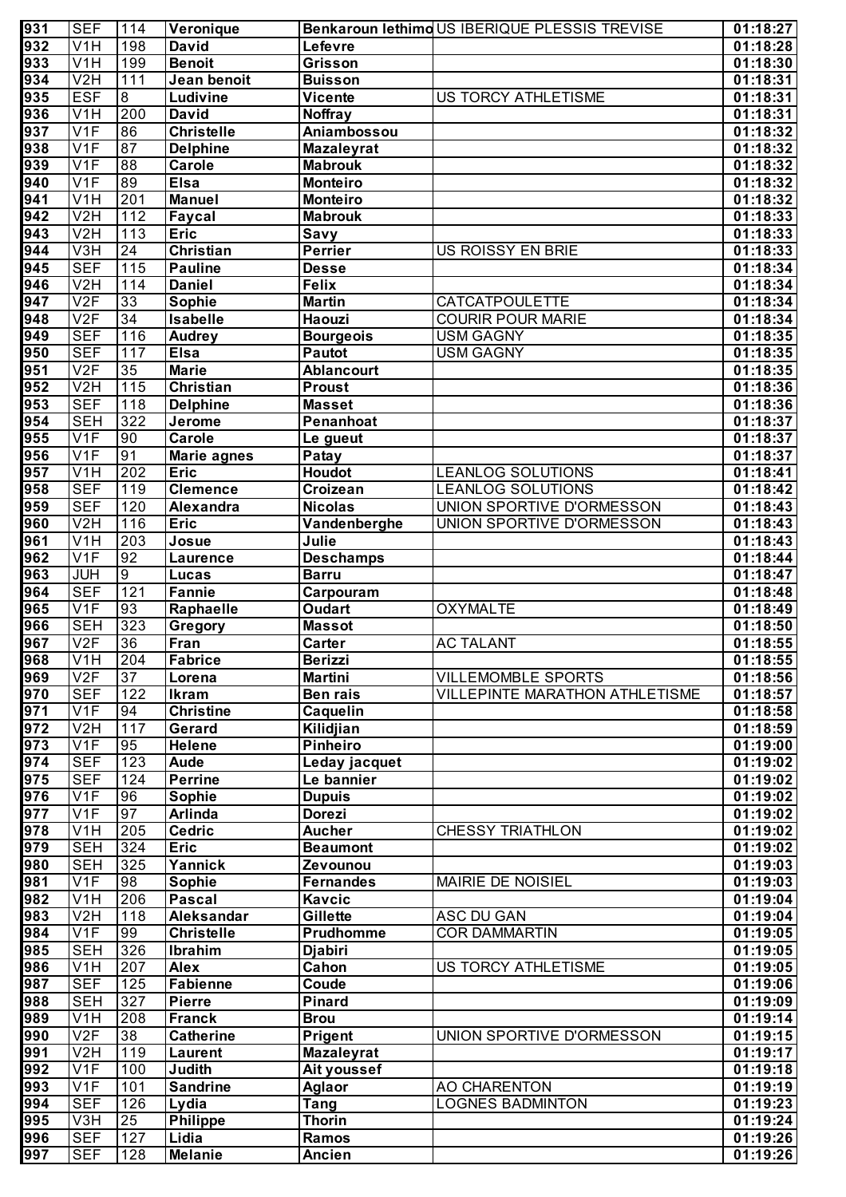| 931 | SEF | 114 | Veronique | Benkaroun lethimo | US IBERIQUE PLESSIS TREVISE | 01:18:27 |
|---|---|---|---|---|---|---|
| 932 | V1H | 198 | David | Lefevre | | 01:18:28 |
| 933 | V1H | 199 | Benoit | Grisson | | 01:18:30 |
| 934 | V2H | 111 | Jean benoit | Buisson | | 01:18:31 |
| 935 | ESF | 8 | Ludivine | Vicente | US TORCY ATHLETISME | 01:18:31 |
| 936 | V1H | 200 | David | Noffray | | 01:18:31 |
| 937 | V1F | 86 | Christelle | Aniambossou | | 01:18:32 |
| 938 | V1F | 87 | Delphine | Mazaleyrat | | 01:18:32 |
| 939 | V1F | 88 | Carole | Mabrouk | | 01:18:32 |
| 940 | V1F | 89 | Elsa | Monteiro | | 01:18:32 |
| 941 | V1H | 201 | Manuel | Monteiro | | 01:18:32 |
| 942 | V2H | 112 | Faycal | Mabrouk | | 01:18:33 |
| 943 | V2H | 113 | Eric | Savy | | 01:18:33 |
| 944 | V3H | 24 | Christian | Perrier | US ROISSY EN BRIE | 01:18:33 |
| 945 | SEF | 115 | Pauline | Desse | | 01:18:34 |
| 946 | V2H | 114 | Daniel | Felix | | 01:18:34 |
| 947 | V2F | 33 | Sophie | Martin | CATCATPOULETTE | 01:18:34 |
| 948 | V2F | 34 | Isabelle | Haouzi | COURIR POUR MARIE | 01:18:34 |
| 949 | SEF | 116 | Audrey | Bourgeois | USM GAGNY | 01:18:35 |
| 950 | SEF | 117 | Elsa | Pautot | USM GAGNY | 01:18:35 |
| 951 | V2F | 35 | Marie | Ablancourt | | 01:18:35 |
| 952 | V2H | 115 | Christian | Proust | | 01:18:36 |
| 953 | SEF | 118 | Delphine | Masset | | 01:18:36 |
| 954 | SEH | 322 | Jerome | Penanhoat | | 01:18:37 |
| 955 | V1F | 90 | Carole | Le gueut | | 01:18:37 |
| 956 | V1F | 91 | Marie agnes | Patay | | 01:18:37 |
| 957 | V1H | 202 | Eric | Houdot | LEANLOG SOLUTIONS | 01:18:41 |
| 958 | SEF | 119 | Clemence | Croizean | LEANLOG SOLUTIONS | 01:18:42 |
| 959 | SEF | 120 | Alexandra | Nicolas | UNION SPORTIVE D'ORMESSON | 01:18:43 |
| 960 | V2H | 116 | Eric | Vandenberghe | UNION SPORTIVE D'ORMESSON | 01:18:43 |
| 961 | V1H | 203 | Josue | Julie | | 01:18:43 |
| 962 | V1F | 92 | Laurence | Deschamps | | 01:18:44 |
| 963 | JUH | 9 | Lucas | Barru | | 01:18:47 |
| 964 | SEF | 121 | Fannie | Carpouram | | 01:18:48 |
| 965 | V1F | 93 | Raphaelle | Oudart | OXYMALTE | 01:18:49 |
| 966 | SEH | 323 | Gregory | Massot | | 01:18:50 |
| 967 | V2F | 36 | Fran | Carter | AC TALANT | 01:18:55 |
| 968 | V1H | 204 | Fabrice | Berizzi | | 01:18:55 |
| 969 | V2F | 37 | Lorena | Martini | VILLEMOMBLE SPORTS | 01:18:56 |
| 970 | SEF | 122 | Ikram | Ben rais | VILLEPINTE MARATHON ATHLETISME | 01:18:57 |
| 971 | V1F | 94 | Christine | Caquelin | | 01:18:58 |
| 972 | V2H | 117 | Gerard | Kilidjian | | 01:18:59 |
| 973 | V1F | 95 | Helene | Pinheiro | | 01:19:00 |
| 974 | SEF | 123 | Aude | Leday jacquet | | 01:19:02 |
| 975 | SEF | 124 | Perrine | Le bannier | | 01:19:02 |
| 976 | V1F | 96 | Sophie | Dupuis | | 01:19:02 |
| 977 | V1F | 97 | Arlinda | Dorezi | | 01:19:02 |
| 978 | V1H | 205 | Cedric | Aucher | CHESSY TRIATHLON | 01:19:02 |
| 979 | SEH | 324 | Eric | Beaumont | | 01:19:02 |
| 980 | SEH | 325 | Yannick | Zevounou | | 01:19:03 |
| 981 | V1F | 98 | Sophie | Fernandes | MAIRIE DE NOISIEL | 01:19:03 |
| 982 | V1H | 206 | Pascal | Kavcic | | 01:19:04 |
| 983 | V2H | 118 | Aleksandar | Gillette | ASC DU GAN | 01:19:04 |
| 984 | V1F | 99 | Christelle | Prudhomme | COR DAMMARTIN | 01:19:05 |
| 985 | SEH | 326 | Ibrahim | Djabiri | | 01:19:05 |
| 986 | V1H | 207 | Alex | Cahon | US TORCY ATHLETISME | 01:19:05 |
| 987 | SEF | 125 | Fabienne | Coude | | 01:19:06 |
| 988 | SEH | 327 | Pierre | Pinard | | 01:19:09 |
| 989 | V1H | 208 | Franck | Brou | | 01:19:14 |
| 990 | V2F | 38 | Catherine | Prigent | UNION SPORTIVE D'ORMESSON | 01:19:15 |
| 991 | V2H | 119 | Laurent | Mazaleyrat | | 01:19:17 |
| 992 | V1F | 100 | Judith | Ait youssef | | 01:19:18 |
| 993 | V1F | 101 | Sandrine | Aglaor | AO CHARENTON | 01:19:19 |
| 994 | SEF | 126 | Lydia | Tang | LOGNES BADMINTON | 01:19:23 |
| 995 | V3H | 25 | Philippe | Thorin | | 01:19:24 |
| 996 | SEF | 127 | Lidia | Ramos | | 01:19:26 |
| 997 | SEF | 128 | Melanie | Ancien | | 01:19:26 |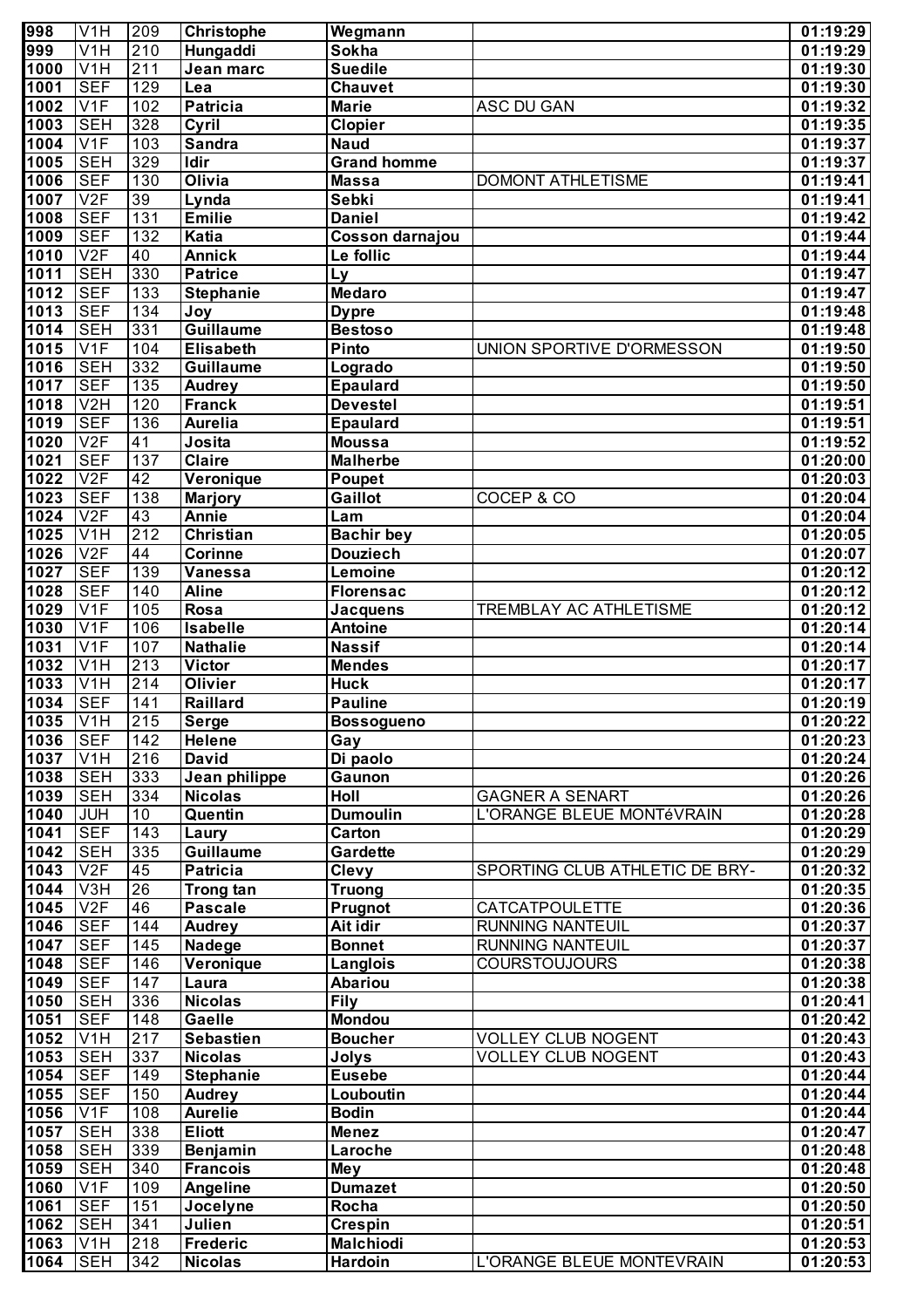| 998 | V1H | 209 | Christophe | Wegmann | | 01:19:29 |
|---|---|---|---|---|---|---|
| 999 | V1H | 210 | Hungaddi | Sokha | | 01:19:29 |
| 1000 | V1H | 211 | Jean marc | Suedile | | 01:19:30 |
| 1001 | SEF | 129 | Lea | Chauvet | | 01:19:30 |
| 1002 | V1F | 102 | Patricia | Marie | ASC DU GAN | 01:19:32 |
| 1003 | SEH | 328 | Cyril | Clopier | | 01:19:35 |
| 1004 | V1F | 103 | Sandra | Naud | | 01:19:37 |
| 1005 | SEH | 329 | Idir | Grand homme | | 01:19:37 |
| 1006 | SEF | 130 | Olivia | Massa | DOMONT ATHLETISME | 01:19:41 |
| 1007 | V2F | 39 | Lynda | Sebki | | 01:19:41 |
| 1008 | SEF | 131 | Emilie | Daniel | | 01:19:42 |
| 1009 | SEF | 132 | Katia | Cosson darnajou | | 01:19:44 |
| 1010 | V2F | 40 | Annick | Le follic | | 01:19:44 |
| 1011 | SEH | 330 | Patrice | Ly | | 01:19:47 |
| 1012 | SEF | 133 | Stephanie | Medaro | | 01:19:47 |
| 1013 | SEF | 134 | Joy | Dypre | | 01:19:48 |
| 1014 | SEH | 331 | Guillaume | Bestoso | | 01:19:48 |
| 1015 | V1F | 104 | Elisabeth | Pinto | UNION SPORTIVE D'ORMESSON | 01:19:50 |
| 1016 | SEH | 332 | Guillaume | Logrado | | 01:19:50 |
| 1017 | SEF | 135 | Audrey | Epaulard | | 01:19:50 |
| 1018 | V2H | 120 | Franck | Devestel | | 01:19:51 |
| 1019 | SEF | 136 | Aurelia | Epaulard | | 01:19:51 |
| 1020 | V2F | 41 | Josita | Moussa | | 01:19:52 |
| 1021 | SEF | 137 | Claire | Malherbe | | 01:20:00 |
| 1022 | V2F | 42 | Veronique | Poupet | | 01:20:03 |
| 1023 | SEF | 138 | Marjory | Gaillot | COCEP & CO | 01:20:04 |
| 1024 | V2F | 43 | Annie | Lam | | 01:20:04 |
| 1025 | V1H | 212 | Christian | Bachir bey | | 01:20:05 |
| 1026 | V2F | 44 | Corinne | Douziech | | 01:20:07 |
| 1027 | SEF | 139 | Vanessa | Lemoine | | 01:20:12 |
| 1028 | SEF | 140 | Aline | Florensac | | 01:20:12 |
| 1029 | V1F | 105 | Rosa | Jacquens | TREMBLAY AC ATHLETISME | 01:20:12 |
| 1030 | V1F | 106 | Isabelle | Antoine | | 01:20:14 |
| 1031 | V1F | 107 | Nathalie | Nassif | | 01:20:14 |
| 1032 | V1H | 213 | Victor | Mendes | | 01:20:17 |
| 1033 | V1H | 214 | Olivier | Huck | | 01:20:17 |
| 1034 | SEF | 141 | Raillard | Pauline | | 01:20:19 |
| 1035 | V1H | 215 | Serge | Bossogueno | | 01:20:22 |
| 1036 | SEF | 142 | Helene | Gay | | 01:20:23 |
| 1037 | V1H | 216 | David | Di paolo | | 01:20:24 |
| 1038 | SEH | 333 | Jean philippe | Gaunon | | 01:20:26 |
| 1039 | SEH | 334 | Nicolas | Holl | GAGNER A SENART | 01:20:26 |
| 1040 | JUH | 10 | Quentin | Dumoulin | L'ORANGE BLEUE MONTéVRAIN | 01:20:28 |
| 1041 | SEF | 143 | Laury | Carton | | 01:20:29 |
| 1042 | SEH | 335 | Guillaume | Gardette | | 01:20:29 |
| 1043 | V2F | 45 | Patricia | Clevy | SPORTING CLUB ATHLETIC DE BRY- | 01:20:32 |
| 1044 | V3H | 26 | Trong tan | Truong | | 01:20:35 |
| 1045 | V2F | 46 | Pascale | Prugnot | CATCATPOULETTE | 01:20:36 |
| 1046 | SEF | 144 | Audrey | Ait idir | RUNNING NANTEUIL | 01:20:37 |
| 1047 | SEF | 145 | Nadege | Bonnet | RUNNING NANTEUIL | 01:20:37 |
| 1048 | SEF | 146 | Veronique | Langlois | COURSTOUJOURS | 01:20:38 |
| 1049 | SEF | 147 | Laura | Abariou | | 01:20:38 |
| 1050 | SEH | 336 | Nicolas | Fily | | 01:20:41 |
| 1051 | SEF | 148 | Gaelle | Mondou | | 01:20:42 |
| 1052 | V1H | 217 | Sebastien | Boucher | VOLLEY CLUB NOGENT | 01:20:43 |
| 1053 | SEH | 337 | Nicolas | Jolys | VOLLEY CLUB NOGENT | 01:20:43 |
| 1054 | SEF | 149 | Stephanie | Eusebe | | 01:20:44 |
| 1055 | SEF | 150 | Audrey | Louboutin | | 01:20:44 |
| 1056 | V1F | 108 | Aurelie | Bodin | | 01:20:44 |
| 1057 | SEH | 338 | Eliott | Menez | | 01:20:47 |
| 1058 | SEH | 339 | Benjamin | Laroche | | 01:20:48 |
| 1059 | SEH | 340 | Francois | Mey | | 01:20:48 |
| 1060 | V1F | 109 | Angeline | Dumazet | | 01:20:50 |
| 1061 | SEF | 151 | Jocelyne | Rocha | | 01:20:50 |
| 1062 | SEH | 341 | Julien | Crespin | | 01:20:51 |
| 1063 | V1H | 218 | Frederic | Malchiodi | | 01:20:53 |
| 1064 | SEH | 342 | Nicolas | Hardoin | L'ORANGE BLEUE MONTEVRAIN | 01:20:53 |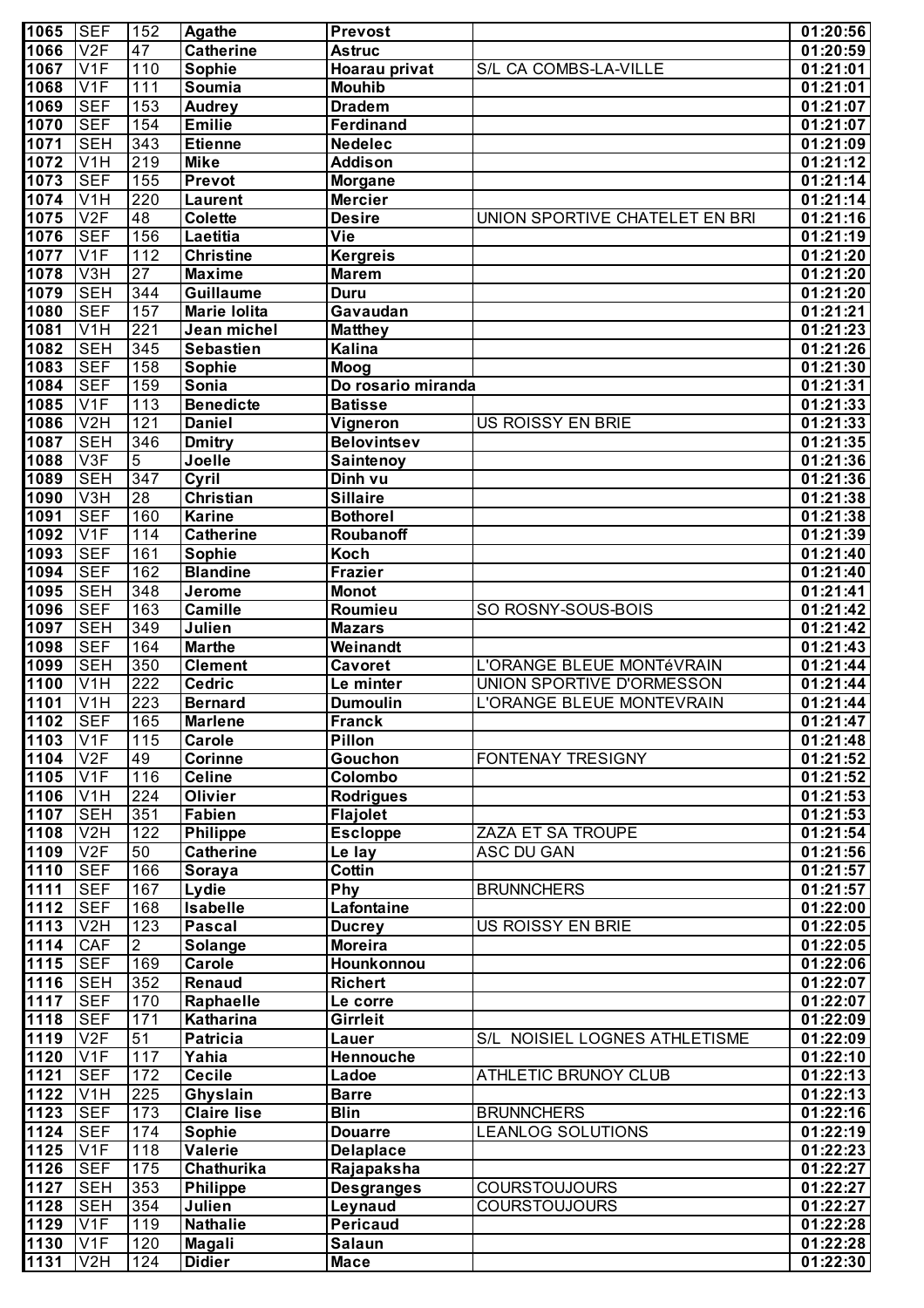| 1065 | SEF | 152 | Agathe | Prevost | | 01:20:56 |
|---|---|---|---|---|---|---|
| 1066 | V2F | 47 | Catherine | Astruc | | 01:20:59 |
| 1067 | V1F | 110 | Sophie | Hoarau privat | S/L CA COMBS-LA-VILLE | 01:21:01 |
| 1068 | V1F | 111 | Soumia | Mouhib | | 01:21:01 |
| 1069 | SEF | 153 | Audrey | Dradem | | 01:21:07 |
| 1070 | SEF | 154 | Emilie | Ferdinand | | 01:21:07 |
| 1071 | SEH | 343 | Etienne | Nedelec | | 01:21:09 |
| 1072 | V1H | 219 | Mike | Addison | | 01:21:12 |
| 1073 | SEF | 155 | Prevot | Morgane | | 01:21:14 |
| 1074 | V1H | 220 | Laurent | Mercier | | 01:21:14 |
| 1075 | V2F | 48 | Colette | Desire | UNION SPORTIVE CHATELET EN BRI | 01:21:16 |
| 1076 | SEF | 156 | Laetitia | Vie | | 01:21:19 |
| 1077 | V1F | 112 | Christine | Kergreis | | 01:21:20 |
| 1078 | V3H | 27 | Maxime | Marem | | 01:21:20 |
| 1079 | SEH | 344 | Guillaume | Duru | | 01:21:20 |
| 1080 | SEF | 157 | Marie lolita | Gavaudan | | 01:21:21 |
| 1081 | V1H | 221 | Jean michel | Matthey | | 01:21:23 |
| 1082 | SEH | 345 | Sebastien | Kalina | | 01:21:26 |
| 1083 | SEF | 158 | Sophie | Moog | | 01:21:30 |
| 1084 | SEF | 159 | Sonia | Do rosario miranda | | 01:21:31 |
| 1085 | V1F | 113 | Benedicte | Batisse | | 01:21:33 |
| 1086 | V2H | 121 | Daniel | Vigneron | US ROISSY EN BRIE | 01:21:33 |
| 1087 | SEH | 346 | Dmitry | Belovintsev | | 01:21:35 |
| 1088 | V3F | 5 | Joelle | Saintenoy | | 01:21:36 |
| 1089 | SEH | 347 | Cyril | Dinh vu | | 01:21:36 |
| 1090 | V3H | 28 | Christian | Sillaire | | 01:21:38 |
| 1091 | SEF | 160 | Karine | Bothorel | | 01:21:38 |
| 1092 | V1F | 114 | Catherine | Roubanoff | | 01:21:39 |
| 1093 | SEF | 161 | Sophie | Koch | | 01:21:40 |
| 1094 | SEF | 162 | Blandine | Frazier | | 01:21:40 |
| 1095 | SEH | 348 | Jerome | Monot | | 01:21:41 |
| 1096 | SEF | 163 | Camille | Roumieu | SO ROSNY-SOUS-BOIS | 01:21:42 |
| 1097 | SEH | 349 | Julien | Mazars | | 01:21:42 |
| 1098 | SEF | 164 | Marthe | Weinandt | | 01:21:43 |
| 1099 | SEH | 350 | Clement | Cavoret | L'ORANGE BLEUE MONTéVRAIN | 01:21:44 |
| 1100 | V1H | 222 | Cedric | Le minter | UNION SPORTIVE D'ORMESSON | 01:21:44 |
| 1101 | V1H | 223 | Bernard | Dumoulin | L'ORANGE BLEUE MONTEVRAIN | 01:21:44 |
| 1102 | SEF | 165 | Marlene | Franck | | 01:21:47 |
| 1103 | V1F | 115 | Carole | Pillon | | 01:21:48 |
| 1104 | V2F | 49 | Corinne | Gouchon | FONTENAY TRESIGNY | 01:21:52 |
| 1105 | V1F | 116 | Celine | Colombo | | 01:21:52 |
| 1106 | V1H | 224 | Olivier | Rodrigues | | 01:21:53 |
| 1107 | SEH | 351 | Fabien | Flajolet | | 01:21:53 |
| 1108 | V2H | 122 | Philippe | Escloppe | ZAZA ET SA TROUPE | 01:21:54 |
| 1109 | V2F | 50 | Catherine | Le lay | ASC DU GAN | 01:21:56 |
| 1110 | SEF | 166 | Soraya | Cottin | | 01:21:57 |
| 1111 | SEF | 167 | Lydie | Phy | BRUNNCHERS | 01:21:57 |
| 1112 | SEF | 168 | Isabelle | Lafontaine | | 01:22:00 |
| 1113 | V2H | 123 | Pascal | Ducrey | US ROISSY EN BRIE | 01:22:05 |
| 1114 | CAF | 2 | Solange | Moreira | | 01:22:05 |
| 1115 | SEF | 169 | Carole | Hounkonnou | | 01:22:06 |
| 1116 | SEH | 352 | Renaud | Richert | | 01:22:07 |
| 1117 | SEF | 170 | Raphaelle | Le corre | | 01:22:07 |
| 1118 | SEF | 171 | Katharina | Girrleit | | 01:22:09 |
| 1119 | V2F | 51 | Patricia | Lauer | S/L NOISIEL LOGNES ATHLETISME | 01:22:09 |
| 1120 | V1F | 117 | Yahia | Hennouche | | 01:22:10 |
| 1121 | SEF | 172 | Cecile | Ladoe | ATHLETIC BRUNOY CLUB | 01:22:13 |
| 1122 | V1H | 225 | Ghyslain | Barre | | 01:22:13 |
| 1123 | SEF | 173 | Claire lise | Blin | BRUNNCHERS | 01:22:16 |
| 1124 | SEF | 174 | Sophie | Douarre | LEANLOG SOLUTIONS | 01:22:19 |
| 1125 | V1F | 118 | Valerie | Delaplace | | 01:22:23 |
| 1126 | SEF | 175 | Chathurika | Rajapaksha | | 01:22:27 |
| 1127 | SEH | 353 | Philippe | Desgranges | COURSTOUJOURS | 01:22:27 |
| 1128 | SEH | 354 | Julien | Leynaud | COURSTOUJOURS | 01:22:27 |
| 1129 | V1F | 119 | Nathalie | Pericaud | | 01:22:28 |
| 1130 | V1F | 120 | Magali | Salaun | | 01:22:28 |
| 1131 | V2H | 124 | Didier | Mace | | 01:22:30 |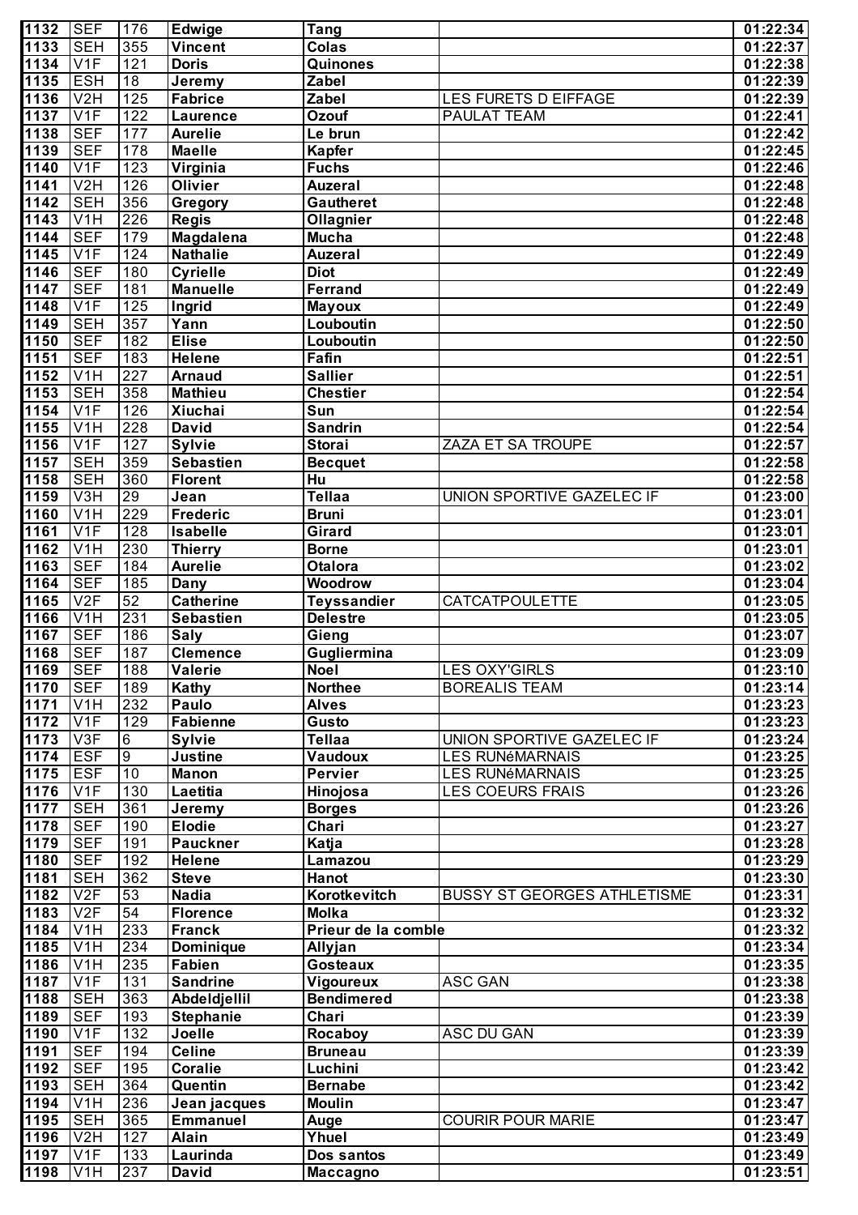| 1132 | SEF | 176 | Edwige | Tang | | 01:22:34 |
|---|---|---|---|---|---|---|
| 1133 | SEH | 355 | Vincent | Colas | | 01:22:37 |
| 1134 | V1F | 121 | Doris | Quinones | | 01:22:38 |
| 1135 | ESH | 18 | Jeremy | Zabel | | 01:22:39 |
| 1136 | V2H | 125 | Fabrice | Zabel | LES FURETS D EIFFAGE | 01:22:39 |
| 1137 | V1F | 122 | Laurence | Ozouf | PAULAT TEAM | 01:22:41 |
| 1138 | SEF | 177 | Aurelie | Le brun | | 01:22:42 |
| 1139 | SEF | 178 | Maelle | Kapfer | | 01:22:45 |
| 1140 | V1F | 123 | Virginia | Fuchs | | 01:22:46 |
| 1141 | V2H | 126 | Olivier | Auzeral | | 01:22:48 |
| 1142 | SEH | 356 | Gregory | Gautheret | | 01:22:48 |
| 1143 | V1H | 226 | Regis | Ollagnier | | 01:22:48 |
| 1144 | SEF | 179 | Magdalena | Mucha | | 01:22:48 |
| 1145 | V1F | 124 | Nathalie | Auzeral | | 01:22:49 |
| 1146 | SEF | 180 | Cyrielle | Diot | | 01:22:49 |
| 1147 | SEF | 181 | Manuelle | Ferrand | | 01:22:49 |
| 1148 | V1F | 125 | Ingrid | Mayoux | | 01:22:49 |
| 1149 | SEH | 357 | Yann | Louboutin | | 01:22:50 |
| 1150 | SEF | 182 | Elise | Louboutin | | 01:22:50 |
| 1151 | SEF | 183 | Helene | Fafin | | 01:22:51 |
| 1152 | V1H | 227 | Arnaud | Sallier | | 01:22:51 |
| 1153 | SEH | 358 | Mathieu | Chestier | | 01:22:54 |
| 1154 | V1F | 126 | Xiuchai | Sun | | 01:22:54 |
| 1155 | V1H | 228 | David | Sandrin | | 01:22:54 |
| 1156 | V1F | 127 | Sylvie | Storai | ZAZA ET SA TROUPE | 01:22:57 |
| 1157 | SEH | 359 | Sebastien | Becquet | | 01:22:58 |
| 1158 | SEH | 360 | Florent | Hu | | 01:22:58 |
| 1159 | V3H | 29 | Jean | Tellaa | UNION SPORTIVE GAZELEC IF | 01:23:00 |
| 1160 | V1H | 229 | Frederic | Bruni | | 01:23:01 |
| 1161 | V1F | 128 | Isabelle | Girard | | 01:23:01 |
| 1162 | V1H | 230 | Thierry | Borne | | 01:23:01 |
| 1163 | SEF | 184 | Aurelie | Otalora | | 01:23:02 |
| 1164 | SEF | 185 | Dany | Woodrow | | 01:23:04 |
| 1165 | V2F | 52 | Catherine | Teyssandier | CATCATPOULETTE | 01:23:05 |
| 1166 | V1H | 231 | Sebastien | Delestre | | 01:23:05 |
| 1167 | SEF | 186 | Saly | Gieng | | 01:23:07 |
| 1168 | SEF | 187 | Clemence | Gugliermina | | 01:23:09 |
| 1169 | SEF | 188 | Valerie | Noel | LES OXY'GIRLS | 01:23:10 |
| 1170 | SEF | 189 | Kathy | Northee | BOREALIS TEAM | 01:23:14 |
| 1171 | V1H | 232 | Paulo | Alves | | 01:23:23 |
| 1172 | V1F | 129 | Fabienne | Gusto | | 01:23:23 |
| 1173 | V3F | 6 | Sylvie | Tellaa | UNION SPORTIVE GAZELEC IF | 01:23:24 |
| 1174 | ESF | 9 | Justine | Vaudoux | LES RUNéMARNAIS | 01:23:25 |
| 1175 | ESF | 10 | Manon | Pervier | LES RUNéMARNAIS | 01:23:25 |
| 1176 | V1F | 130 | Laetitia | Hinojosa | LES COEURS FRAIS | 01:23:26 |
| 1177 | SEH | 361 | Jeremy | Borges | | 01:23:26 |
| 1178 | SEF | 190 | Elodie | Chari | | 01:23:27 |
| 1179 | SEF | 191 | Pauckner | Katja | | 01:23:28 |
| 1180 | SEF | 192 | Helene | Lamazou | | 01:23:29 |
| 1181 | SEH | 362 | Steve | Hanot | | 01:23:30 |
| 1182 | V2F | 53 | Nadia | Korotkevitch | BUSSY ST GEORGES ATHLETISME | 01:23:31 |
| 1183 | V2F | 54 | Florence | Molka | | 01:23:32 |
| 1184 | V1H | 233 | Franck | Prieur de la comble | | 01:23:32 |
| 1185 | V1H | 234 | Dominique | Allyjan | | 01:23:34 |
| 1186 | V1H | 235 | Fabien | Gosteaux | | 01:23:35 |
| 1187 | V1F | 131 | Sandrine | Vigoureux | ASC GAN | 01:23:38 |
| 1188 | SEH | 363 | Abdeldjellil | Bendimered | | 01:23:38 |
| 1189 | SEF | 193 | Stephanie | Chari | | 01:23:39 |
| 1190 | V1F | 132 | Joelle | Rocaboy | ASC DU GAN | 01:23:39 |
| 1191 | SEF | 194 | Celine | Bruneau | | 01:23:39 |
| 1192 | SEF | 195 | Coralie | Luchini | | 01:23:42 |
| 1193 | SEH | 364 | Quentin | Bernabe | | 01:23:42 |
| 1194 | V1H | 236 | Jean jacques | Moulin | | 01:23:47 |
| 1195 | SEH | 365 | Emmanuel | Auge | COURIR POUR MARIE | 01:23:47 |
| 1196 | V2H | 127 | Alain | Yhuel | | 01:23:49 |
| 1197 | V1F | 133 | Laurinda | Dos santos | | 01:23:49 |
| 1198 | V1H | 237 | David | Maccagno | | 01:23:51 |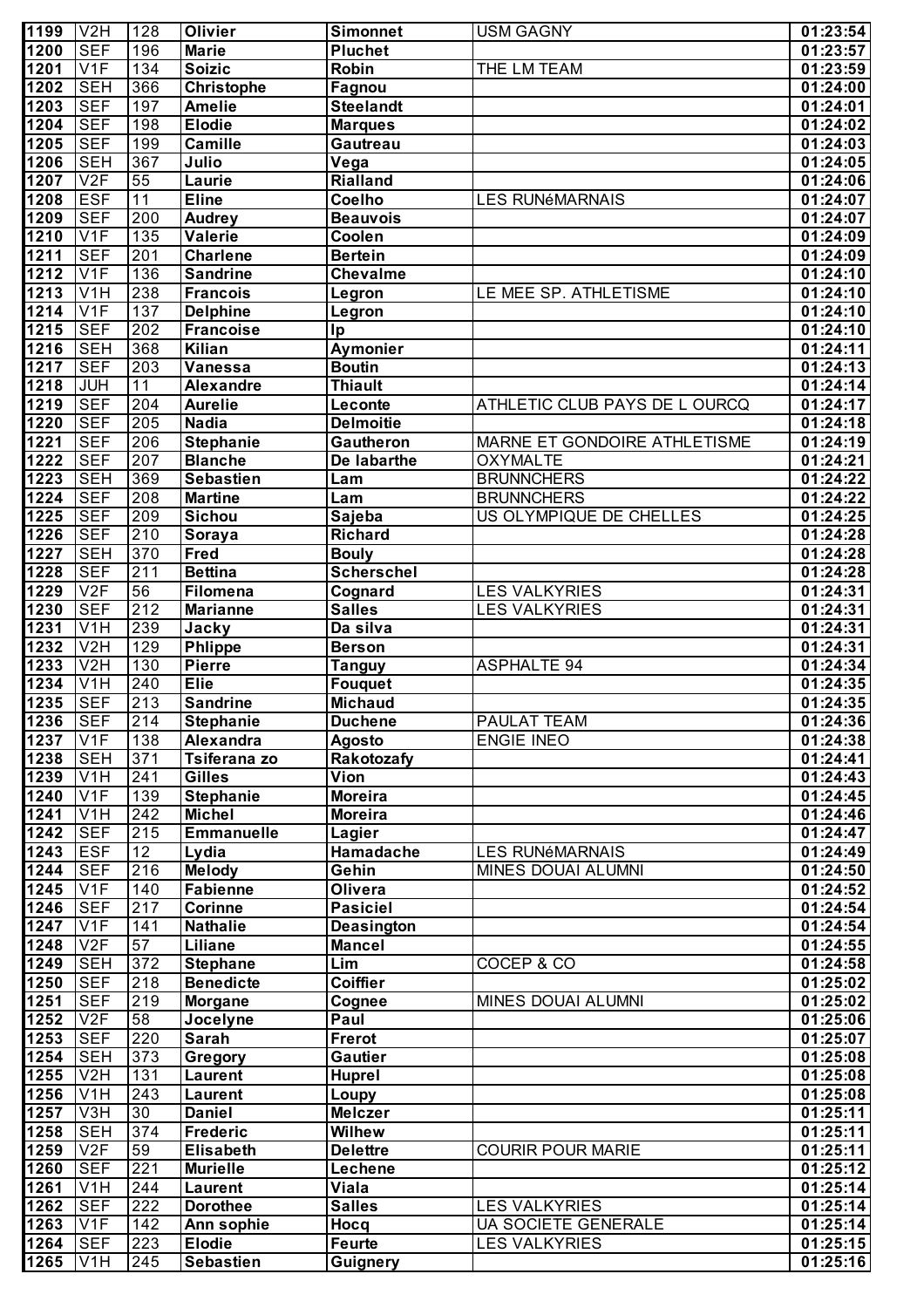| 1199 | V2H | 128 | Olivier | Simonnet | USM GAGNY | 01:23:54 |
|---|---|---|---|---|---|---|
| 1200 | SEF | 196 | Marie | Pluchet | | 01:23:57 |
| 1201 | V1F | 134 | Soizic | Robin | THE LM TEAM | 01:23:59 |
| 1202 | SEH | 366 | Christophe | Fagnou | | 01:24:00 |
| 1203 | SEF | 197 | Amelie | Steelandt | | 01:24:01 |
| 1204 | SEF | 198 | Elodie | Marques | | 01:24:02 |
| 1205 | SEF | 199 | Camille | Gautreau | | 01:24:03 |
| 1206 | SEH | 367 | Julio | Vega | | 01:24:05 |
| 1207 | V2F | 55 | Laurie | Rialland | | 01:24:06 |
| 1208 | ESF | 11 | Eline | Coelho | LES RUNéMARNAIS | 01:24:07 |
| 1209 | SEF | 200 | Audrey | Beauvois | | 01:24:07 |
| 1210 | V1F | 135 | Valerie | Coolen | | 01:24:09 |
| 1211 | SEF | 201 | Charlene | Bertein | | 01:24:09 |
| 1212 | V1F | 136 | Sandrine | Chevalme | | 01:24:10 |
| 1213 | V1H | 238 | Francois | Legron | LE MEE SP. ATHLETISME | 01:24:10 |
| 1214 | V1F | 137 | Delphine | Legron | | 01:24:10 |
| 1215 | SEF | 202 | Francoise | Ip | | 01:24:10 |
| 1216 | SEH | 368 | Kilian | Aymonier | | 01:24:11 |
| 1217 | SEF | 203 | Vanessa | Boutin | | 01:24:13 |
| 1218 | JUH | 11 | Alexandre | Thiault | | 01:24:14 |
| 1219 | SEF | 204 | Aurelie | Leconte | ATHLETIC CLUB PAYS DE L OURCQ | 01:24:17 |
| 1220 | SEF | 205 | Nadia | Delmoitie | | 01:24:18 |
| 1221 | SEF | 206 | Stephanie | Gautheron | MARNE ET GONDOIRE ATHLETISME | 01:24:19 |
| 1222 | SEF | 207 | Blanche | De labarthe | OXYMALTE | 01:24:21 |
| 1223 | SEH | 369 | Sebastien | Lam | BRUNNCHERS | 01:24:22 |
| 1224 | SEF | 208 | Martine | Lam | BRUNNCHERS | 01:24:22 |
| 1225 | SEF | 209 | Sichou | Sajeba | US OLYMPIQUE DE CHELLES | 01:24:25 |
| 1226 | SEF | 210 | Soraya | Richard | | 01:24:28 |
| 1227 | SEH | 370 | Fred | Bouly | | 01:24:28 |
| 1228 | SEF | 211 | Bettina | Scherschel | | 01:24:28 |
| 1229 | V2F | 56 | Filomena | Cognard | LES VALKYRIES | 01:24:31 |
| 1230 | SEF | 212 | Marianne | Salles | LES VALKYRIES | 01:24:31 |
| 1231 | V1H | 239 | Jacky | Da silva | | 01:24:31 |
| 1232 | V2H | 129 | Phlippe | Berson | | 01:24:31 |
| 1233 | V2H | 130 | Pierre | Tanguy | ASPHALTE 94 | 01:24:34 |
| 1234 | V1H | 240 | Elie | Fouquet | | 01:24:35 |
| 1235 | SEF | 213 | Sandrine | Michaud | | 01:24:35 |
| 1236 | SEF | 214 | Stephanie | Duchene | PAULAT TEAM | 01:24:36 |
| 1237 | V1F | 138 | Alexandra | Agosto | ENGIE INEO | 01:24:38 |
| 1238 | SEH | 371 | Tsiferana zo | Rakotozafy | | 01:24:41 |
| 1239 | V1H | 241 | Gilles | Vion | | 01:24:43 |
| 1240 | V1F | 139 | Stephanie | Moreira | | 01:24:45 |
| 1241 | V1H | 242 | Michel | Moreira | | 01:24:46 |
| 1242 | SEF | 215 | Emmanuelle | Lagier | | 01:24:47 |
| 1243 | ESF | 12 | Lydia | Hamadache | LES RUNéMARNAIS | 01:24:49 |
| 1244 | SEF | 216 | Melody | Gehin | MINES DOUAI ALUMNI | 01:24:50 |
| 1245 | V1F | 140 | Fabienne | Olivera | | 01:24:52 |
| 1246 | SEF | 217 | Corinne | Pasiciel | | 01:24:54 |
| 1247 | V1F | 141 | Nathalie | Deasington | | 01:24:54 |
| 1248 | V2F | 57 | Liliane | Mancel | | 01:24:55 |
| 1249 | SEH | 372 | Stephane | Lim | COCEP & CO | 01:24:58 |
| 1250 | SEF | 218 | Benedicte | Coiffier | | 01:25:02 |
| 1251 | SEF | 219 | Morgane | Cognee | MINES DOUAI ALUMNI | 01:25:02 |
| 1252 | V2F | 58 | Jocelyne | Paul | | 01:25:06 |
| 1253 | SEF | 220 | Sarah | Frerot | | 01:25:07 |
| 1254 | SEH | 373 | Gregory | Gautier | | 01:25:08 |
| 1255 | V2H | 131 | Laurent | Huprel | | 01:25:08 |
| 1256 | V1H | 243 | Laurent | Loupy | | 01:25:08 |
| 1257 | V3H | 30 | Daniel | Melczer | | 01:25:11 |
| 1258 | SEH | 374 | Frederic | Wilhew | | 01:25:11 |
| 1259 | V2F | 59 | Elisabeth | Delettre | COURIR POUR MARIE | 01:25:11 |
| 1260 | SEF | 221 | Murielle | Lechene | | 01:25:12 |
| 1261 | V1H | 244 | Laurent | Viala | | 01:25:14 |
| 1262 | SEF | 222 | Dorothee | Salles | LES VALKYRIES | 01:25:14 |
| 1263 | V1F | 142 | Ann sophie | Hocq | UA SOCIETE GENERALE | 01:25:14 |
| 1264 | SEF | 223 | Elodie | Feurte | LES VALKYRIES | 01:25:15 |
| 1265 | V1H | 245 | Sebastien | Guignery | | 01:25:16 |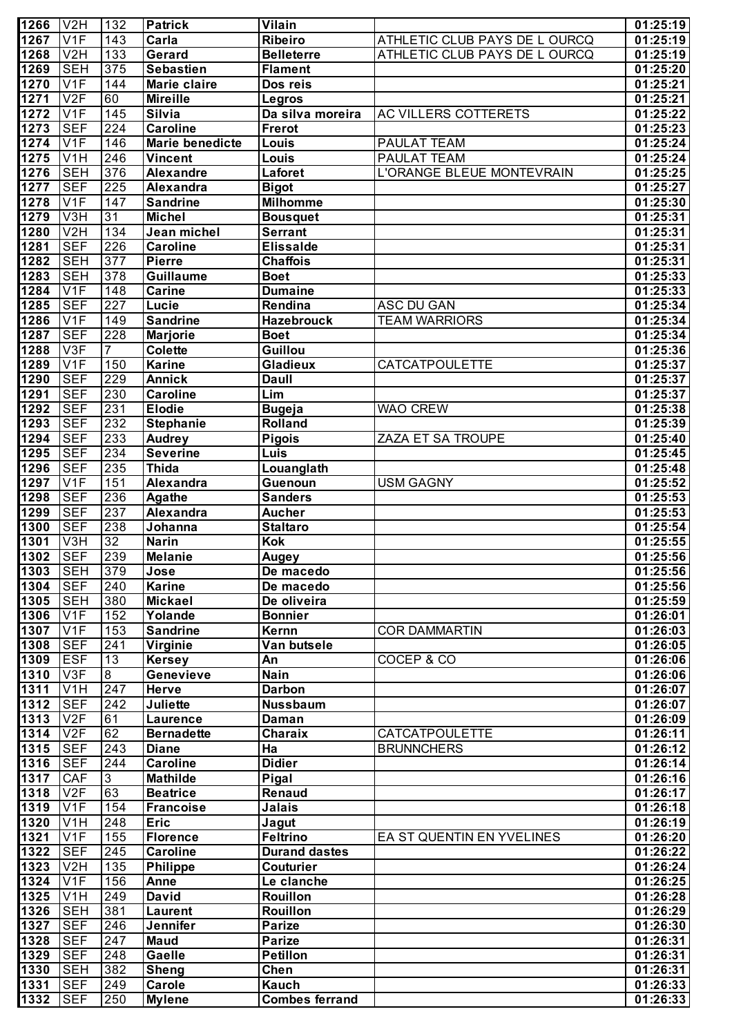| 1266 | V2H | 132 | **Patrick** | **Vilain** | | **01:25:19** |
|---|---|---|---|---|---|---|
| 1267 | V1F | 143 | **Carla** | **Ribeiro** | ATHLETIC CLUB PAYS DE L OURCQ | **01:25:19** |
| 1268 | V2H | 133 | **Gerard** | **Belleterre** | ATHLETIC CLUB PAYS DE L OURCQ | **01:25:19** |
| 1269 | SEH | 375 | **Sebastien** | **Flament** | | **01:25:20** |
| 1270 | V1F | 144 | **Marie claire** | **Dos reis** | | **01:25:21** |
| 1271 | V2F | 60 | **Mireille** | **Legros** | | **01:25:21** |
| 1272 | V1F | 145 | **Silvia** | **Da silva moreira** | AC VILLERS COTTERETS | **01:25:22** |
| 1273 | SEF | 224 | **Caroline** | **Frerot** | | **01:25:23** |
| 1274 | V1F | 146 | **Marie benedicte** | **Louis** | PAULAT TEAM | **01:25:24** |
| 1275 | V1H | 246 | **Vincent** | **Louis** | PAULAT TEAM | **01:25:24** |
| 1276 | SEH | 376 | **Alexandre** | **Laforet** | L'ORANGE BLEUE MONTEVRAIN | **01:25:25** |
| 1277 | SEF | 225 | **Alexandra** | **Bigot** | | **01:25:27** |
| 1278 | V1F | 147 | **Sandrine** | **Milhomme** | | **01:25:30** |
| 1279 | V3H | 31 | **Michel** | **Bousquet** | | **01:25:31** |
| 1280 | V2H | 134 | **Jean michel** | **Serrant** | | **01:25:31** |
| 1281 | SEF | 226 | **Caroline** | **Elissalde** | | **01:25:31** |
| 1282 | SEH | 377 | **Pierre** | **Chaffois** | | **01:25:31** |
| 1283 | SEH | 378 | **Guillaume** | **Boet** | | **01:25:33** |
| 1284 | V1F | 148 | **Carine** | **Dumaine** | | **01:25:33** |
| 1285 | SEF | 227 | **Lucie** | **Rendina** | ASC DU GAN | **01:25:34** |
| 1286 | V1F | 149 | **Sandrine** | **Hazebrouck** | TEAM WARRIORS | **01:25:34** |
| 1287 | SEF | 228 | **Marjorie** | **Boet** | | **01:25:34** |
| 1288 | V3F | 7 | **Colette** | **Guillou** | | **01:25:36** |
| 1289 | V1F | 150 | **Karine** | **Gladieux** | CATCATPOULETTE | **01:25:37** |
| 1290 | SEF | 229 | **Annick** | **Daull** | | **01:25:37** |
| 1291 | SEF | 230 | **Caroline** | **Lim** | | **01:25:37** |
| 1292 | SEF | 231 | **Elodie** | **Bugeja** | WAO CREW | **01:25:38** |
| 1293 | SEF | 232 | **Stephanie** | **Rolland** | | **01:25:39** |
| 1294 | SEF | 233 | **Audrey** | **Pigois** | ZAZA ET SA TROUPE | **01:25:40** |
| 1295 | SEF | 234 | **Severine** | **Luis** | | **01:25:45** |
| 1296 | SEF | 235 | **Thida** | **Louanglath** | | **01:25:48** |
| 1297 | V1F | 151 | **Alexandra** | **Guenoun** | USM GAGNY | **01:25:52** |
| 1298 | SEF | 236 | **Agathe** | **Sanders** | | **01:25:53** |
| 1299 | SEF | 237 | **Alexandra** | **Aucher** | | **01:25:53** |
| 1300 | SEF | 238 | **Johanna** | **Staltaro** | | **01:25:54** |
| 1301 | V3H | 32 | **Narin** | **Kok** | | **01:25:55** |
| 1302 | SEF | 239 | **Melanie** | **Augey** | | **01:25:56** |
| 1303 | SEH | 379 | **Jose** | **De macedo** | | **01:25:56** |
| 1304 | SEF | 240 | **Karine** | **De macedo** | | **01:25:56** |
| 1305 | SEH | 380 | **Mickael** | **De oliveira** | | **01:25:59** |
| 1306 | V1F | 152 | **Yolande** | **Bonnier** | | **01:26:01** |
| 1307 | V1F | 153 | **Sandrine** | **Kernn** | COR DAMMARTIN | **01:26:03** |
| 1308 | SEF | 241 | **Virginie** | **Van butsele** | | **01:26:05** |
| 1309 | ESF | 13 | **Kersey** | **An** | COCEP & CO | **01:26:06** |
| 1310 | V3F | 8 | **Genevieve** | **Nain** | | **01:26:06** |
| 1311 | V1H | 247 | **Herve** | **Darbon** | | **01:26:07** |
| 1312 | SEF | 242 | **Juliette** | **Nussbaum** | | **01:26:07** |
| 1313 | V2F | 61 | **Laurence** | **Daman** | | **01:26:09** |
| 1314 | V2F | 62 | **Bernadette** | **Charaix** | CATCATPOULETTE | **01:26:11** |
| 1315 | SEF | 243 | **Diane** | **Ha** | BRUNNCHERS | **01:26:12** |
| 1316 | SEF | 244 | **Caroline** | **Didier** | | **01:26:14** |
| 1317 | CAF | 3 | **Mathilde** | **Pigal** | | **01:26:16** |
| 1318 | V2F | 63 | **Beatrice** | **Renaud** | | **01:26:17** |
| 1319 | V1F | 154 | **Francoise** | **Jalais** | | **01:26:18** |
| 1320 | V1H | 248 | **Eric** | **Jagut** | | **01:26:19** |
| 1321 | V1F | 155 | **Florence** | **Feltrino** | EA ST QUENTIN EN YVELINES | **01:26:20** |
| 1322 | SEF | 245 | **Caroline** | **Durand dastes** | | **01:26:22** |
| 1323 | V2H | 135 | **Philippe** | **Couturier** | | **01:26:24** |
| 1324 | V1F | 156 | **Anne** | **Le clanche** | | **01:26:25** |
| 1325 | V1H | 249 | **David** | **Rouillon** | | **01:26:28** |
| 1326 | SEH | 381 | **Laurent** | **Rouillon** | | **01:26:29** |
| 1327 | SEF | 246 | **Jennifer** | **Parize** | | **01:26:30** |
| 1328 | SEF | 247 | **Maud** | **Parize** | | **01:26:31** |
| 1329 | SEF | 248 | **Gaelle** | **Petillon** | | **01:26:31** |
| 1330 | SEH | 382 | **Sheng** | **Chen** | | **01:26:31** |
| 1331 | SEF | 249 | **Carole** | **Kauch** | | **01:26:33** |
| 1332 | SEF | 250 | **Mylene** | **Combes ferrand** | | **01:26:33** |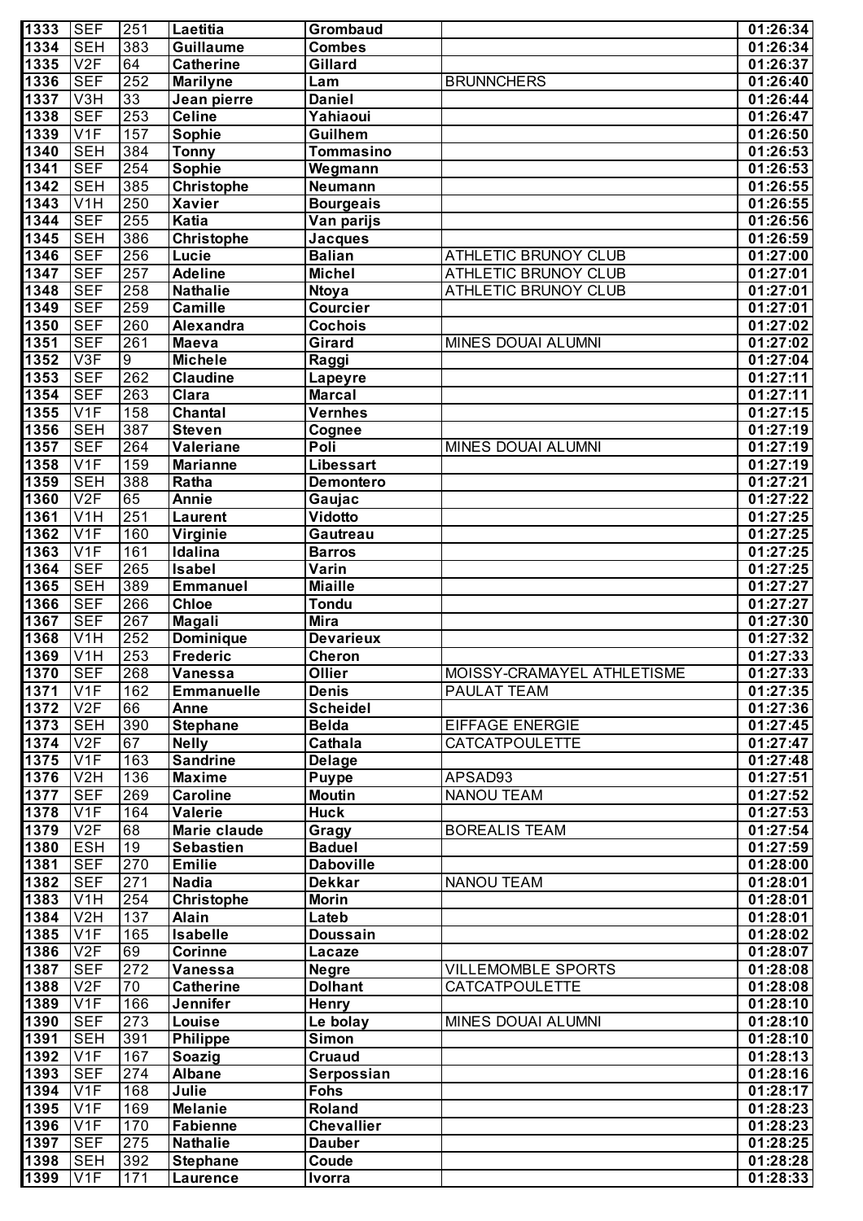| 1333 | SEF | 251 | Laetitia | Grombaud | | 01:26:34 |
|---|---|---|---|---|---|---|
| 1334 | SEH | 383 | Guillaume | Combes | | 01:26:34 |
| 1335 | V2F | 64 | Catherine | Gillard | | 01:26:37 |
| 1336 | SEF | 252 | Marilyne | Lam | BRUNNCHERS | 01:26:40 |
| 1337 | V3H | 33 | Jean pierre | Daniel | | 01:26:44 |
| 1338 | SEF | 253 | Celine | Yahiaoui | | 01:26:47 |
| 1339 | V1F | 157 | Sophie | Guilhem | | 01:26:50 |
| 1340 | SEH | 384 | Tonny | Tommasino | | 01:26:53 |
| 1341 | SEF | 254 | Sophie | Wegmann | | 01:26:53 |
| 1342 | SEH | 385 | Christophe | Neumann | | 01:26:55 |
| 1343 | V1H | 250 | Xavier | Bourgeais | | 01:26:55 |
| 1344 | SEF | 255 | Katia | Van parijs | | 01:26:56 |
| 1345 | SEH | 386 | Christophe | Jacques | | 01:26:59 |
| 1346 | SEF | 256 | Lucie | Balian | ATHLETIC BRUNOY CLUB | 01:27:00 |
| 1347 | SEF | 257 | Adeline | Michel | ATHLETIC BRUNOY CLUB | 01:27:01 |
| 1348 | SEF | 258 | Nathalie | Ntoya | ATHLETIC BRUNOY CLUB | 01:27:01 |
| 1349 | SEF | 259 | Camille | Courcier | | 01:27:01 |
| 1350 | SEF | 260 | Alexandra | Cochois | | 01:27:02 |
| 1351 | SEF | 261 | Maeva | Girard | MINES DOUAI ALUMNI | 01:27:02 |
| 1352 | V3F | 9 | Michele | Raggi | | 01:27:04 |
| 1353 | SEF | 262 | Claudine | Lapeyre | | 01:27:11 |
| 1354 | SEF | 263 | Clara | Marcal | | 01:27:11 |
| 1355 | V1F | 158 | Chantal | Vernhes | | 01:27:15 |
| 1356 | SEH | 387 | Steven | Cognee | | 01:27:19 |
| 1357 | SEF | 264 | Valeriane | Poli | MINES DOUAI ALUMNI | 01:27:19 |
| 1358 | V1F | 159 | Marianne | Libessart | | 01:27:19 |
| 1359 | SEH | 388 | Ratha | Demontero | | 01:27:21 |
| 1360 | V2F | 65 | Annie | Gaujac | | 01:27:22 |
| 1361 | V1H | 251 | Laurent | Vidotto | | 01:27:25 |
| 1362 | V1F | 160 | Virginie | Gautreau | | 01:27:25 |
| 1363 | V1F | 161 | Idalina | Barros | | 01:27:25 |
| 1364 | SEF | 265 | Isabel | Varin | | 01:27:25 |
| 1365 | SEH | 389 | Emmanuel | Miaille | | 01:27:27 |
| 1366 | SEF | 266 | Chloe | Tondu | | 01:27:27 |
| 1367 | SEF | 267 | Magali | Mira | | 01:27:30 |
| 1368 | V1H | 252 | Dominique | Devarieux | | 01:27:32 |
| 1369 | V1H | 253 | Frederic | Cheron | | 01:27:33 |
| 1370 | SEF | 268 | Vanessa | Ollier | MOISSY-CRAMAYEL ATHLETISME | 01:27:33 |
| 1371 | V1F | 162 | Emmanuelle | Denis | PAULAT TEAM | 01:27:35 |
| 1372 | V2F | 66 | Anne | Scheidel | | 01:27:36 |
| 1373 | SEH | 390 | Stephane | Belda | EIFFAGE ENERGIE | 01:27:45 |
| 1374 | V2F | 67 | Nelly | Cathala | CATCATPOULETTE | 01:27:47 |
| 1375 | V1F | 163 | Sandrine | Delage | | 01:27:48 |
| 1376 | V2H | 136 | Maxime | Puype | APSAD93 | 01:27:51 |
| 1377 | SEF | 269 | Caroline | Moutin | NANOU TEAM | 01:27:52 |
| 1378 | V1F | 164 | Valerie | Huck | | 01:27:53 |
| 1379 | V2F | 68 | Marie claude | Gragy | BOREALIS TEAM | 01:27:54 |
| 1380 | ESH | 19 | Sebastien | Baduel | | 01:27:59 |
| 1381 | SEF | 270 | Emilie | Daboville | | 01:28:00 |
| 1382 | SEF | 271 | Nadia | Dekkar | NANOU TEAM | 01:28:01 |
| 1383 | V1H | 254 | Christophe | Morin | | 01:28:01 |
| 1384 | V2H | 137 | Alain | Lateb | | 01:28:01 |
| 1385 | V1F | 165 | Isabelle | Doussain | | 01:28:02 |
| 1386 | V2F | 69 | Corinne | Lacaze | | 01:28:07 |
| 1387 | SEF | 272 | Vanessa | Negre | VILLEMOMBLE SPORTS | 01:28:08 |
| 1388 | V2F | 70 | Catherine | Dolhant | CATCATPOULETTE | 01:28:08 |
| 1389 | V1F | 166 | Jennifer | Henry | | 01:28:10 |
| 1390 | SEF | 273 | Louise | Le bolay | MINES DOUAI ALUMNI | 01:28:10 |
| 1391 | SEH | 391 | Philippe | Simon | | 01:28:10 |
| 1392 | V1F | 167 | Soazig | Cruaud | | 01:28:13 |
| 1393 | SEF | 274 | Albane | Serpossian | | 01:28:16 |
| 1394 | V1F | 168 | Julie | Fohs | | 01:28:17 |
| 1395 | V1F | 169 | Melanie | Roland | | 01:28:23 |
| 1396 | V1F | 170 | Fabienne | Chevallier | | 01:28:23 |
| 1397 | SEF | 275 | Nathalie | Dauber | | 01:28:25 |
| 1398 | SEH | 392 | Stephane | Coude | | 01:28:28 |
| 1399 | V1F | 171 | Laurence | Ivorra | | 01:28:33 |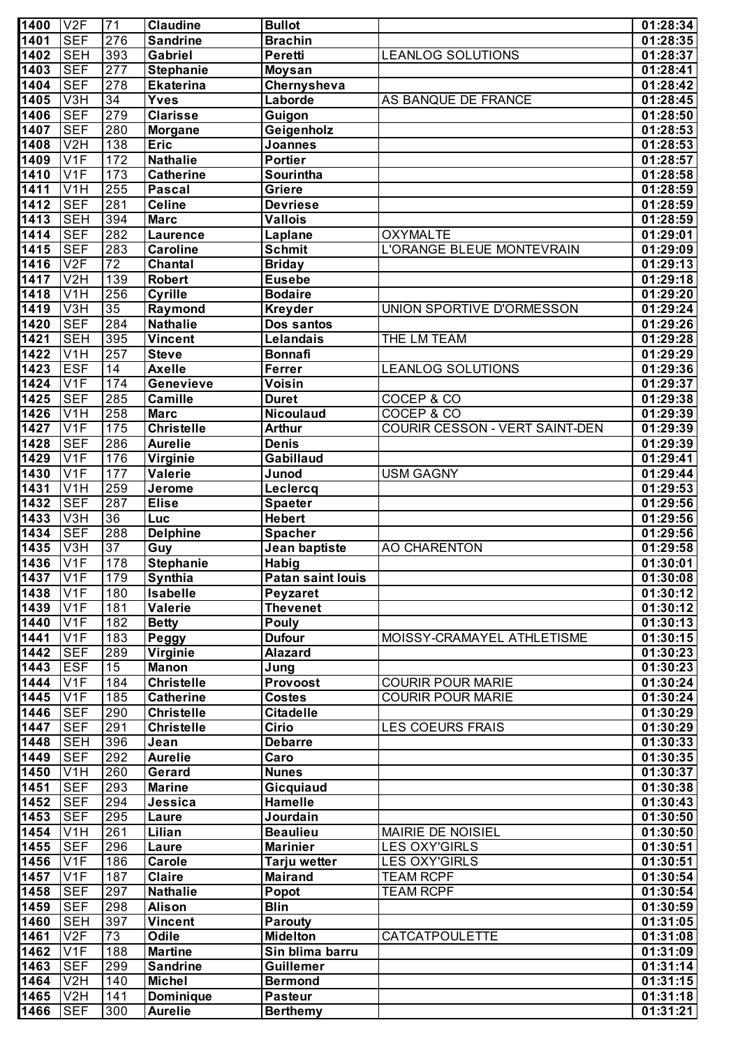| 1400 | V2F | 71 | Claudine | Bullot | | 01:28:34 |
|---|---|---|---|---|---|---|
| 1401 | SEF | 276 | Sandrine | Brachin | | 01:28:35 |
| 1402 | SEH | 393 | Gabriel | Peretti | LEANLOG SOLUTIONS | 01:28:37 |
| 1403 | SEF | 277 | Stephanie | Moysan | | 01:28:41 |
| 1404 | SEF | 278 | Ekaterina | Chernysheva | | 01:28:42 |
| 1405 | V3H | 34 | Yves | Laborde | AS BANQUE DE FRANCE | 01:28:45 |
| 1406 | SEF | 279 | Clarisse | Guigon | | 01:28:50 |
| 1407 | SEF | 280 | Morgane | Geigenholz | | 01:28:53 |
| 1408 | V2H | 138 | Eric | Joannes | | 01:28:53 |
| 1409 | V1F | 172 | Nathalie | Portier | | 01:28:57 |
| 1410 | V1F | 173 | Catherine | Sourintha | | 01:28:58 |
| 1411 | V1H | 255 | Pascal | Griere | | 01:28:59 |
| 1412 | SEF | 281 | Celine | Devriese | | 01:28:59 |
| 1413 | SEH | 394 | Marc | Vallois | | 01:28:59 |
| 1414 | SEF | 282 | Laurence | Laplane | OXYMALTE | 01:29:01 |
| 1415 | SEF | 283 | Caroline | Schmit | L'ORANGE BLEUE MONTEVRAIN | 01:29:09 |
| 1416 | V2F | 72 | Chantal | Briday | | 01:29:13 |
| 1417 | V2H | 139 | Robert | Eusebe | | 01:29:18 |
| 1418 | V1H | 256 | Cyrille | Bodaire | | 01:29:20 |
| 1419 | V3H | 35 | Raymond | Kreyder | UNION SPORTIVE D'ORMESSON | 01:29:24 |
| 1420 | SEF | 284 | Nathalie | Dos santos | | 01:29:26 |
| 1421 | SEH | 395 | Vincent | Lelandais | THE LM TEAM | 01:29:28 |
| 1422 | V1H | 257 | Steve | Bonnafi | | 01:29:29 |
| 1423 | ESF | 14 | Axelle | Ferrer | LEANLOG SOLUTIONS | 01:29:36 |
| 1424 | V1F | 174 | Genevieve | Voisin | | 01:29:37 |
| 1425 | SEF | 285 | Camille | Duret | COCEP & CO | 01:29:38 |
| 1426 | V1H | 258 | Marc | Nicoulaud | COCEP & CO | 01:29:39 |
| 1427 | V1F | 175 | Christelle | Arthur | COURIR CESSON - VERT SAINT-DEN | 01:29:39 |
| 1428 | SEF | 286 | Aurelie | Denis | | 01:29:39 |
| 1429 | V1F | 176 | Virginie | Gabillaud | | 01:29:41 |
| 1430 | V1F | 177 | Valerie | Junod | USM GAGNY | 01:29:44 |
| 1431 | V1H | 259 | Jerome | Leclercq | | 01:29:53 |
| 1432 | SEF | 287 | Elise | Spaeter | | 01:29:56 |
| 1433 | V3H | 36 | Luc | Hebert | | 01:29:56 |
| 1434 | SEF | 288 | Delphine | Spacher | | 01:29:56 |
| 1435 | V3H | 37 | Guy | Jean baptiste | AO CHARENTON | 01:29:58 |
| 1436 | V1F | 178 | Stephanie | Habig | | 01:30:01 |
| 1437 | V1F | 179 | Synthia | Patan saint louis | | 01:30:08 |
| 1438 | V1F | 180 | Isabelle | Peyzaret | | 01:30:12 |
| 1439 | V1F | 181 | Valerie | Thevenet | | 01:30:12 |
| 1440 | V1F | 182 | Betty | Pouly | | 01:30:13 |
| 1441 | V1F | 183 | Peggy | Dufour | MOISSY-CRAMAYEL ATHLETISME | 01:30:15 |
| 1442 | SEF | 289 | Virginie | Alazard | | 01:30:23 |
| 1443 | ESF | 15 | Manon | Jung | | 01:30:23 |
| 1444 | V1F | 184 | Christelle | Provoost | COURIR POUR MARIE | 01:30:24 |
| 1445 | V1F | 185 | Catherine | Costes | COURIR POUR MARIE | 01:30:24 |
| 1446 | SEF | 290 | Christelle | Citadelle | | 01:30:29 |
| 1447 | SEF | 291 | Christelle | Cirio | LES COEURS FRAIS | 01:30:29 |
| 1448 | SEH | 396 | Jean | Debarre | | 01:30:33 |
| 1449 | SEF | 292 | Aurelie | Caro | | 01:30:35 |
| 1450 | V1H | 260 | Gerard | Nunes | | 01:30:37 |
| 1451 | SEF | 293 | Marine | Gicquiaud | | 01:30:38 |
| 1452 | SEF | 294 | Jessica | Hamelle | | 01:30:43 |
| 1453 | SEF | 295 | Laure | Jourdain | | 01:30:50 |
| 1454 | V1H | 261 | Lilian | Beaulieu | MAIRIE DE NOISIEL | 01:30:50 |
| 1455 | SEF | 296 | Laure | Marinier | LES OXY'GIRLS | 01:30:51 |
| 1456 | V1F | 186 | Carole | Tarju wetter | LES OXY'GIRLS | 01:30:51 |
| 1457 | V1F | 187 | Claire | Mairand | TEAM RCPF | 01:30:54 |
| 1458 | SEF | 297 | Nathalie | Popot | TEAM RCPF | 01:30:54 |
| 1459 | SEF | 298 | Alison | Blin | | 01:30:59 |
| 1460 | SEH | 397 | Vincent | Parouty | | 01:31:05 |
| 1461 | V2F | 73 | Odile | Midelton | CATCATPOULETTE | 01:31:08 |
| 1462 | V1F | 188 | Martine | Sin blima barru | | 01:31:09 |
| 1463 | SEF | 299 | Sandrine | Guillemer | | 01:31:14 |
| 1464 | V2H | 140 | Michel | Bermond | | 01:31:15 |
| 1465 | V2H | 141 | Dominique | Pasteur | | 01:31:18 |
| 1466 | SEF | 300 | Aurelie | Berthemy | | 01:31:21 |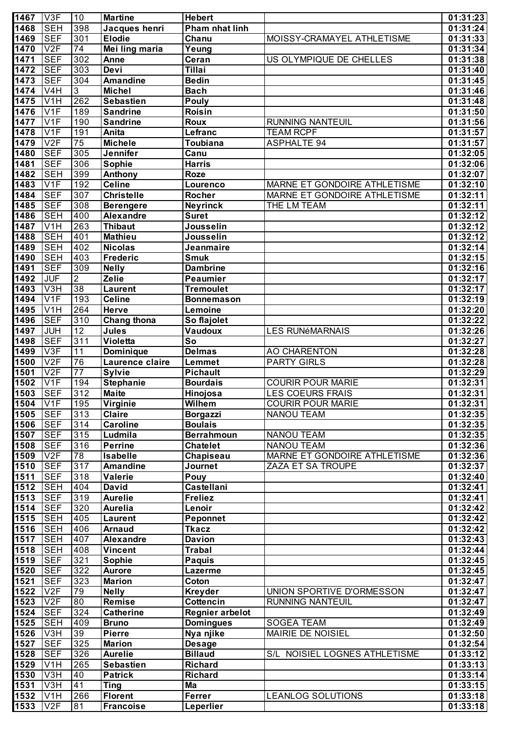| 1467 | V3F | 10 | Martine | Hebert | | 01:31:23 |
|---|---|---|---|---|---|---|
| 1468 | SEH | 398 | Jacques henri | Pham nhat linh | | 01:31:24 |
| 1469 | SEF | 301 | Elodie | Chanu | MOISSY-CRAMAYEL ATHLETISME | 01:31:33 |
| 1470 | V2F | 74 | Mei ling maria | Yeung | | 01:31:34 |
| 1471 | SEF | 302 | Anne | Ceran | US OLYMPIQUE DE CHELLES | 01:31:38 |
| 1472 | SEF | 303 | Devi | Tillai | | 01:31:40 |
| 1473 | SEF | 304 | Amandine | Bedin | | 01:31:45 |
| 1474 | V4H | 3 | Michel | Bach | | 01:31:46 |
| 1475 | V1H | 262 | Sebastien | Pouly | | 01:31:48 |
| 1476 | V1F | 189 | Sandrine | Roisin | | 01:31:50 |
| 1477 | V1F | 190 | Sandrine | Roux | RUNNING NANTEUIL | 01:31:56 |
| 1478 | V1F | 191 | Anita | Lefranc | TEAM RCPF | 01:31:57 |
| 1479 | V2F | 75 | Michele | Toubiana | ASPHALTE 94 | 01:31:57 |
| 1480 | SEF | 305 | Jennifer | Canu | | 01:32:05 |
| 1481 | SEF | 306 | Sophie | Harris | | 01:32:06 |
| 1482 | SEH | 399 | Anthony | Roze | | 01:32:07 |
| 1483 | V1F | 192 | Celine | Lourenco | MARNE ET GONDOIRE ATHLETISME | 01:32:10 |
| 1484 | SEF | 307 | Christelle | Rocher | MARNE ET GONDOIRE ATHLETISME | 01:32:11 |
| 1485 | SEF | 308 | Berengere | Neyrinck | THE LM TEAM | 01:32:11 |
| 1486 | SEH | 400 | Alexandre | Suret | | 01:32:12 |
| 1487 | V1H | 263 | Thibaut | Jousselin | | 01:32:12 |
| 1488 | SEH | 401 | Mathieu | Jousselin | | 01:32:12 |
| 1489 | SEH | 402 | Nicolas | Jeanmaire | | 01:32:14 |
| 1490 | SEH | 403 | Frederic | Smuk | | 01:32:15 |
| 1491 | SEF | 309 | Nelly | Dambrine | | 01:32:16 |
| 1492 | JUF | 2 | Zelie | Peaumier | | 01:32:17 |
| 1493 | V3H | 38 | Laurent | Tremoulet | | 01:32:17 |
| 1494 | V1F | 193 | Celine | Bonnemason | | 01:32:19 |
| 1495 | V1H | 264 | Herve | Lemoine | | 01:32:20 |
| 1496 | SEF | 310 | Chang thona | So flajolet | | 01:32:22 |
| 1497 | JUH | 12 | Jules | Vaudoux | LES RUNéMARNAIS | 01:32:26 |
| 1498 | SEF | 311 | Violetta | So | | 01:32:27 |
| 1499 | V3F | 11 | Dominique | Delmas | AO CHARENTON | 01:32:28 |
| 1500 | V2F | 76 | Laurence claire | Lemmet | PARTY GIRLS | 01:32:28 |
| 1501 | V2F | 77 | Sylvie | Pichault | | 01:32:29 |
| 1502 | V1F | 194 | Stephanie | Bourdais | COURIR POUR MARIE | 01:32:31 |
| 1503 | SEF | 312 | Maite | Hinojosa | LES COEURS FRAIS | 01:32:31 |
| 1504 | V1F | 195 | Virginie | Wilhem | COURIR POUR MARIE | 01:32:31 |
| 1505 | SEF | 313 | Claire | Borgazzi | NANOU TEAM | 01:32:35 |
| 1506 | SEF | 314 | Caroline | Boulais | | 01:32:35 |
| 1507 | SEF | 315 | Ludmila | Berrahmoun | NANOU TEAM | 01:32:35 |
| 1508 | SEF | 316 | Perrine | Chatelet | NANOU TEAM | 01:32:36 |
| 1509 | V2F | 78 | Isabelle | Chapiseau | MARNE ET GONDOIRE ATHLETISME | 01:32:36 |
| 1510 | SEF | 317 | Amandine | Journet | ZAZA ET SA TROUPE | 01:32:37 |
| 1511 | SEF | 318 | Valerie | Pouy | | 01:32:40 |
| 1512 | SEH | 404 | David | Castellani | | 01:32:41 |
| 1513 | SEF | 319 | Aurelie | Freliez | | 01:32:41 |
| 1514 | SEF | 320 | Aurelia | Lenoir | | 01:32:42 |
| 1515 | SEH | 405 | Laurent | Peponnet | | 01:32:42 |
| 1516 | SEH | 406 | Arnaud | Tkacz | | 01:32:42 |
| 1517 | SEH | 407 | Alexandre | Davion | | 01:32:43 |
| 1518 | SEH | 408 | Vincent | Trabal | | 01:32:44 |
| 1519 | SEF | 321 | Sophie | Paquis | | 01:32:45 |
| 1520 | SEF | 322 | Aurore | Lazerme | | 01:32:45 |
| 1521 | SEF | 323 | Marion | Coton | | 01:32:47 |
| 1522 | V2F | 79 | Nelly | Kreyder | UNION SPORTIVE D'ORMESSON | 01:32:47 |
| 1523 | V2F | 80 | Remise | Cottencin | RUNNING NANTEUIL | 01:32:47 |
| 1524 | SEF | 324 | Catherine | Regnier arbelot | | 01:32:49 |
| 1525 | SEH | 409 | Bruno | Domingues | SOGEA TEAM | 01:32:49 |
| 1526 | V3H | 39 | Pierre | Nya njike | MAIRIE DE NOISIEL | 01:32:50 |
| 1527 | SEF | 325 | Marion | Desage | | 01:32:54 |
| 1528 | SEF | 326 | Aurelie | Billaud | S/L NOISIEL LOGNES ATHLETISME | 01:33:12 |
| 1529 | V1H | 265 | Sebastien | Richard | | 01:33:13 |
| 1530 | V3H | 40 | Patrick | Richard | | 01:33:14 |
| 1531 | V3H | 41 | Ting | Ma | | 01:33:15 |
| 1532 | V1H | 266 | Florent | Ferrer | LEANLOG SOLUTIONS | 01:33:18 |
| 1533 | V2F | 81 | Francoise | Leperlier | | 01:33:18 |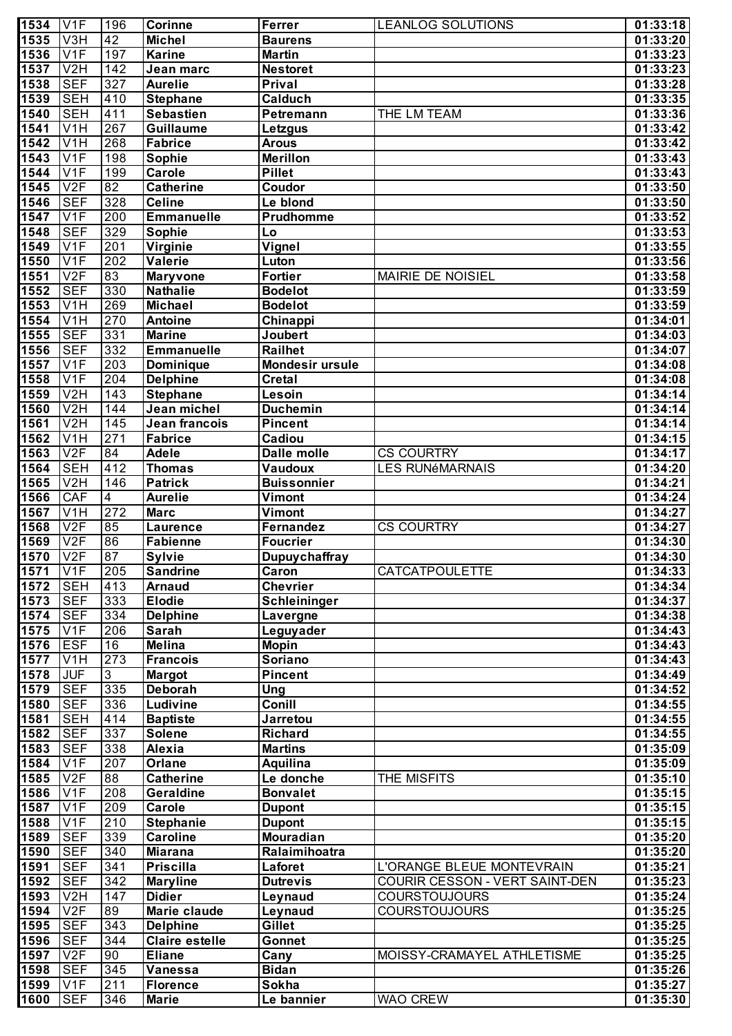| 1534 | V1F | 196 | **Corinne** | **Ferrer** | LEANLOG SOLUTIONS | 01:33:18 |
|---|---|---|---|---|---|---|
| 1535 | V3H | 42 | **Michel** | **Baurens** | | 01:33:20 |
| 1536 | V1F | 197 | **Karine** | **Martin** | | 01:33:23 |
| 1537 | V2H | 142 | **Jean marc** | **Nestoret** | | 01:33:23 |
| 1538 | SEF | 327 | **Aurelie** | **Prival** | | 01:33:28 |
| 1539 | SEH | 410 | **Stephane** | **Calduch** | | 01:33:35 |
| 1540 | SEH | 411 | **Sebastien** | **Petremann** | THE LM TEAM | 01:33:36 |
| 1541 | V1H | 267 | **Guillaume** | **Letzgus** | | 01:33:42 |
| 1542 | V1H | 268 | **Fabrice** | **Arous** | | 01:33:42 |
| 1543 | V1F | 198 | **Sophie** | **Merillon** | | 01:33:43 |
| 1544 | V1F | 199 | **Carole** | **Pillet** | | 01:33:43 |
| 1545 | V2F | 82 | **Catherine** | **Coudor** | | 01:33:50 |
| 1546 | SEF | 328 | **Celine** | **Le blond** | | 01:33:50 |
| 1547 | V1F | 200 | **Emmanuelle** | **Prudhomme** | | 01:33:52 |
| 1548 | SEF | 329 | **Sophie** | **Lo** | | 01:33:53 |
| 1549 | V1F | 201 | **Virginie** | **Vignel** | | 01:33:55 |
| 1550 | V1F | 202 | **Valerie** | **Luton** | | 01:33:56 |
| 1551 | V2F | 83 | **Maryvone** | **Fortier** | MAIRIE DE NOISIEL | 01:33:58 |
| 1552 | SEF | 330 | **Nathalie** | **Bodelot** | | 01:33:59 |
| 1553 | V1H | 269 | **Michael** | **Bodelot** | | 01:33:59 |
| 1554 | V1H | 270 | **Antoine** | **Chinappi** | | 01:34:01 |
| 1555 | SEF | 331 | **Marine** | **Joubert** | | 01:34:03 |
| 1556 | SEF | 332 | **Emmanuelle** | **Railhet** | | 01:34:07 |
| 1557 | V1F | 203 | **Dominique** | **Mondesir ursule** | | 01:34:08 |
| 1558 | V1F | 204 | **Delphine** | **Cretal** | | 01:34:08 |
| 1559 | V2H | 143 | **Stephane** | **Lesoin** | | 01:34:14 |
| 1560 | V2H | 144 | **Jean michel** | **Duchemin** | | 01:34:14 |
| 1561 | V2H | 145 | **Jean francois** | **Pincent** | | 01:34:14 |
| 1562 | V1H | 271 | **Fabrice** | **Cadiou** | | 01:34:15 |
| 1563 | V2F | 84 | **Adele** | **Dalle molle** | CS COURTRY | 01:34:17 |
| 1564 | SEH | 412 | **Thomas** | **Vaudoux** | LES RUNéMARNAIS | 01:34:20 |
| 1565 | V2H | 146 | **Patrick** | **Buissonnier** | | 01:34:21 |
| 1566 | CAF | 4 | **Aurelie** | **Vimont** | | 01:34:24 |
| 1567 | V1H | 272 | **Marc** | **Vimont** | | 01:34:27 |
| 1568 | V2F | 85 | **Laurence** | **Fernandez** | CS COURTRY | 01:34:27 |
| 1569 | V2F | 86 | **Fabienne** | **Foucrier** | | 01:34:30 |
| 1570 | V2F | 87 | **Sylvie** | **Dupuychaffray** | | 01:34:30 |
| 1571 | V1F | 205 | **Sandrine** | **Caron** | CATCATPOULETTE | 01:34:33 |
| 1572 | SEH | 413 | **Arnaud** | **Chevrier** | | 01:34:34 |
| 1573 | SEF | 333 | **Elodie** | **Schleininger** | | 01:34:37 |
| 1574 | SEF | 334 | **Delphine** | **Lavergne** | | 01:34:38 |
| 1575 | V1F | 206 | **Sarah** | **Leguyader** | | 01:34:43 |
| 1576 | ESF | 16 | **Melina** | **Mopin** | | 01:34:43 |
| 1577 | V1H | 273 | **Francois** | **Soriano** | | 01:34:43 |
| 1578 | JUF | 3 | **Margot** | **Pincent** | | 01:34:49 |
| 1579 | SEF | 335 | **Deborah** | **Ung** | | 01:34:52 |
| 1580 | SEF | 336 | **Ludivine** | **Conill** | | 01:34:55 |
| 1581 | SEH | 414 | **Baptiste** | **Jarretou** | | 01:34:55 |
| 1582 | SEF | 337 | **Solene** | **Richard** | | 01:34:55 |
| 1583 | SEF | 338 | **Alexia** | **Martins** | | 01:35:09 |
| 1584 | V1F | 207 | **Orlane** | **Aquilina** | | 01:35:09 |
| 1585 | V2F | 88 | **Catherine** | **Le donche** | THE MISFITS | 01:35:10 |
| 1586 | V1F | 208 | **Geraldine** | **Bonvalet** | | 01:35:15 |
| 1587 | V1F | 209 | **Carole** | **Dupont** | | 01:35:15 |
| 1588 | V1F | 210 | **Stephanie** | **Dupont** | | 01:35:15 |
| 1589 | SEF | 339 | **Caroline** | **Mouradian** | | 01:35:20 |
| 1590 | SEF | 340 | **Miarana** | **Ralaimihoatra** | | 01:35:20 |
| 1591 | SEF | 341 | **Priscilla** | **Laforet** | L'ORANGE BLEUE MONTEVRAIN | 01:35:21 |
| 1592 | SEF | 342 | **Maryline** | **Dutrevis** | COURIR CESSON - VERT SAINT-DEN | 01:35:23 |
| 1593 | V2H | 147 | **Didier** | **Leynaud** | COURSTOUJOURS | 01:35:24 |
| 1594 | V2F | 89 | **Marie claude** | **Leynaud** | COURSTOUJOURS | 01:35:25 |
| 1595 | SEF | 343 | **Delphine** | **Gillet** | | 01:35:25 |
| 1596 | SEF | 344 | **Claire estelle** | **Gonnet** | | 01:35:25 |
| 1597 | V2F | 90 | **Eliane** | **Cany** | MOISSY-CRAMAYEL ATHLETISME | 01:35:25 |
| 1598 | SEF | 345 | **Vanessa** | **Bidan** | | 01:35:26 |
| 1599 | V1F | 211 | **Florence** | **Sokha** | | 01:35:27 |
| 1600 | SEF | 346 | **Marie** | **Le bannier** | WAO CREW | 01:35:30 |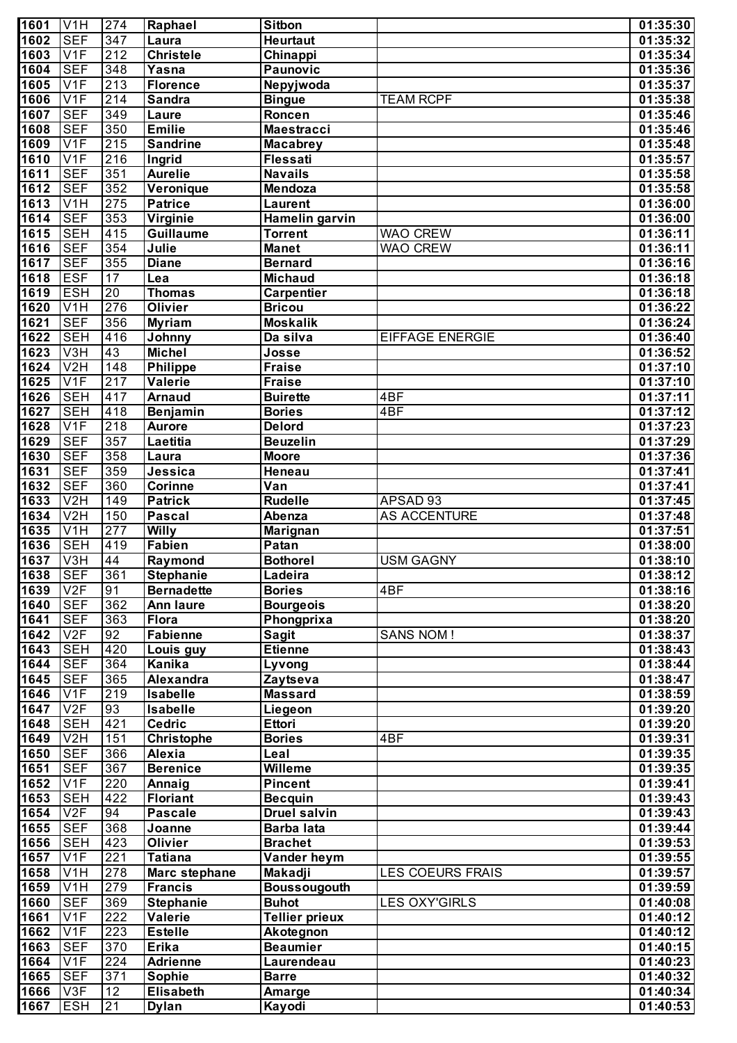| 1601 | V1H | 274 | Raphael | Sitbon | | 01:35:30 |
|---|---|---|---|---|---|---|
| 1602 | SEF | 347 | Laura | Heurtaut | | 01:35:32 |
| 1603 | V1F | 212 | Christele | Chinappi | | 01:35:34 |
| 1604 | SEF | 348 | Yasna | Paunovic | | 01:35:36 |
| 1605 | V1F | 213 | Florence | Nepyjwoda | | 01:35:37 |
| 1606 | V1F | 214 | Sandra | Bingue | TEAM RCPF | 01:35:38 |
| 1607 | SEF | 349 | Laure | Roncen | | 01:35:46 |
| 1608 | SEF | 350 | Emilie | Maestracci | | 01:35:46 |
| 1609 | V1F | 215 | Sandrine | Macabrey | | 01:35:48 |
| 1610 | V1F | 216 | Ingrid | Flessati | | 01:35:57 |
| 1611 | SEF | 351 | Aurelie | Navails | | 01:35:58 |
| 1612 | SEF | 352 | Veronique | Mendoza | | 01:35:58 |
| 1613 | V1H | 275 | Patrice | Laurent | | 01:36:00 |
| 1614 | SEF | 353 | Virginie | Hamelin garvin | | 01:36:00 |
| 1615 | SEH | 415 | Guillaume | Torrent | WAO CREW | 01:36:11 |
| 1616 | SEF | 354 | Julie | Manet | WAO CREW | 01:36:11 |
| 1617 | SEF | 355 | Diane | Bernard | | 01:36:16 |
| 1618 | ESF | 17 | Lea | Michaud | | 01:36:18 |
| 1619 | ESH | 20 | Thomas | Carpentier | | 01:36:18 |
| 1620 | V1H | 276 | Olivier | Bricou | | 01:36:22 |
| 1621 | SEF | 356 | Myriam | Moskalik | | 01:36:24 |
| 1622 | SEH | 416 | Johnny | Da silva | EIFFAGE ENERGIE | 01:36:40 |
| 1623 | V3H | 43 | Michel | Josse | | 01:36:52 |
| 1624 | V2H | 148 | Philippe | Fraise | | 01:37:10 |
| 1625 | V1F | 217 | Valerie | Fraise | | 01:37:10 |
| 1626 | SEH | 417 | Arnaud | Buirette | 4BF | 01:37:11 |
| 1627 | SEH | 418 | Benjamin | Bories | 4BF | 01:37:12 |
| 1628 | V1F | 218 | Aurore | Delord | | 01:37:23 |
| 1629 | SEF | 357 | Laetitia | Beuzelin | | 01:37:29 |
| 1630 | SEF | 358 | Laura | Moore | | 01:37:36 |
| 1631 | SEF | 359 | Jessica | Heneau | | 01:37:41 |
| 1632 | SEF | 360 | Corinne | Van | | 01:37:41 |
| 1633 | V2H | 149 | Patrick | Rudelle | APSAD 93 | 01:37:45 |
| 1634 | V2H | 150 | Pascal | Abenza | AS ACCENTURE | 01:37:48 |
| 1635 | V1H | 277 | Willy | Marignan | | 01:37:51 |
| 1636 | SEH | 419 | Fabien | Patan | | 01:38:00 |
| 1637 | V3H | 44 | Raymond | Bothorel | USM GAGNY | 01:38:10 |
| 1638 | SEF | 361 | Stephanie | Ladeira | | 01:38:12 |
| 1639 | V2F | 91 | Bernadette | Bories | 4BF | 01:38:16 |
| 1640 | SEF | 362 | Ann laure | Bourgeois | | 01:38:20 |
| 1641 | SEF | 363 | Flora | Phongprixa | | 01:38:20 |
| 1642 | V2F | 92 | Fabienne | Sagit | SANS NOM ! | 01:38:37 |
| 1643 | SEH | 420 | Louis guy | Etienne | | 01:38:43 |
| 1644 | SEF | 364 | Kanika | Lyvong | | 01:38:44 |
| 1645 | SEF | 365 | Alexandra | Zaytseva | | 01:38:47 |
| 1646 | V1F | 219 | Isabelle | Massard | | 01:38:59 |
| 1647 | V2F | 93 | Isabelle | Liegeon | | 01:39:20 |
| 1648 | SEH | 421 | Cedric | Ettori | | 01:39:20 |
| 1649 | V2H | 151 | Christophe | Bories | 4BF | 01:39:31 |
| 1650 | SEF | 366 | Alexia | Leal | | 01:39:35 |
| 1651 | SEF | 367 | Berenice | Willeme | | 01:39:35 |
| 1652 | V1F | 220 | Annaig | Pincent | | 01:39:41 |
| 1653 | SEH | 422 | Floriant | Becquin | | 01:39:43 |
| 1654 | V2F | 94 | Pascale | Druel salvin | | 01:39:43 |
| 1655 | SEF | 368 | Joanne | Barba lata | | 01:39:44 |
| 1656 | SEH | 423 | Olivier | Brachet | | 01:39:53 |
| 1657 | V1F | 221 | Tatiana | Vander heym | | 01:39:55 |
| 1658 | V1H | 278 | Marc stephane | Makadji | LES COEURS FRAIS | 01:39:57 |
| 1659 | V1H | 279 | Francis | Boussougouth | | 01:39:59 |
| 1660 | SEF | 369 | Stephanie | Buhot | LES OXY'GIRLS | 01:40:08 |
| 1661 | V1F | 222 | Valerie | Tellier prieux | | 01:40:12 |
| 1662 | V1F | 223 | Estelle | Akotegnon | | 01:40:12 |
| 1663 | SEF | 370 | Erika | Beaumier | | 01:40:15 |
| 1664 | V1F | 224 | Adrienne | Laurendeau | | 01:40:23 |
| 1665 | SEF | 371 | Sophie | Barre | | 01:40:32 |
| 1666 | V3F | 12 | Elisabeth | Amarge | | 01:40:34 |
| 1667 | ESH | 21 | Dylan | Kayodi | | 01:40:53 |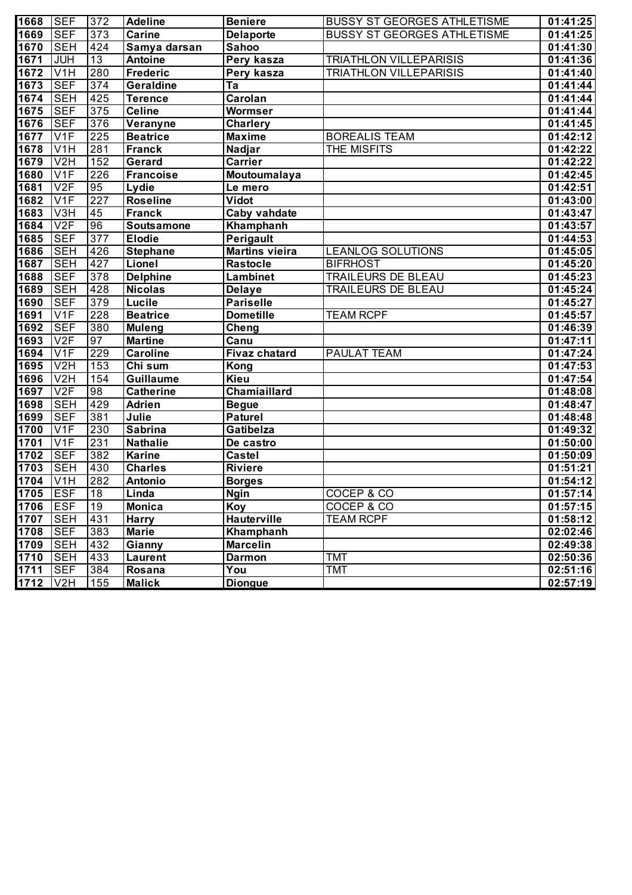| 1668 | SEF | 372 | Adeline | Beniere | BUSSY ST GEORGES ATHLETISME | 01:41:25 |
|---|---|---|---|---|---|---|
| 1669 | SEF | 373 | Carine | Delaporte | BUSSY ST GEORGES ATHLETISME | 01:41:25 |
| 1670 | SEH | 424 | Samya darsan | Sahoo | | 01:41:30 |
| 1671 | JUH | 13 | Antoine | Pery kasza | TRIATHLON VILLEPARISIS | 01:41:36 |
| 1672 | V1H | 280 | Frederic | Pery kasza | TRIATHLON VILLEPARISIS | 01:41:40 |
| 1673 | SEF | 374 | Geraldine | Ta | | 01:41:44 |
| 1674 | SEH | 425 | Terence | Carolan | | 01:41:44 |
| 1675 | SEF | 375 | Celine | Wormser | | 01:41:44 |
| 1676 | SEF | 376 | Veranyne | Charlery | | 01:41:45 |
| 1677 | V1F | 225 | Beatrice | Maxime | BOREALIS TEAM | 01:42:12 |
| 1678 | V1H | 281 | Franck | Nadjar | THE MISFITS | 01:42:22 |
| 1679 | V2H | 152 | Gerard | Carrier | | 01:42:22 |
| 1680 | V1F | 226 | Francoise | Moutoumalaya | | 01:42:45 |
| 1681 | V2F | 95 | Lydie | Le mero | | 01:42:51 |
| 1682 | V1F | 227 | Roseline | Vidot | | 01:43:00 |
| 1683 | V3H | 45 | Franck | Caby vahdate | | 01:43:47 |
| 1684 | V2F | 96 | Soutsamone | Khamphanh | | 01:43:57 |
| 1685 | SEF | 377 | Elodie | Perigault | | 01:44:53 |
| 1686 | SEH | 426 | Stephane | Martins vieira | LEANLOG SOLUTIONS | 01:45:05 |
| 1687 | SEH | 427 | Lionel | Rastocle | BIFRHOST | 01:45:20 |
| 1688 | SEF | 378 | Delphine | Lambinet | TRAILEURS DE BLEAU | 01:45:23 |
| 1689 | SEH | 428 | Nicolas | Delaye | TRAILEURS DE BLEAU | 01:45:24 |
| 1690 | SEF | 379 | Lucile | Pariselle | | 01:45:27 |
| 1691 | V1F | 228 | Beatrice | Dometille | TEAM RCPF | 01:45:57 |
| 1692 | SEF | 380 | Muleng | Cheng | | 01:46:39 |
| 1693 | V2F | 97 | Martine | Canu | | 01:47:11 |
| 1694 | V1F | 229 | Caroline | Fivaz chatard | PAULAT TEAM | 01:47:24 |
| 1695 | V2H | 153 | Chi sum | Kong | | 01:47:53 |
| 1696 | V2H | 154 | Guillaume | Kieu | | 01:47:54 |
| 1697 | V2F | 98 | Catherine | Chamiaillard | | 01:48:08 |
| 1698 | SEH | 429 | Adrien | Begue | | 01:48:47 |
| 1699 | SEF | 381 | Julie | Paturel | | 01:48:48 |
| 1700 | V1F | 230 | Sabrina | Gatibelza | | 01:49:32 |
| 1701 | V1F | 231 | Nathalie | De castro | | 01:50:00 |
| 1702 | SEF | 382 | Karine | Castel | | 01:50:09 |
| 1703 | SEH | 430 | Charles | Riviere | | 01:51:21 |
| 1704 | V1H | 282 | Antonio | Borges | | 01:54:12 |
| 1705 | ESF | 18 | Linda | Ngin | COCEP & CO | 01:57:14 |
| 1706 | ESF | 19 | Monica | Koy | COCEP & CO | 01:57:15 |
| 1707 | SEH | 431 | Harry | Hauterville | TEAM RCPF | 01:58:12 |
| 1708 | SEF | 383 | Marie | Khamphanh | | 02:02:46 |
| 1709 | SEH | 432 | Gianny | Marcelin | | 02:49:38 |
| 1710 | SEH | 433 | Laurent | Darmon | TMT | 02:50:36 |
| 1711 | SEF | 384 | Rosana | You | TMT | 02:51:16 |
| 1712 | V2H | 155 | Malick | Diongue | | 02:57:19 |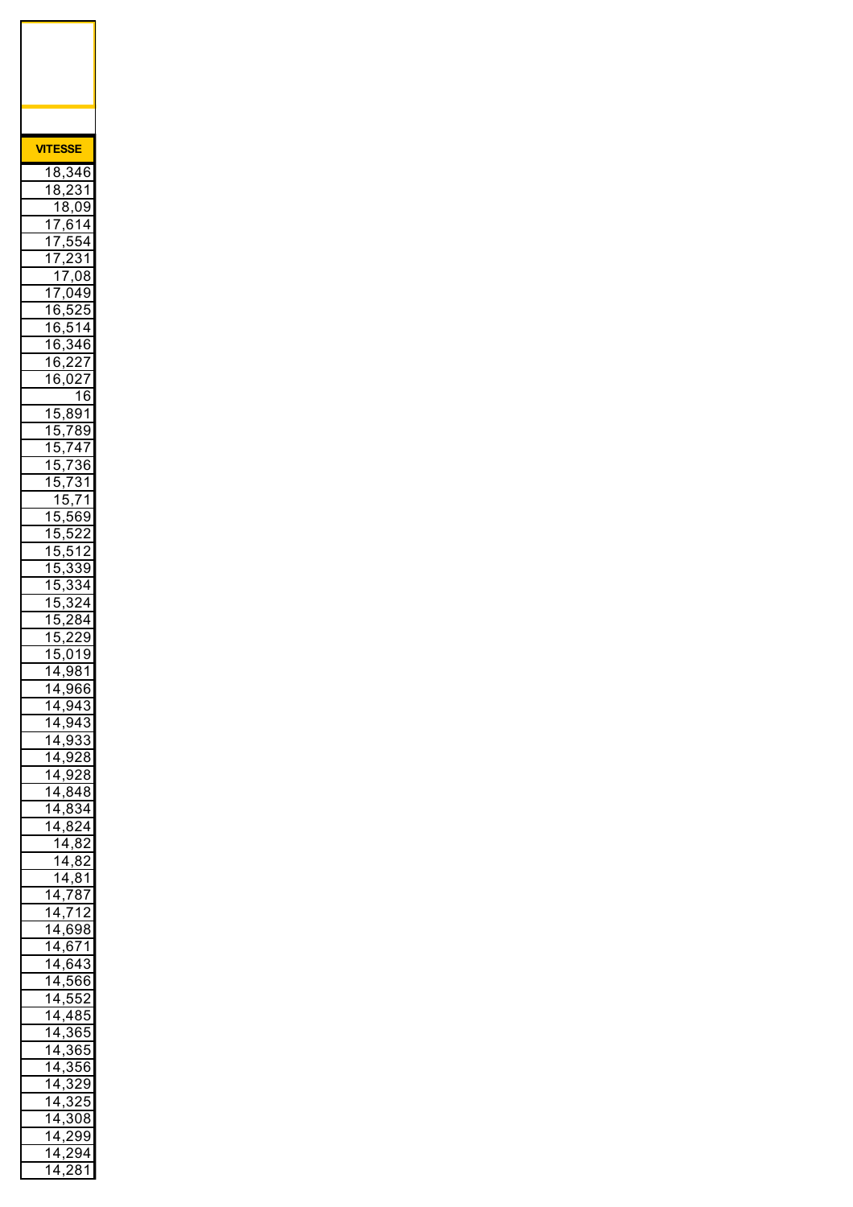| VITESSE |
| ---: |
| 18,346 |
| 18,231 |
| 18,09 |
| 17,614 |
| 17,554 |
| 17,231 |
| 17,08 |
| 17,049 |
| 16,525 |
| 16,514 |
| 16,346 |
| 16,227 |
| 16,027 |
| 16 |
| 15,891 |
| 15,789 |
| 15,747 |
| 15,736 |
| 15,731 |
| 15,71 |
| 15,569 |
| 15,522 |
| 15,512 |
| 15,339 |
| 15,334 |
| 15,324 |
| 15,284 |
| 15,229 |
| 15,019 |
| 14,981 |
| 14,966 |
| 14,943 |
| 14,943 |
| 14,933 |
| 14,928 |
| 14,928 |
| 14,848 |
| 14,834 |
| 14,824 |
| 14,82 |
| 14,82 |
| 14,81 |
| 14,787 |
| 14,712 |
| 14,698 |
| 14,671 |
| 14,643 |
| 14,566 |
| 14,552 |
| 14,485 |
| 14,365 |
| 14,365 |
| 14,356 |
| 14,329 |
| 14,325 |
| 14,308 |
| 14,299 |
| 14,294 |
| 14,281 |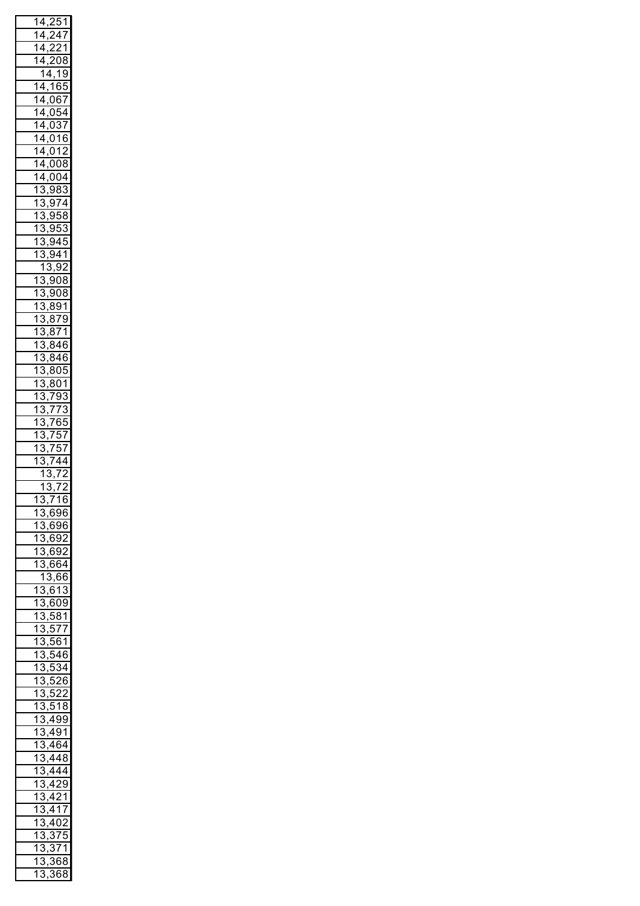| 14,251 |
|---|
| 14,247 |
| 14,221 |
| 14,208 |
| 14,19 |
| 14,165 |
| 14,067 |
| 14,054 |
| 14,037 |
| 14,016 |
| 14,012 |
| 14,008 |
| 14,004 |
| 13,983 |
| 13,974 |
| 13,958 |
| 13,953 |
| 13,945 |
| 13,941 |
| 13,92 |
| 13,908 |
| 13,908 |
| 13,891 |
| 13,879 |
| 13,871 |
| 13,846 |
| 13,846 |
| 13,805 |
| 13,801 |
| 13,793 |
| 13,773 |
| 13,765 |
| 13,757 |
| 13,757 |
| 13,744 |
| 13,72 |
| 13,72 |
| 13,716 |
| 13,696 |
| 13,696 |
| 13,692 |
| 13,692 |
| 13,664 |
| 13,66 |
| 13,613 |
| 13,609 |
| 13,581 |
| 13,577 |
| 13,561 |
| 13,546 |
| 13,534 |
| 13,526 |
| 13,522 |
| 13,518 |
| 13,499 |
| 13,491 |
| 13,464 |
| 13,448 |
| 13,444 |
| 13,429 |
| 13,421 |
| 13,417 |
| 13,402 |
| 13,375 |
| 13,371 |
| 13,368 |
| 13,368 |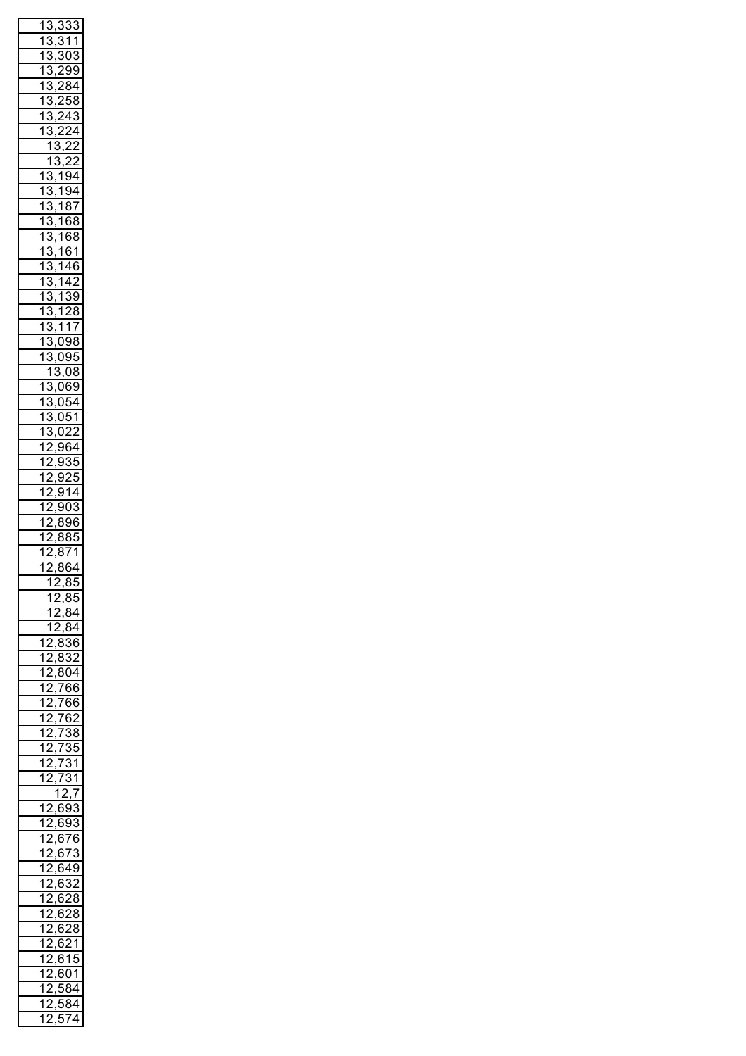| 13,333 |
|---|
| 13,311 |
| 13,303 |
| 13,299 |
| 13,284 |
| 13,258 |
| 13,243 |
| 13,224 |
| 13,22 |
| 13,22 |
| 13,194 |
| 13,194 |
| 13,187 |
| 13,168 |
| 13,168 |
| 13,161 |
| 13,146 |
| 13,142 |
| 13,139 |
| 13,128 |
| 13,117 |
| 13,098 |
| 13,095 |
| 13,08 |
| 13,069 |
| 13,054 |
| 13,051 |
| 13,022 |
| 12,964 |
| 12,935 |
| 12,925 |
| 12,914 |
| 12,903 |
| 12,896 |
| 12,885 |
| 12,871 |
| 12,864 |
| 12,85 |
| 12,85 |
| 12,84 |
| 12,84 |
| 12,836 |
| 12,832 |
| 12,804 |
| 12,766 |
| 12,766 |
| 12,762 |
| 12,738 |
| 12,735 |
| 12,731 |
| 12,731 |
| 12,7 |
| 12,693 |
| 12,693 |
| 12,676 |
| 12,673 |
| 12,649 |
| 12,632 |
| 12,628 |
| 12,628 |
| 12,628 |
| 12,621 |
| 12,615 |
| 12,601 |
| 12,584 |
| 12,584 |
| 12,574 |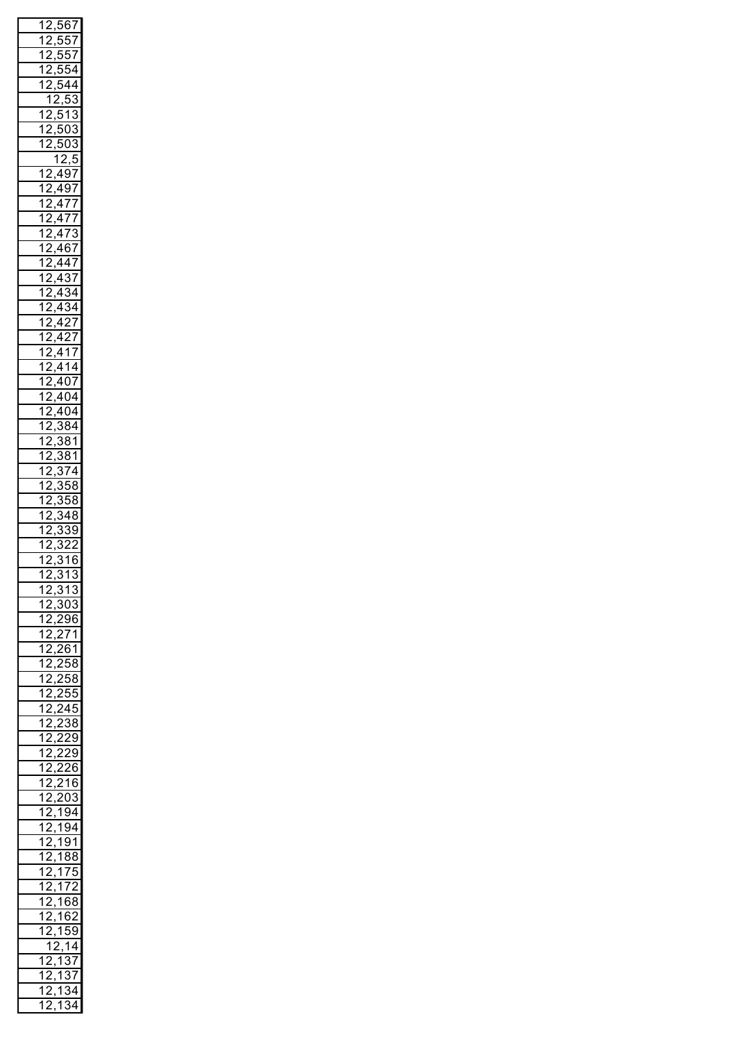| 12,567 |
|---|
| 12,557 |
| 12,557 |
| 12,554 |
| 12,544 |
| 12,53 |
| 12,513 |
| 12,503 |
| 12,503 |
| 12,5 |
| 12,497 |
| 12,497 |
| 12,477 |
| 12,477 |
| 12,473 |
| 12,467 |
| 12,447 |
| 12,437 |
| 12,434 |
| 12,434 |
| 12,427 |
| 12,427 |
| 12,417 |
| 12,414 |
| 12,407 |
| 12,404 |
| 12,404 |
| 12,384 |
| 12,381 |
| 12,381 |
| 12,374 |
| 12,358 |
| 12,358 |
| 12,348 |
| 12,339 |
| 12,322 |
| 12,316 |
| 12,313 |
| 12,313 |
| 12,303 |
| 12,296 |
| 12,271 |
| 12,261 |
| 12,258 |
| 12,258 |
| 12,255 |
| 12,245 |
| 12,238 |
| 12,229 |
| 12,229 |
| 12,226 |
| 12,216 |
| 12,203 |
| 12,194 |
| 12,194 |
| 12,191 |
| 12,188 |
| 12,175 |
| 12,172 |
| 12,168 |
| 12,162 |
| 12,159 |
| 12,14 |
| 12,137 |
| 12,137 |
| 12,134 |
| 12,134 |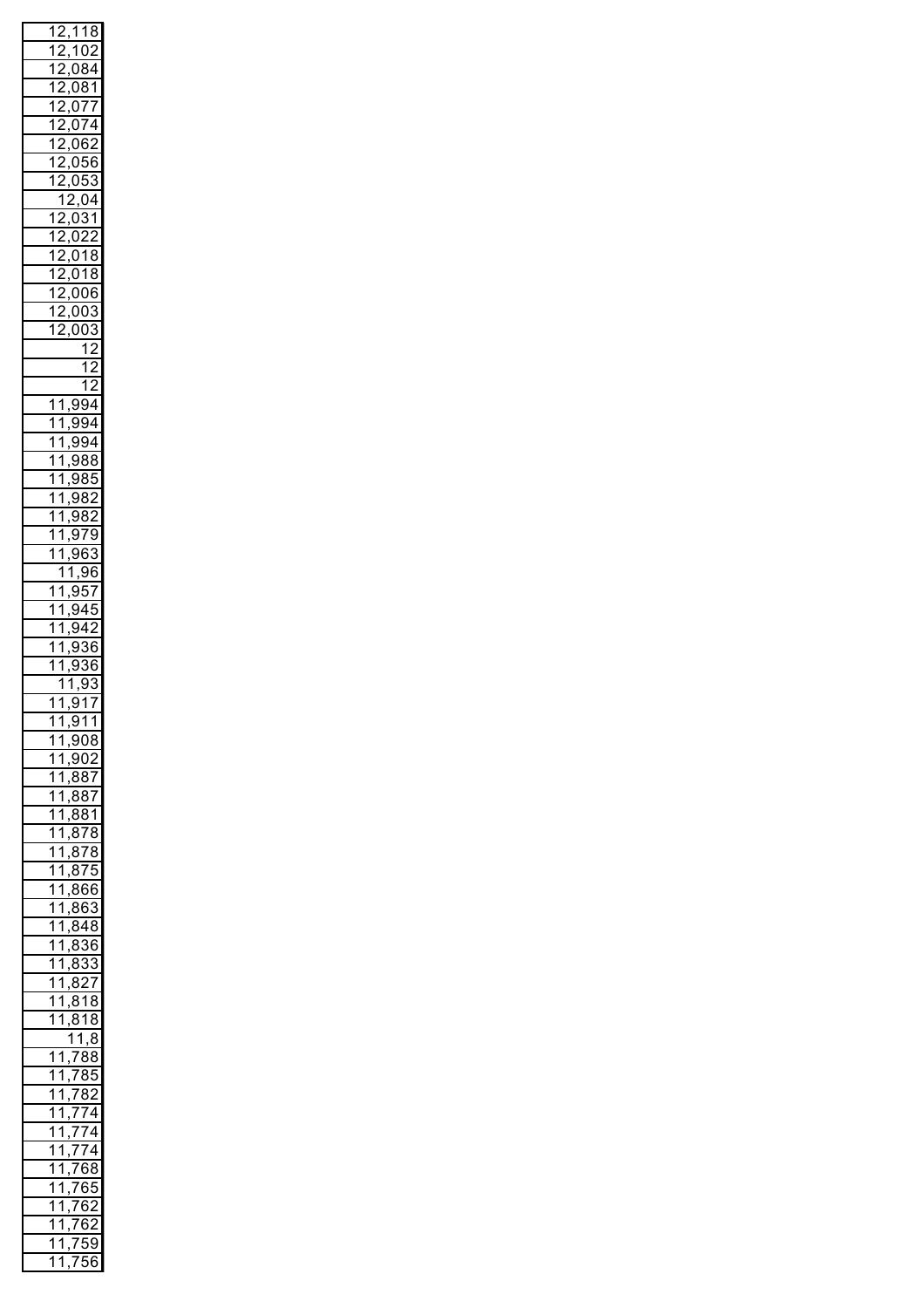| |
|---|
| 12,118 |
| 12,102 |
| 12,084 |
| 12,081 |
| 12,077 |
| 12,074 |
| 12,062 |
| 12,056 |
| 12,053 |
| 12,04 |
| 12,031 |
| 12,022 |
| 12,018 |
| 12,018 |
| 12,006 |
| 12,003 |
| 12,003 |
| 12 |
| 12 |
| 12 |
| 11,994 |
| 11,994 |
| 11,994 |
| 11,988 |
| 11,985 |
| 11,982 |
| 11,982 |
| 11,979 |
| 11,963 |
| 11,96 |
| 11,957 |
| 11,945 |
| 11,942 |
| 11,936 |
| 11,936 |
| 11,93 |
| 11,917 |
| 11,911 |
| 11,908 |
| 11,902 |
| 11,887 |
| 11,887 |
| 11,881 |
| 11,878 |
| 11,878 |
| 11,875 |
| 11,866 |
| 11,863 |
| 11,848 |
| 11,836 |
| 11,833 |
| 11,827 |
| 11,818 |
| 11,818 |
| 11,8 |
| 11,788 |
| 11,785 |
| 11,782 |
| 11,774 |
| 11,774 |
| 11,774 |
| 11,768 |
| 11,765 |
| 11,762 |
| 11,762 |
| 11,759 |
| 11,756 |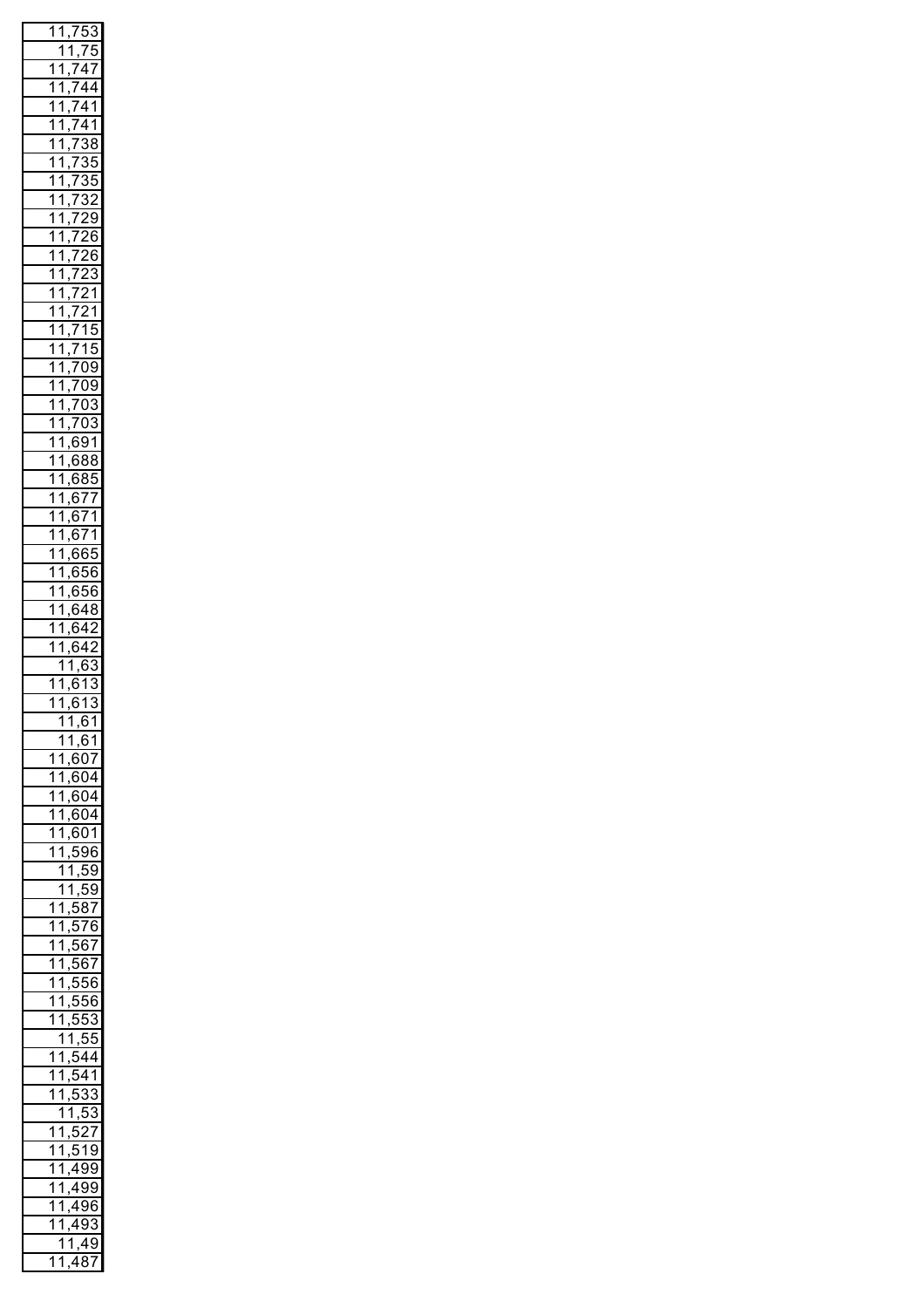| 11,753 |
|---|
| 11,75 |
| 11,747 |
| 11,744 |
| 11,741 |
| 11,741 |
| 11,738 |
| 11,735 |
| 11,735 |
| 11,732 |
| 11,729 |
| 11,726 |
| 11,726 |
| 11,723 |
| 11,721 |
| 11,721 |
| 11,715 |
| 11,715 |
| 11,709 |
| 11,709 |
| 11,703 |
| 11,703 |
| 11,691 |
| 11,688 |
| 11,685 |
| 11,677 |
| 11,671 |
| 11,671 |
| 11,665 |
| 11,656 |
| 11,656 |
| 11,648 |
| 11,642 |
| 11,642 |
| 11,63 |
| 11,613 |
| 11,613 |
| 11,61 |
| 11,61 |
| 11,607 |
| 11,604 |
| 11,604 |
| 11,604 |
| 11,601 |
| 11,596 |
| 11,59 |
| 11,59 |
| 11,587 |
| 11,576 |
| 11,567 |
| 11,567 |
| 11,556 |
| 11,556 |
| 11,553 |
| 11,55 |
| 11,544 |
| 11,541 |
| 11,533 |
| 11,53 |
| 11,527 |
| 11,519 |
| 11,499 |
| 11,499 |
| 11,496 |
| 11,493 |
| 11,49 |
| 11,487 |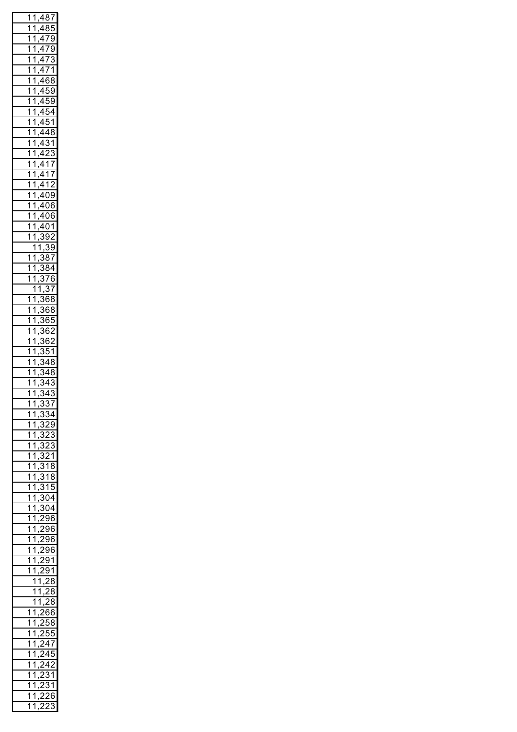| 11,487 |
|---|
| 11,485 |
| 11,479 |
| 11,479 |
| 11,473 |
| 11,471 |
| 11,468 |
| 11,459 |
| 11,459 |
| 11,454 |
| 11,451 |
| 11,448 |
| 11,431 |
| 11,423 |
| 11,417 |
| 11,417 |
| 11,412 |
| 11,409 |
| 11,406 |
| 11,406 |
| 11,401 |
| 11,392 |
| 11,39 |
| 11,387 |
| 11,384 |
| 11,376 |
| 11,37 |
| 11,368 |
| 11,368 |
| 11,365 |
| 11,362 |
| 11,362 |
| 11,351 |
| 11,348 |
| 11,348 |
| 11,343 |
| 11,343 |
| 11,337 |
| 11,334 |
| 11,329 |
| 11,323 |
| 11,323 |
| 11,321 |
| 11,318 |
| 11,318 |
| 11,315 |
| 11,304 |
| 11,304 |
| 11,296 |
| 11,296 |
| 11,296 |
| 11,296 |
| 11,291 |
| 11,291 |
| 11,28 |
| 11,28 |
| 11,28 |
| 11,266 |
| 11,258 |
| 11,255 |
| 11,247 |
| 11,245 |
| 11,242 |
| 11,231 |
| 11,231 |
| 11,226 |
| 11,223 |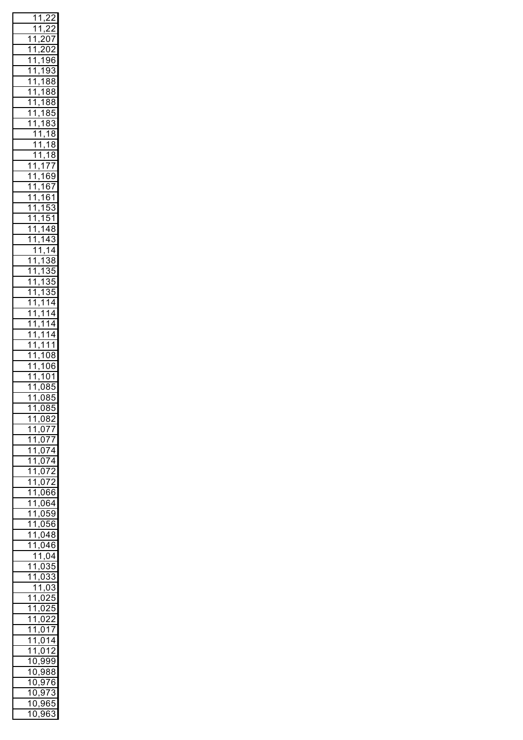| 11,22 |
| --- |
| 11,22 |
| 11,207 |
| 11,202 |
| 11,196 |
| 11,193 |
| 11,188 |
| 11,188 |
| 11,188 |
| 11,185 |
| 11,183 |
| 11,18 |
| 11,18 |
| 11,18 |
| 11,177 |
| 11,169 |
| 11,167 |
| 11,161 |
| 11,153 |
| 11,151 |
| 11,148 |
| 11,143 |
| 11,14 |
| 11,138 |
| 11,135 |
| 11,135 |
| 11,135 |
| 11,114 |
| 11,114 |
| 11,114 |
| 11,114 |
| 11,111 |
| 11,108 |
| 11,106 |
| 11,101 |
| 11,085 |
| 11,085 |
| 11,085 |
| 11,082 |
| 11,077 |
| 11,077 |
| 11,074 |
| 11,074 |
| 11,072 |
| 11,072 |
| 11,066 |
| 11,064 |
| 11,059 |
| 11,056 |
| 11,048 |
| 11,046 |
| 11,04 |
| 11,035 |
| 11,033 |
| 11,03 |
| 11,025 |
| 11,025 |
| 11,022 |
| 11,017 |
| 11,014 |
| 11,012 |
| 10,999 |
| 10,988 |
| 10,976 |
| 10,973 |
| 10,965 |
| 10,963 |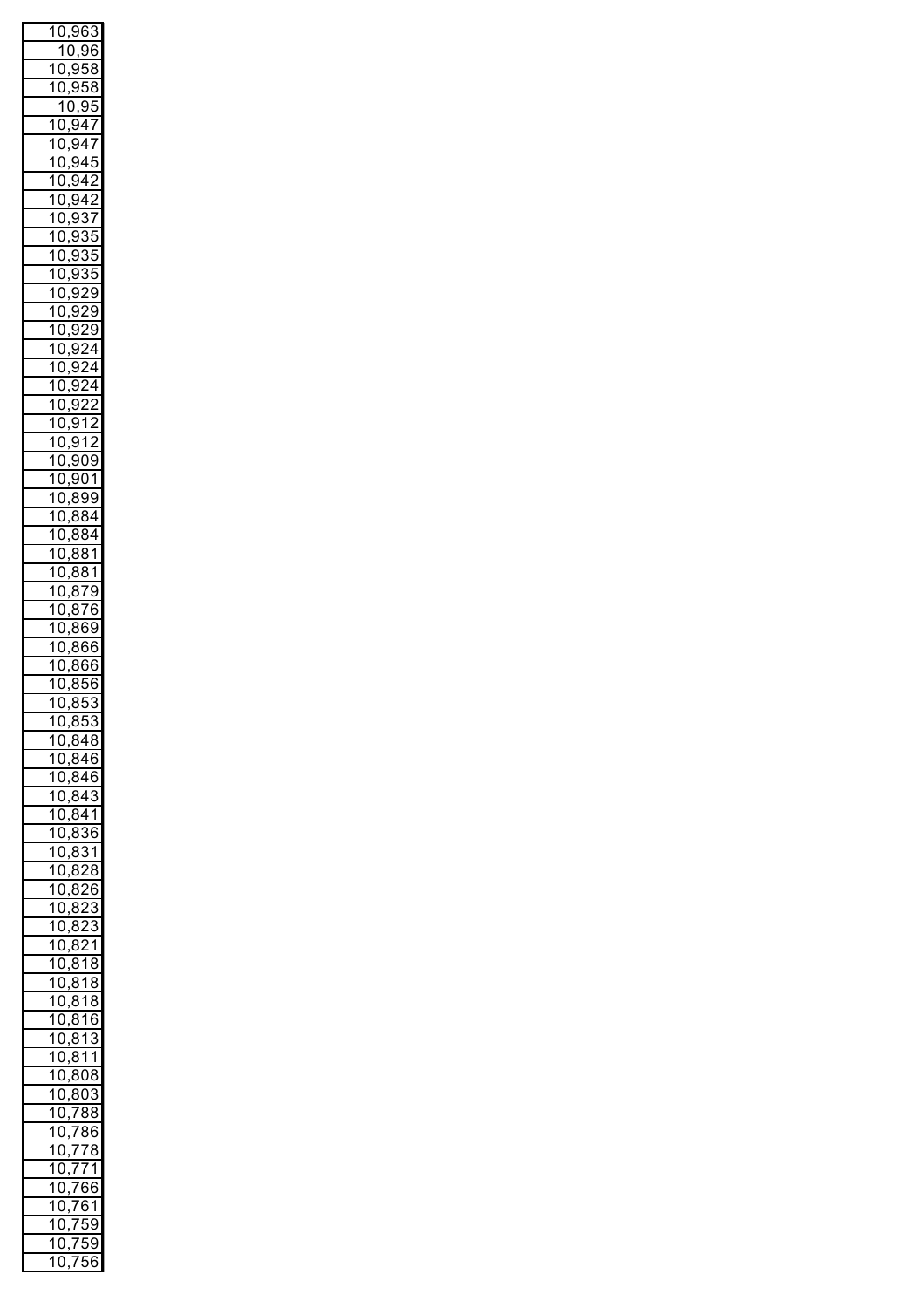| 10,963 |
|---:|
| 10,96 |
| 10,958 |
| 10,958 |
| 10,95 |
| 10,947 |
| 10,947 |
| 10,945 |
| 10,942 |
| 10,942 |
| 10,937 |
| 10,935 |
| 10,935 |
| 10,935 |
| 10,929 |
| 10,929 |
| 10,929 |
| 10,924 |
| 10,924 |
| 10,924 |
| 10,922 |
| 10,912 |
| 10,912 |
| 10,909 |
| 10,901 |
| 10,899 |
| 10,884 |
| 10,884 |
| 10,881 |
| 10,881 |
| 10,879 |
| 10,876 |
| 10,869 |
| 10,866 |
| 10,866 |
| 10,856 |
| 10,853 |
| 10,853 |
| 10,848 |
| 10,846 |
| 10,846 |
| 10,843 |
| 10,841 |
| 10,836 |
| 10,831 |
| 10,828 |
| 10,826 |
| 10,823 |
| 10,823 |
| 10,821 |
| 10,818 |
| 10,818 |
| 10,818 |
| 10,816 |
| 10,813 |
| 10,811 |
| 10,808 |
| 10,803 |
| 10,788 |
| 10,786 |
| 10,778 |
| 10,771 |
| 10,766 |
| 10,761 |
| 10,759 |
| 10,759 |
| 10,756 |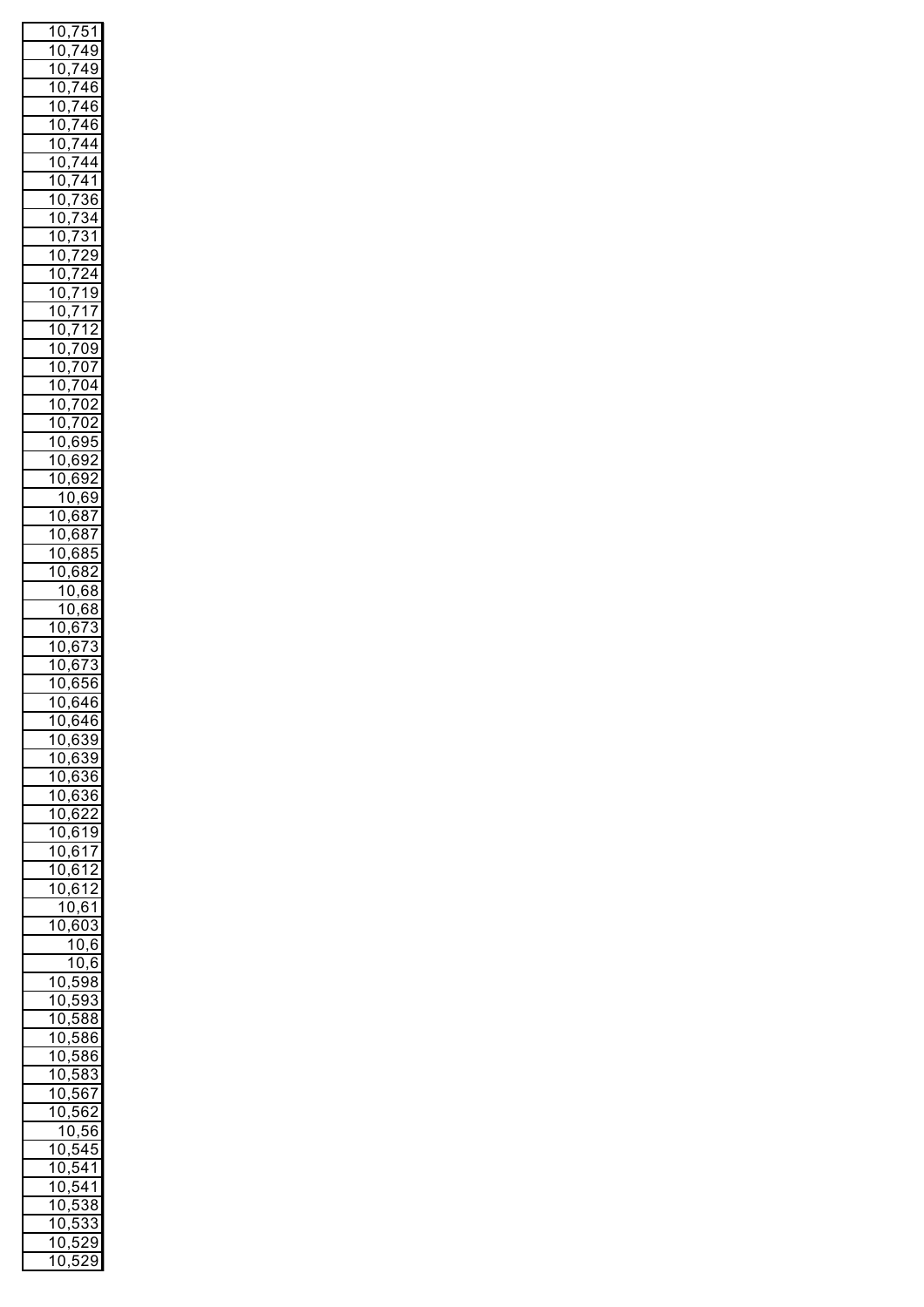| 10,751 |
| --- |
| 10,749 |
| 10,749 |
| 10,746 |
| 10,746 |
| 10,746 |
| 10,744 |
| 10,744 |
| 10,741 |
| 10,736 |
| 10,734 |
| 10,731 |
| 10,729 |
| 10,724 |
| 10,719 |
| 10,717 |
| 10,712 |
| 10,709 |
| 10,707 |
| 10,704 |
| 10,702 |
| 10,702 |
| 10,695 |
| 10,692 |
| 10,692 |
| 10,69 |
| 10,687 |
| 10,687 |
| 10,685 |
| 10,682 |
| 10,68 |
| 10,68 |
| 10,673 |
| 10,673 |
| 10,673 |
| 10,656 |
| 10,646 |
| 10,646 |
| 10,639 |
| 10,639 |
| 10,636 |
| 10,636 |
| 10,622 |
| 10,619 |
| 10,617 |
| 10,612 |
| 10,612 |
| 10,61 |
| 10,603 |
| 10,6 |
| 10,6 |
| 10,598 |
| 10,593 |
| 10,588 |
| 10,586 |
| 10,586 |
| 10,583 |
| 10,567 |
| 10,562 |
| 10,56 |
| 10,545 |
| 10,541 |
| 10,541 |
| 10,538 |
| 10,533 |
| 10,529 |
| 10,529 |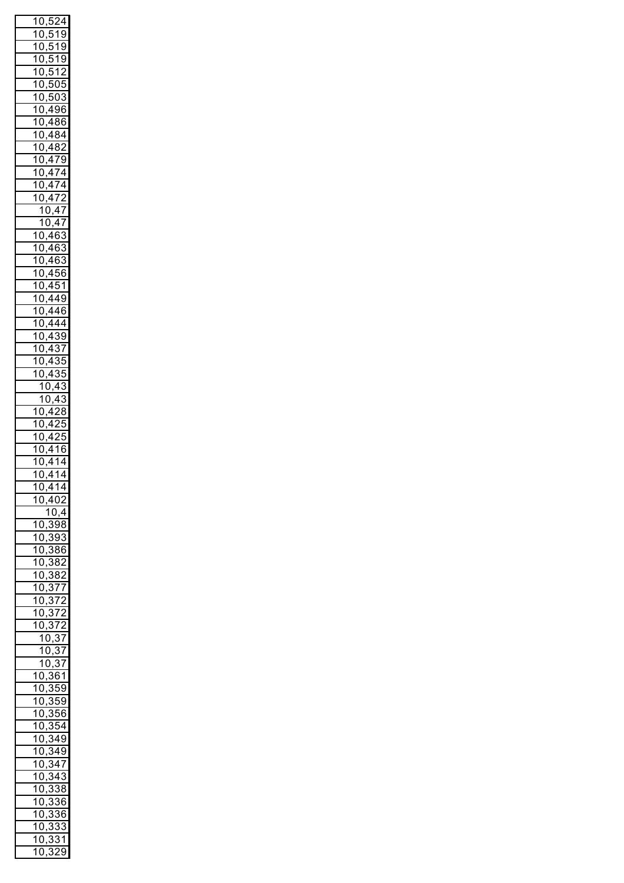| 10,524 |
| --- |
| 10,519 |
| 10,519 |
| 10,519 |
| 10,512 |
| 10,505 |
| 10,503 |
| 10,496 |
| 10,486 |
| 10,484 |
| 10,482 |
| 10,479 |
| 10,474 |
| 10,474 |
| 10,472 |
| 10,47 |
| 10,47 |
| 10,463 |
| 10,463 |
| 10,463 |
| 10,456 |
| 10,451 |
| 10,449 |
| 10,446 |
| 10,444 |
| 10,439 |
| 10,437 |
| 10,435 |
| 10,435 |
| 10,43 |
| 10,43 |
| 10,428 |
| 10,425 |
| 10,425 |
| 10,416 |
| 10,414 |
| 10,414 |
| 10,414 |
| 10,402 |
| 10,4 |
| 10,398 |
| 10,393 |
| 10,386 |
| 10,382 |
| 10,382 |
| 10,377 |
| 10,372 |
| 10,372 |
| 10,372 |
| 10,37 |
| 10,37 |
| 10,37 |
| 10,361 |
| 10,359 |
| 10,359 |
| 10,356 |
| 10,354 |
| 10,349 |
| 10,349 |
| 10,347 |
| 10,343 |
| 10,338 |
| 10,336 |
| 10,336 |
| 10,333 |
| 10,331 |
| 10,329 |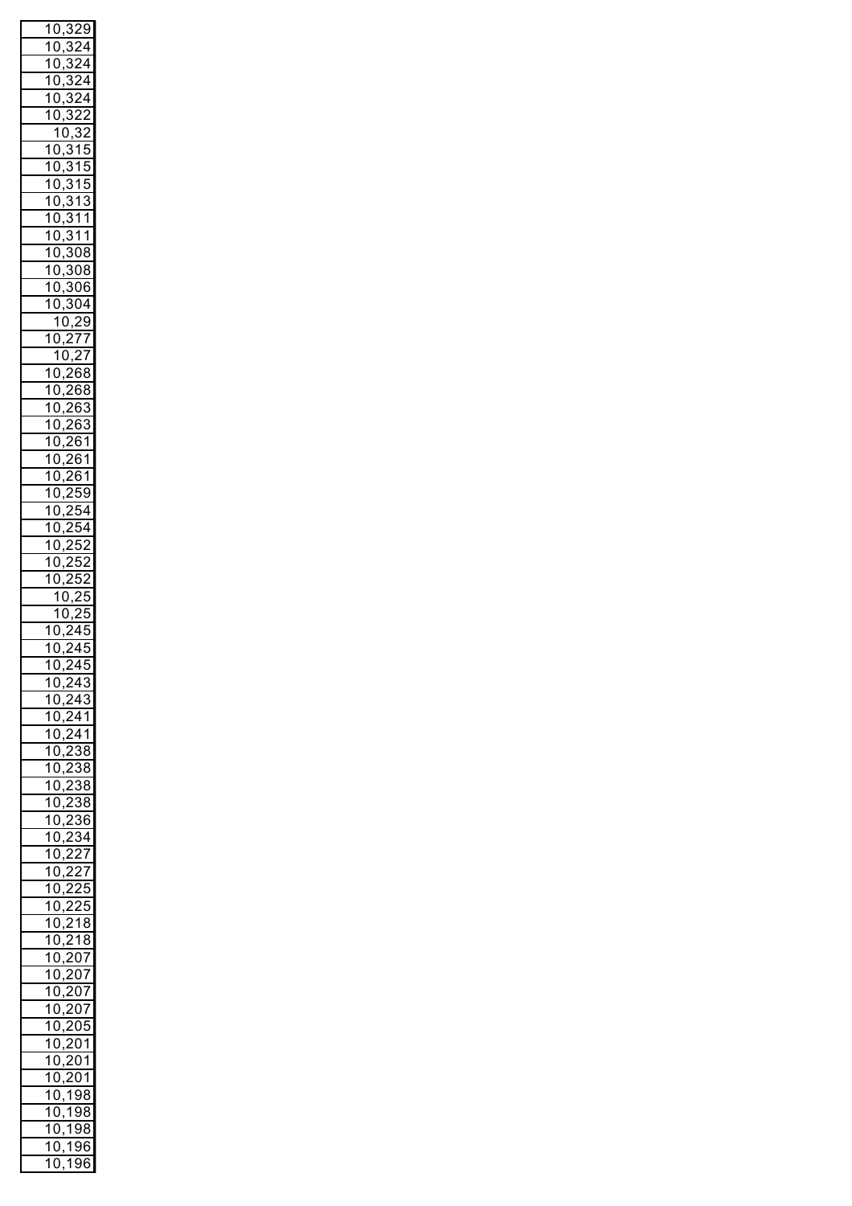| |
|---|
| 10,329 |
| 10,324 |
| 10,324 |
| 10,324 |
| 10,324 |
| 10,322 |
| 10,32 |
| 10,315 |
| 10,315 |
| 10,315 |
| 10,313 |
| 10,311 |
| 10,311 |
| 10,308 |
| 10,308 |
| 10,306 |
| 10,304 |
| 10,29 |
| 10,277 |
| 10,27 |
| 10,268 |
| 10,268 |
| 10,263 |
| 10,263 |
| 10,261 |
| 10,261 |
| 10,261 |
| 10,259 |
| 10,254 |
| 10,254 |
| 10,252 |
| 10,252 |
| 10,252 |
| 10,25 |
| 10,25 |
| 10,245 |
| 10,245 |
| 10,245 |
| 10,243 |
| 10,243 |
| 10,241 |
| 10,241 |
| 10,238 |
| 10,238 |
| 10,238 |
| 10,238 |
| 10,236 |
| 10,234 |
| 10,227 |
| 10,227 |
| 10,225 |
| 10,225 |
| 10,218 |
| 10,218 |
| 10,207 |
| 10,207 |
| 10,207 |
| 10,207 |
| 10,205 |
| 10,201 |
| 10,201 |
| 10,201 |
| 10,198 |
| 10,198 |
| 10,198 |
| 10,196 |
| 10,196 |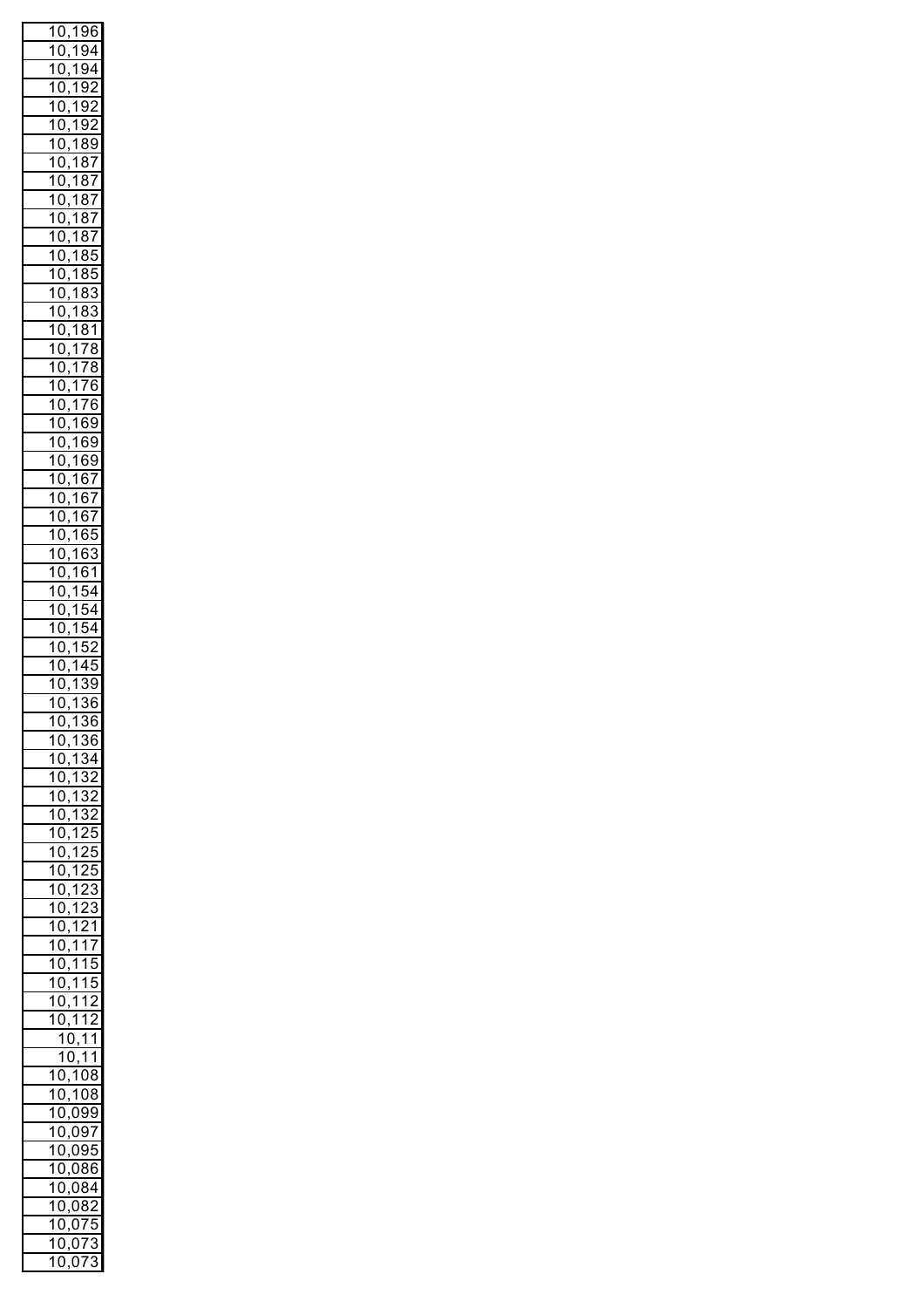| 10,196 |
|---|
| 10,194 |
| 10,194 |
| 10,192 |
| 10,192 |
| 10,192 |
| 10,189 |
| 10,187 |
| 10,187 |
| 10,187 |
| 10,187 |
| 10,187 |
| 10,185 |
| 10,185 |
| 10,183 |
| 10,183 |
| 10,181 |
| 10,178 |
| 10,178 |
| 10,176 |
| 10,176 |
| 10,169 |
| 10,169 |
| 10,169 |
| 10,167 |
| 10,167 |
| 10,167 |
| 10,165 |
| 10,163 |
| 10,161 |
| 10,154 |
| 10,154 |
| 10,154 |
| 10,152 |
| 10,145 |
| 10,139 |
| 10,136 |
| 10,136 |
| 10,136 |
| 10,134 |
| 10,132 |
| 10,132 |
| 10,132 |
| 10,125 |
| 10,125 |
| 10,125 |
| 10,123 |
| 10,123 |
| 10,121 |
| 10,117 |
| 10,115 |
| 10,115 |
| 10,112 |
| 10,112 |
| 10,11 |
| 10,11 |
| 10,108 |
| 10,108 |
| 10,099 |
| 10,097 |
| 10,095 |
| 10,086 |
| 10,084 |
| 10,082 |
| 10,075 |
| 10,073 |
| 10,073 |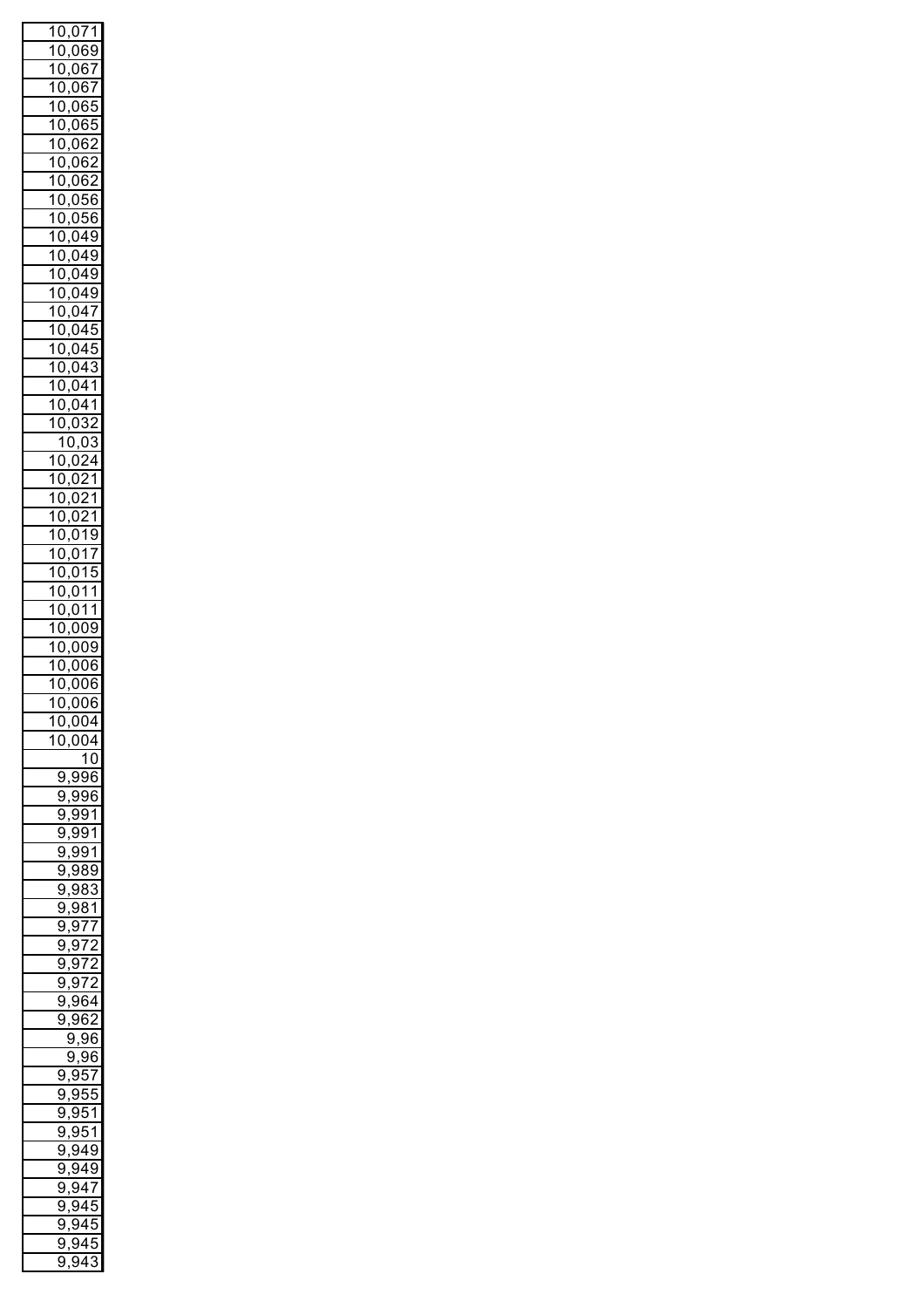| 10,071 |
|---|
| 10,069 |
| 10,067 |
| 10,067 |
| 10,065 |
| 10,065 |
| 10,062 |
| 10,062 |
| 10,062 |
| 10,056 |
| 10,056 |
| 10,049 |
| 10,049 |
| 10,049 |
| 10,049 |
| 10,047 |
| 10,045 |
| 10,045 |
| 10,043 |
| 10,041 |
| 10,041 |
| 10,032 |
| 10,03 |
| 10,024 |
| 10,021 |
| 10,021 |
| 10,021 |
| 10,019 |
| 10,017 |
| 10,015 |
| 10,011 |
| 10,011 |
| 10,009 |
| 10,009 |
| 10,006 |
| 10,006 |
| 10,006 |
| 10,004 |
| 10,004 |
| 10 |
| 9,996 |
| 9,996 |
| 9,991 |
| 9,991 |
| 9,991 |
| 9,989 |
| 9,983 |
| 9,981 |
| 9,977 |
| 9,972 |
| 9,972 |
| 9,972 |
| 9,964 |
| 9,962 |
| 9,96 |
| 9,96 |
| 9,957 |
| 9,955 |
| 9,951 |
| 9,951 |
| 9,949 |
| 9,949 |
| 9,947 |
| 9,945 |
| 9,945 |
| 9,945 |
| 9,943 |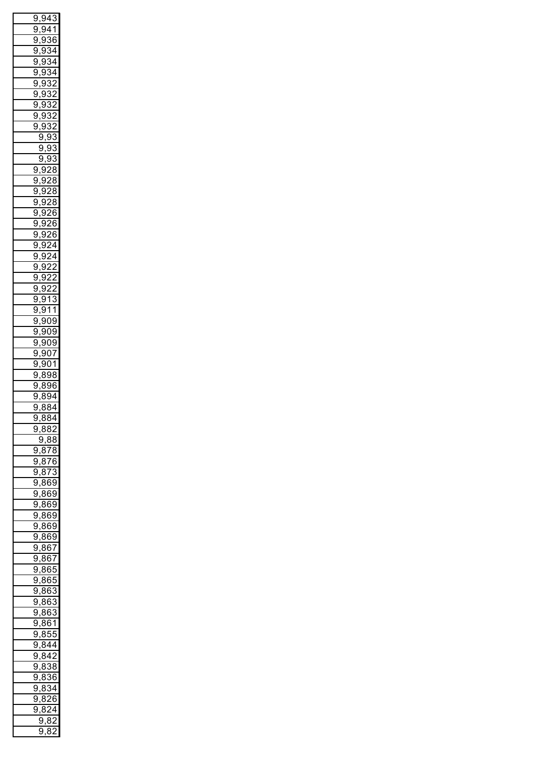| 9,943 |
|---|
| 9,941 |
| 9,936 |
| 9,934 |
| 9,934 |
| 9,934 |
| 9,932 |
| 9,932 |
| 9,932 |
| 9,932 |
| 9,932 |
| 9,93 |
| 9,93 |
| 9,93 |
| 9,928 |
| 9,928 |
| 9,928 |
| 9,928 |
| 9,926 |
| 9,926 |
| 9,926 |
| 9,924 |
| 9,924 |
| 9,922 |
| 9,922 |
| 9,922 |
| 9,913 |
| 9,911 |
| 9,909 |
| 9,909 |
| 9,909 |
| 9,907 |
| 9,901 |
| 9,898 |
| 9,896 |
| 9,894 |
| 9,884 |
| 9,884 |
| 9,882 |
| 9,88 |
| 9,878 |
| 9,876 |
| 9,873 |
| 9,869 |
| 9,869 |
| 9,869 |
| 9,869 |
| 9,869 |
| 9,869 |
| 9,867 |
| 9,867 |
| 9,865 |
| 9,865 |
| 9,863 |
| 9,863 |
| 9,863 |
| 9,861 |
| 9,855 |
| 9,844 |
| 9,842 |
| 9,838 |
| 9,836 |
| 9,834 |
| 9,826 |
| 9,824 |
| 9,82 |
| 9,82 |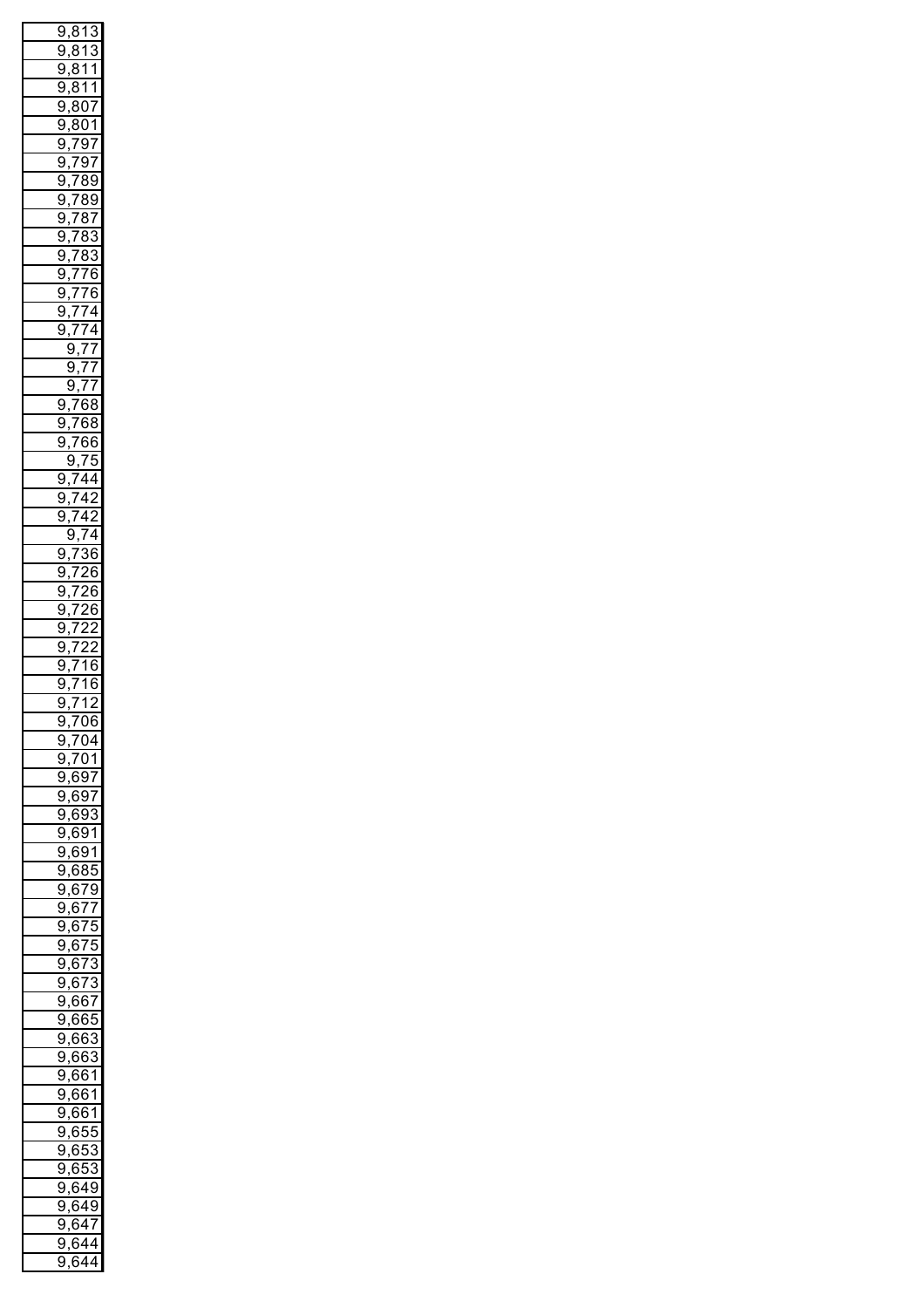| |
|---|
| 9,813 |
| 9,813 |
| 9,811 |
| 9,811 |
| 9,807 |
| 9,801 |
| 9,797 |
| 9,797 |
| 9,789 |
| 9,789 |
| 9,787 |
| 9,783 |
| 9,783 |
| 9,776 |
| 9,776 |
| 9,774 |
| 9,774 |
| 9,77 |
| 9,77 |
| 9,77 |
| 9,768 |
| 9,768 |
| 9,766 |
| 9,75 |
| 9,744 |
| 9,742 |
| 9,742 |
| 9,74 |
| 9,736 |
| 9,726 |
| 9,726 |
| 9,726 |
| 9,722 |
| 9,722 |
| 9,716 |
| 9,716 |
| 9,712 |
| 9,706 |
| 9,704 |
| 9,701 |
| 9,697 |
| 9,697 |
| 9,693 |
| 9,691 |
| 9,691 |
| 9,685 |
| 9,679 |
| 9,677 |
| 9,675 |
| 9,675 |
| 9,673 |
| 9,673 |
| 9,667 |
| 9,665 |
| 9,663 |
| 9,663 |
| 9,661 |
| 9,661 |
| 9,661 |
| 9,655 |
| 9,653 |
| 9,653 |
| 9,649 |
| 9,649 |
| 9,647 |
| 9,644 |
| 9,644 |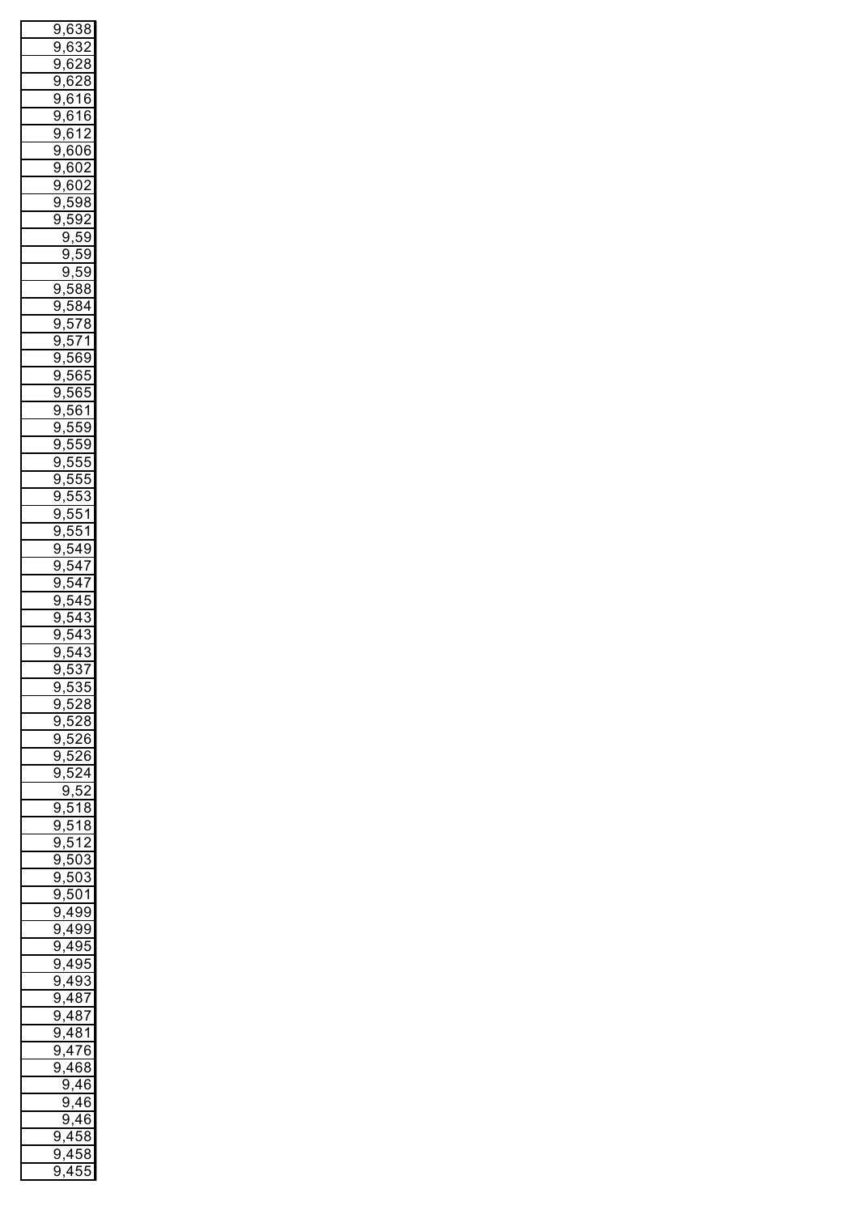| 9,638 |
|---|
| 9,632 |
| 9,628 |
| 9,628 |
| 9,616 |
| 9,616 |
| 9,612 |
| 9,606 |
| 9,602 |
| 9,602 |
| 9,598 |
| 9,592 |
| 9,59 |
| 9,59 |
| 9,59 |
| 9,588 |
| 9,584 |
| 9,578 |
| 9,571 |
| 9,569 |
| 9,565 |
| 9,565 |
| 9,561 |
| 9,559 |
| 9,559 |
| 9,555 |
| 9,555 |
| 9,553 |
| 9,551 |
| 9,551 |
| 9,549 |
| 9,547 |
| 9,547 |
| 9,545 |
| 9,543 |
| 9,543 |
| 9,537 |
| 9,535 |
| 9,528 |
| 9,528 |
| 9,526 |
| 9,526 |
| 9,524 |
| 9,52 |
| 9,518 |
| 9,518 |
| 9,512 |
| 9,503 |
| 9,503 |
| 9,501 |
| 9,499 |
| 9,499 |
| 9,495 |
| 9,495 |
| 9,493 |
| 9,487 |
| 9,487 |
| 9,481 |
| 9,476 |
| 9,468 |
| 9,46 |
| 9,46 |
| 9,46 |
| 9,458 |
| 9,458 |
| 9,455 |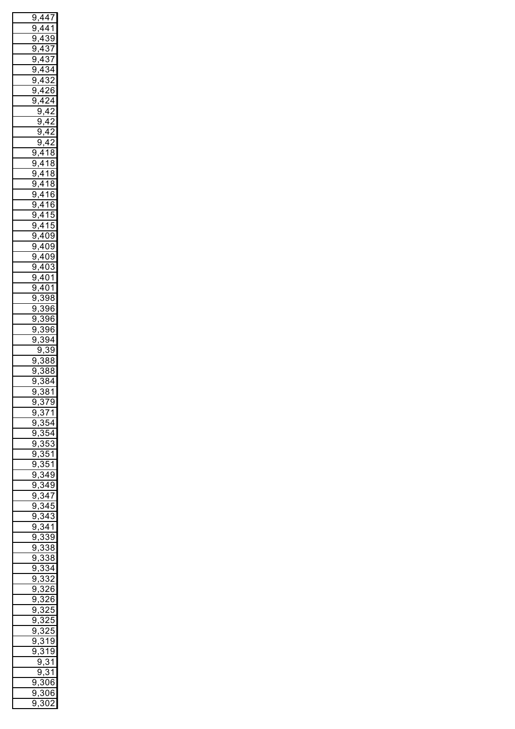| 9,447 |
|---|
| 9,441 |
| 9,439 |
| 9,437 |
| 9,437 |
| 9,434 |
| 9,432 |
| 9,426 |
| 9,424 |
| 9,42 |
| 9,42 |
| 9,42 |
| 9,42 |
| 9,418 |
| 9,418 |
| 9,418 |
| 9,418 |
| 9,416 |
| 9,416 |
| 9,415 |
| 9,415 |
| 9,409 |
| 9,409 |
| 9,409 |
| 9,403 |
| 9,401 |
| 9,401 |
| 9,398 |
| 9,396 |
| 9,396 |
| 9,396 |
| 9,394 |
| 9,39 |
| 9,388 |
| 9,388 |
| 9,384 |
| 9,381 |
| 9,379 |
| 9,371 |
| 9,354 |
| 9,354 |
| 9,353 |
| 9,351 |
| 9,351 |
| 9,349 |
| 9,349 |
| 9,347 |
| 9,345 |
| 9,343 |
| 9,341 |
| 9,339 |
| 9,338 |
| 9,338 |
| 9,334 |
| 9,332 |
| 9,326 |
| 9,326 |
| 9,325 |
| 9,325 |
| 9,325 |
| 9,319 |
| 9,319 |
| 9,31 |
| 9,31 |
| 9,306 |
| 9,306 |
| 9,302 |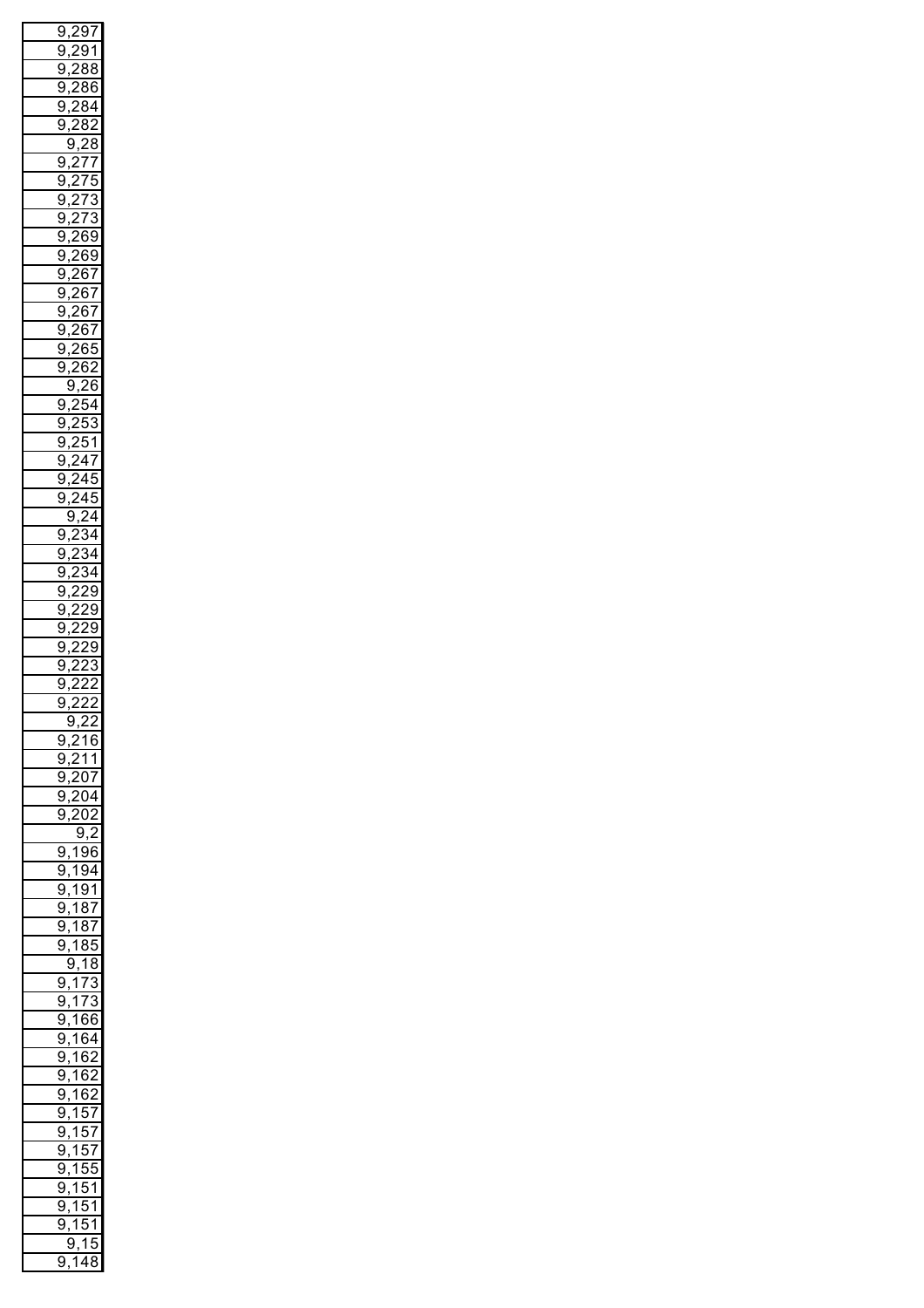| 9,297 |
|---|
| 9,291 |
| 9,288 |
| 9,286 |
| 9,284 |
| 9,282 |
| 9,28 |
| 9,277 |
| 9,275 |
| 9,273 |
| 9,273 |
| 9,269 |
| 9,269 |
| 9,267 |
| 9,267 |
| 9,267 |
| 9,267 |
| 9,265 |
| 9,262 |
| 9,26 |
| 9,254 |
| 9,253 |
| 9,251 |
| 9,247 |
| 9,245 |
| 9,245 |
| 9,24 |
| 9,234 |
| 9,234 |
| 9,234 |
| 9,229 |
| 9,229 |
| 9,229 |
| 9,229 |
| 9,223 |
| 9,222 |
| 9,222 |
| 9,22 |
| 9,216 |
| 9,211 |
| 9,207 |
| 9,204 |
| 9,202 |
| 9,2 |
| 9,196 |
| 9,194 |
| 9,191 |
| 9,187 |
| 9,187 |
| 9,185 |
| 9,18 |
| 9,173 |
| 9,173 |
| 9,166 |
| 9,164 |
| 9,162 |
| 9,162 |
| 9,162 |
| 9,157 |
| 9,157 |
| 9,157 |
| 9,155 |
| 9,151 |
| 9,151 |
| 9,151 |
| 9,15 |
| 9,148 |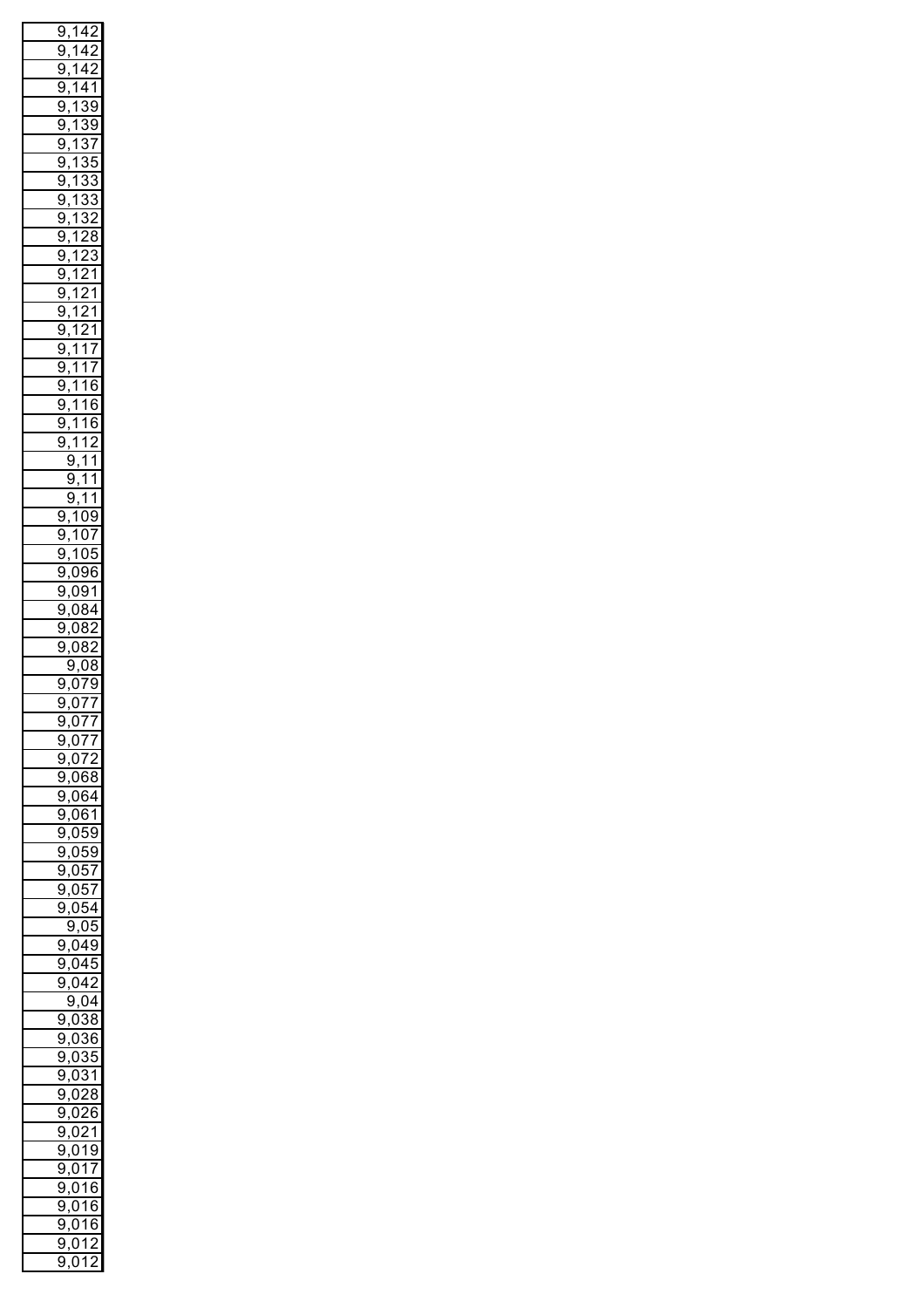| 9,142 |
|---:|
| 9,142 |
| 9,142 |
| 9,141 |
| 9,139 |
| 9,139 |
| 9,137 |
| 9,135 |
| 9,133 |
| 9,133 |
| 9,132 |
| 9,128 |
| 9,123 |
| 9,121 |
| 9,121 |
| 9,121 |
| 9,121 |
| 9,117 |
| 9,117 |
| 9,116 |
| 9,116 |
| 9,116 |
| 9,112 |
| 9,11 |
| 9,11 |
| 9,11 |
| 9,109 |
| 9,107 |
| 9,105 |
| 9,096 |
| 9,091 |
| 9,084 |
| 9,082 |
| 9,082 |
| 9,08 |
| 9,079 |
| 9,077 |
| 9,077 |
| 9,077 |
| 9,072 |
| 9,068 |
| 9,064 |
| 9,061 |
| 9,059 |
| 9,059 |
| 9,057 |
| 9,057 |
| 9,054 |
| 9,05 |
| 9,049 |
| 9,045 |
| 9,042 |
| 9,04 |
| 9,038 |
| 9,036 |
| 9,035 |
| 9,031 |
| 9,028 |
| 9,026 |
| 9,021 |
| 9,019 |
| 9,017 |
| 9,016 |
| 9,016 |
| 9,016 |
| 9,012 |
| 9,012 |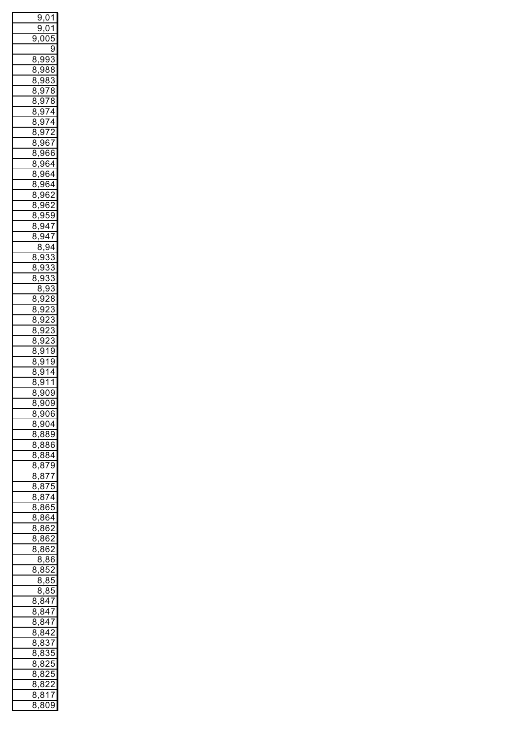| 9,01 |
|---|
| 9,01 |
| 9,005 |
| 9 |
| 8,993 |
| 8,988 |
| 8,983 |
| 8,978 |
| 8,978 |
| 8,974 |
| 8,974 |
| 8,972 |
| 8,967 |
| 8,966 |
| 8,964 |
| 8,964 |
| 8,964 |
| 8,962 |
| 8,962 |
| 8,959 |
| 8,947 |
| 8,947 |
| 8,94 |
| 8,933 |
| 8,933 |
| 8,933 |
| 8,93 |
| 8,928 |
| 8,923 |
| 8,923 |
| 8,923 |
| 8,923 |
| 8,919 |
| 8,919 |
| 8,914 |
| 8,911 |
| 8,909 |
| 8,909 |
| 8,906 |
| 8,904 |
| 8,889 |
| 8,886 |
| 8,884 |
| 8,879 |
| 8,877 |
| 8,875 |
| 8,874 |
| 8,865 |
| 8,864 |
| 8,862 |
| 8,862 |
| 8,862 |
| 8,86 |
| 8,852 |
| 8,85 |
| 8,85 |
| 8,847 |
| 8,847 |
| 8,847 |
| 8,842 |
| 8,837 |
| 8,835 |
| 8,825 |
| 8,825 |
| 8,822 |
| 8,817 |
| 8,809 |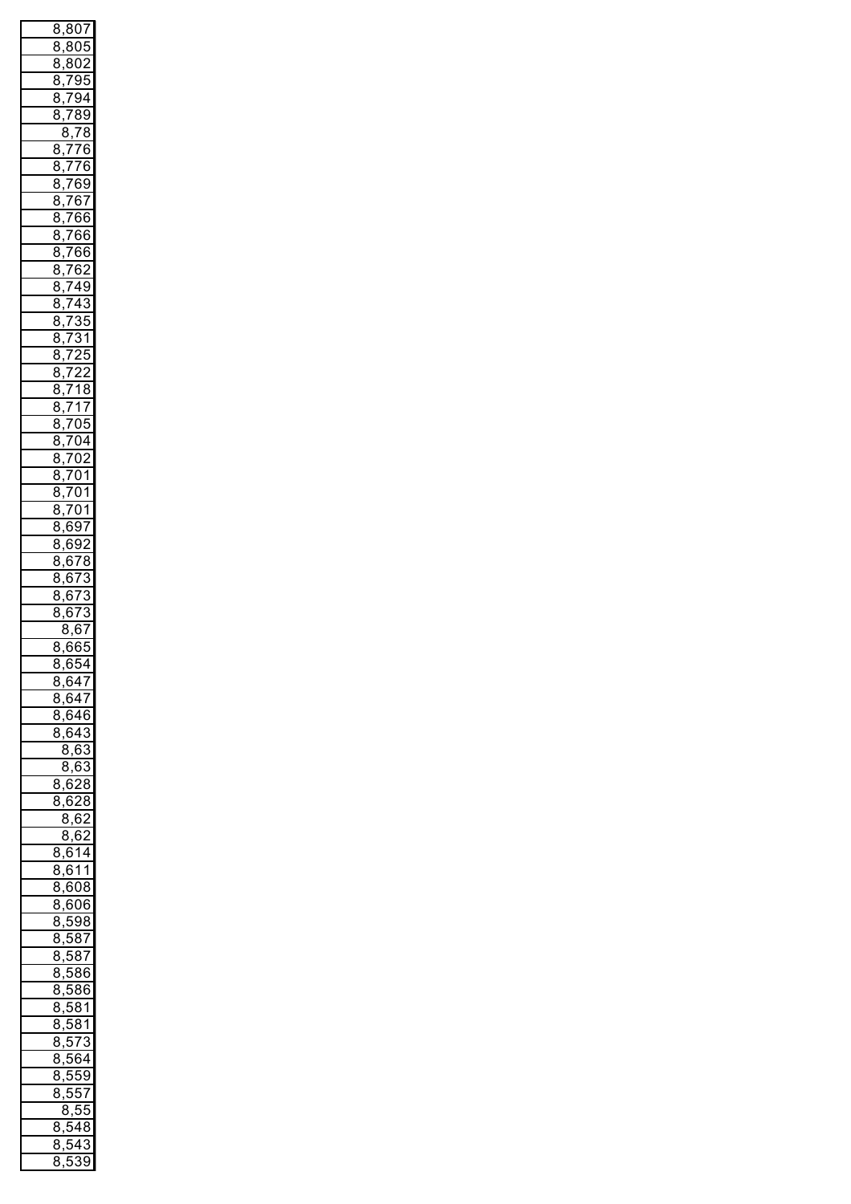| 8,807 |
|---|
| 8,805 |
| 8,802 |
| 8,795 |
| 8,794 |
| 8,789 |
| 8,78 |
| 8,776 |
| 8,776 |
| 8,769 |
| 8,767 |
| 8,766 |
| 8,766 |
| 8,766 |
| 8,762 |
| 8,749 |
| 8,743 |
| 8,735 |
| 8,731 |
| 8,725 |
| 8,722 |
| 8,718 |
| 8,717 |
| 8,705 |
| 8,704 |
| 8,702 |
| 8,701 |
| 8,701 |
| 8,701 |
| 8,697 |
| 8,692 |
| 8,678 |
| 8,673 |
| 8,673 |
| 8,673 |
| 8,67 |
| 8,665 |
| 8,654 |
| 8,647 |
| 8,647 |
| 8,646 |
| 8,643 |
| 8,63 |
| 8,63 |
| 8,628 |
| 8,628 |
| 8,62 |
| 8,62 |
| 8,614 |
| 8,611 |
| 8,608 |
| 8,606 |
| 8,598 |
| 8,587 |
| 8,587 |
| 8,586 |
| 8,586 |
| 8,581 |
| 8,581 |
| 8,573 |
| 8,564 |
| 8,559 |
| 8,557 |
| 8,55 |
| 8,548 |
| 8,543 |
| 8,539 |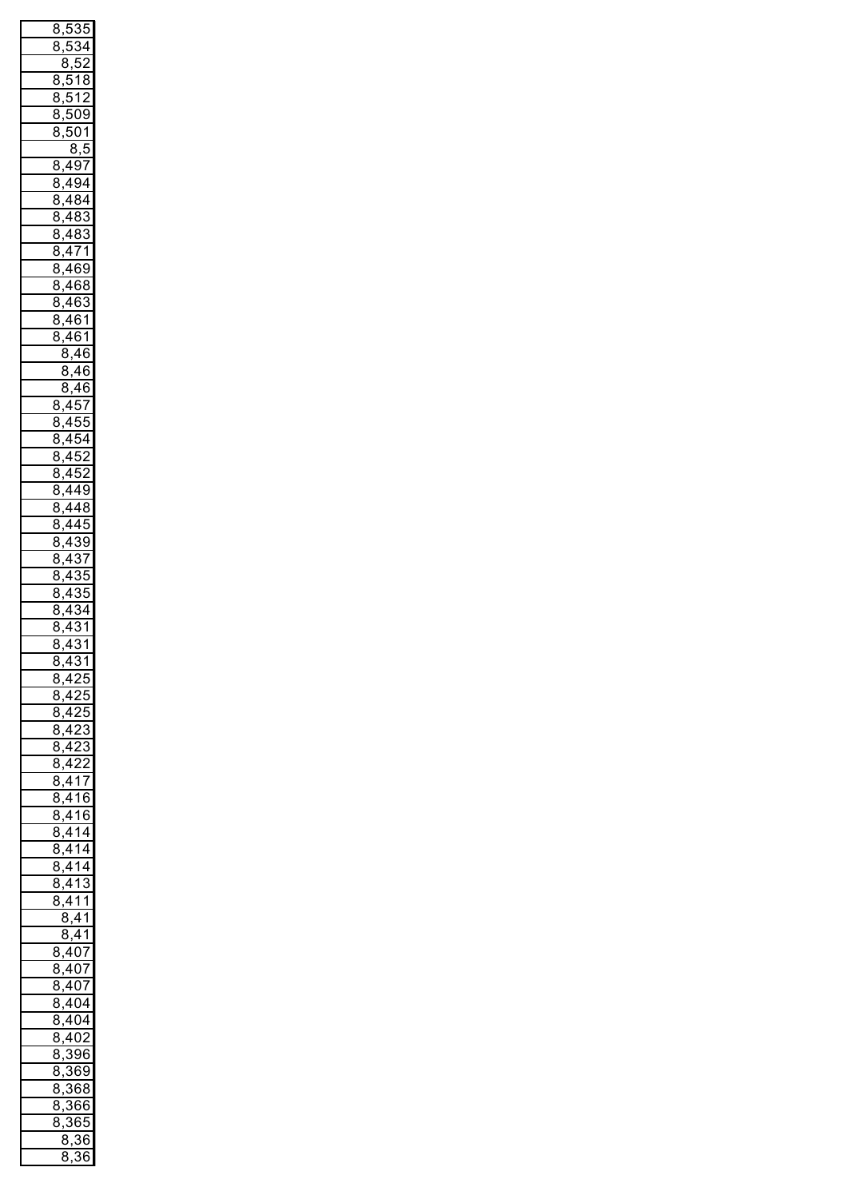| 8,535 |
|---:|
| 8,534 |
| 8,52 |
| 8,518 |
| 8,512 |
| 8,509 |
| 8,501 |
| 8,5 |
| 8,497 |
| 8,494 |
| 8,484 |
| 8,483 |
| 8,483 |
| 8,471 |
| 8,469 |
| 8,468 |
| 8,463 |
| 8,461 |
| 8,461 |
| 8,46 |
| 8,46 |
| 8,46 |
| 8,457 |
| 8,455 |
| 8,454 |
| 8,452 |
| 8,452 |
| 8,449 |
| 8,448 |
| 8,445 |
| 8,439 |
| 8,437 |
| 8,435 |
| 8,435 |
| 8,434 |
| 8,431 |
| 8,431 |
| 8,431 |
| 8,425 |
| 8,425 |
| 8,425 |
| 8,423 |
| 8,423 |
| 8,422 |
| 8,417 |
| 8,416 |
| 8,416 |
| 8,414 |
| 8,414 |
| 8,414 |
| 8,413 |
| 8,411 |
| 8,41 |
| 8,41 |
| 8,407 |
| 8,407 |
| 8,407 |
| 8,404 |
| 8,404 |
| 8,402 |
| 8,396 |
| 8,369 |
| 8,368 |
| 8,366 |
| 8,365 |
| 8,36 |
| 8,36 |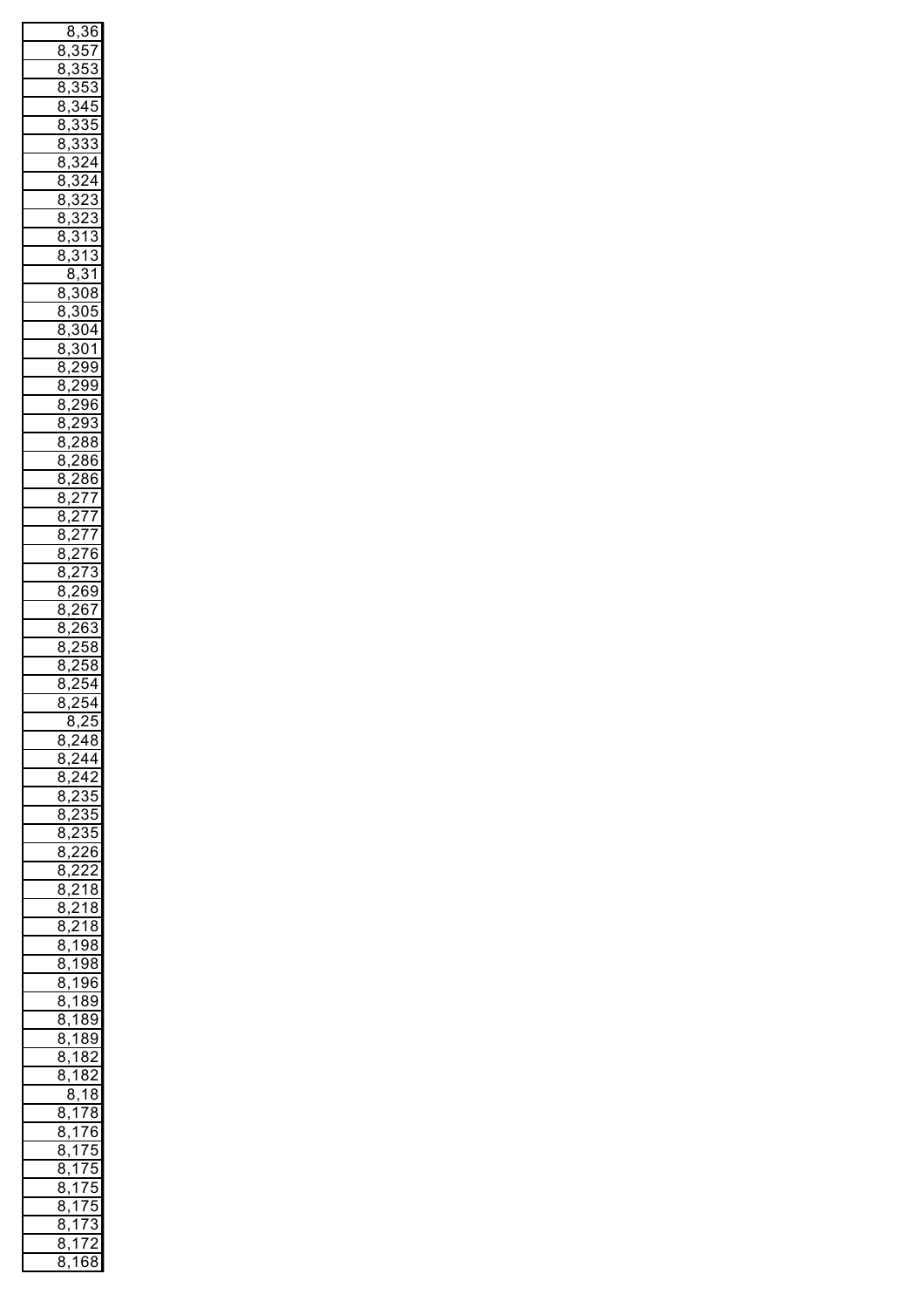| 8,36 |
|---|
| 8,357 |
| 8,353 |
| 8,353 |
| 8,345 |
| 8,335 |
| 8,333 |
| 8,324 |
| 8,324 |
| 8,323 |
| 8,323 |
| 8,313 |
| 8,313 |
| 8,31 |
| 8,308 |
| 8,305 |
| 8,304 |
| 8,301 |
| 8,299 |
| 8,299 |
| 8,296 |
| 8,293 |
| 8,288 |
| 8,286 |
| 8,286 |
| 8,277 |
| 8,277 |
| 8,277 |
| 8,276 |
| 8,273 |
| 8,269 |
| 8,267 |
| 8,263 |
| 8,258 |
| 8,258 |
| 8,254 |
| 8,254 |
| 8,25 |
| 8,248 |
| 8,244 |
| 8,242 |
| 8,235 |
| 8,235 |
| 8,235 |
| 8,226 |
| 8,222 |
| 8,218 |
| 8,218 |
| 8,218 |
| 8,198 |
| 8,198 |
| 8,196 |
| 8,189 |
| 8,189 |
| 8,189 |
| 8,182 |
| 8,182 |
| 8,18 |
| 8,178 |
| 8,176 |
| 8,175 |
| 8,175 |
| 8,175 |
| 8,175 |
| 8,173 |
| 8,172 |
| 8,168 |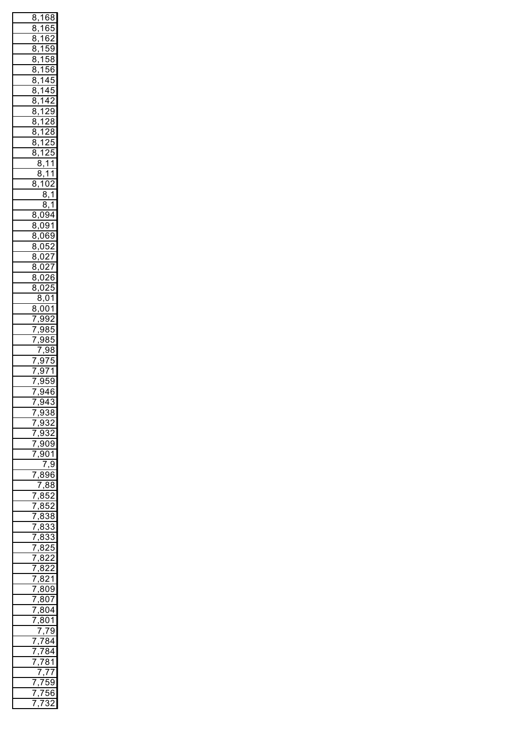| |
|---|
| 8,168 |
| 8,165 |
| 8,162 |
| 8,159 |
| 8,158 |
| 8,156 |
| 8,145 |
| 8,145 |
| 8,142 |
| 8,129 |
| 8,128 |
| 8,128 |
| 8,125 |
| 8,125 |
| 8,11 |
| 8,11 |
| 8,102 |
| 8,1 |
| 8,1 |
| 8,094 |
| 8,091 |
| 8,069 |
| 8,052 |
| 8,027 |
| 8,027 |
| 8,026 |
| 8,025 |
| 8,01 |
| 8,001 |
| 7,992 |
| 7,985 |
| 7,985 |
| 7,98 |
| 7,975 |
| 7,971 |
| 7,959 |
| 7,946 |
| 7,943 |
| 7,938 |
| 7,932 |
| 7,932 |
| 7,909 |
| 7,901 |
| 7,9 |
| 7,896 |
| 7,88 |
| 7,852 |
| 7,852 |
| 7,838 |
| 7,833 |
| 7,833 |
| 7,825 |
| 7,822 |
| 7,822 |
| 7,821 |
| 7,809 |
| 7,807 |
| 7,804 |
| 7,801 |
| 7,79 |
| 7,784 |
| 7,784 |
| 7,781 |
| 7,77 |
| 7,759 |
| 7,756 |
| 7,732 |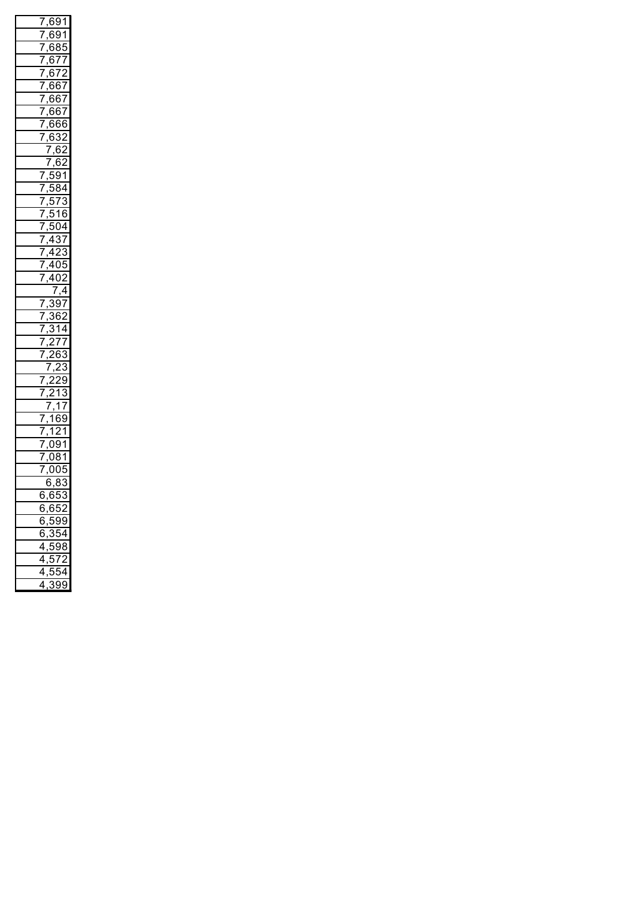| |
|---|
| 7,691 |
| 7,691 |
| 7,685 |
| 7,677 |
| 7,672 |
| 7,667 |
| 7,667 |
| 7,667 |
| 7,666 |
| 7,632 |
| 7,62 |
| 7,62 |
| 7,591 |
| 7,584 |
| 7,573 |
| 7,516 |
| 7,504 |
| 7,437 |
| 7,423 |
| 7,405 |
| 7,402 |
| 7,4 |
| 7,397 |
| 7,362 |
| 7,314 |
| 7,277 |
| 7,263 |
| 7,23 |
| 7,229 |
| 7,213 |
| 7,17 |
| 7,169 |
| 7,121 |
| 7,091 |
| 7,081 |
| 7,005 |
| 6,83 |
| 6,653 |
| 6,652 |
| 6,599 |
| 6,354 |
| 4,598 |
| 4,572 |
| 4,554 |
| 4,399 |